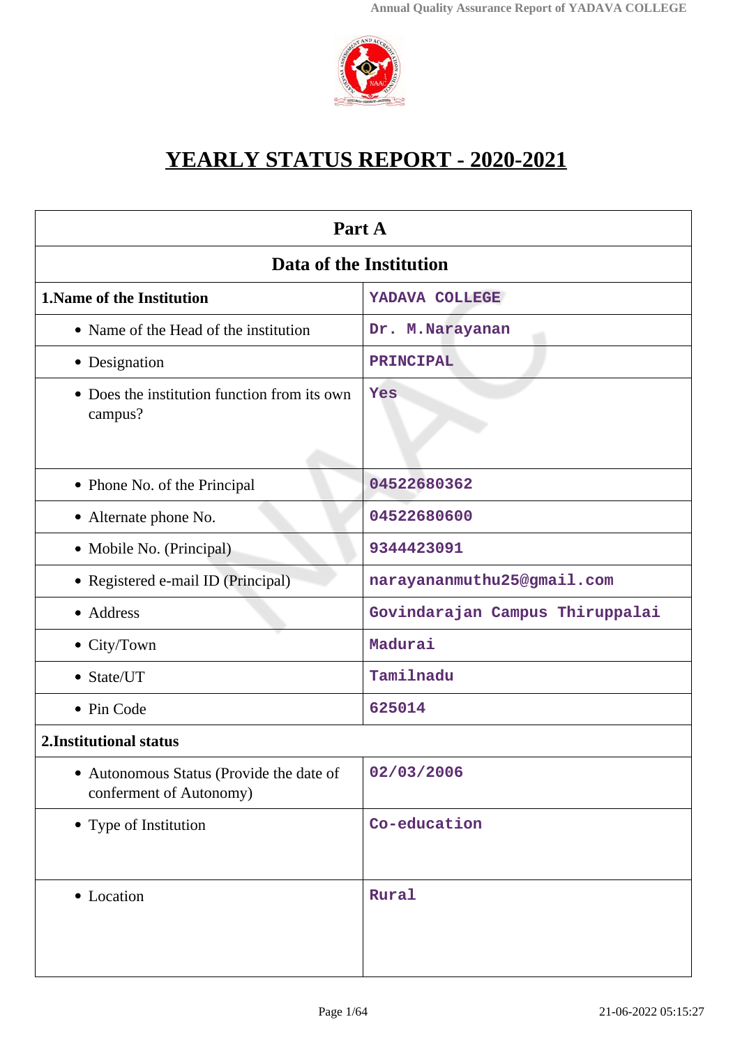# YEARLY STATUS REPORT - 2020-2021

| Part A | |
|---|---|
| **Data of the Institution** | |
| **1.Name of the Institution** | YADAVA COLLEGE |
| • Name of the Head of the institution | Dr. M.Narayanan |
| • Designation | PRINCIPAL |
| • Does the institution function from its own campus? | Yes |
| • Phone No. of the Principal | 04522680362 |
| • Alternate phone No. | 04522680600 |
| • Mobile No. (Principal) | 9344423091 |
| • Registered e-mail ID (Principal) | narayananmuthu25@gmail.com |
| • Address | Govindarajan Campus Thiruppalai |
| • City/Town | Madurai |
| • State/UT | Tamilnadu |
| • Pin Code | 625014 |
| **2.Institutional status** | |
| • Autonomous Status (Provide the date of conferment of Autonomy) | 02/03/2006 |
| • Type of Institution | Co-education |
| • Location | Rural |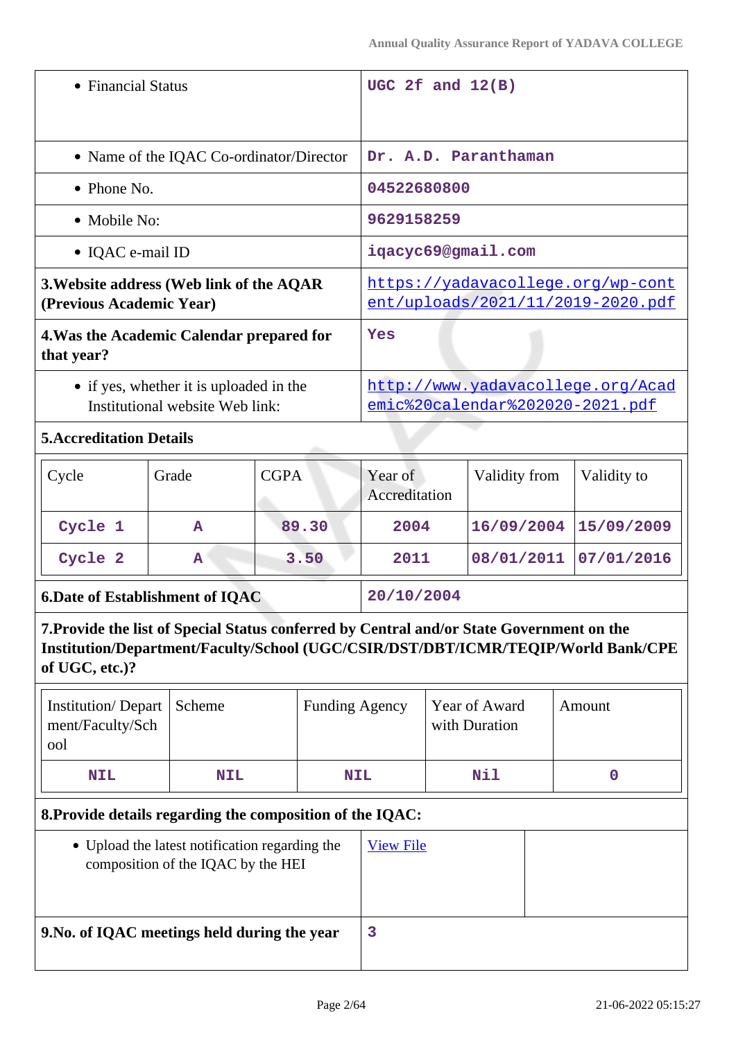| | |
|---|---|
| • Financial Status | UGC 2f and 12(B) |
| • Name of the IQAC Co-ordinator/Director | Dr. A.D. Paranthaman |
| • Phone No. | 04522680800 |
| • Mobile No: | 9629158259 |
| • IQAC e-mail ID | iqacyc69@gmail.com |
| **3.Website address (Web link of the AQAR (Previous Academic Year)** | https://yadavacollege.org/wp-content/uploads/2021/11/2019-2020.pdf |
| **4.Was the Academic Calendar prepared for that year?** | Yes |
| • if yes, whether it is uploaded in the Institutional website Web link: | http://www.yadavacollege.org/Academic%20calendar%202020-2021.pdf |

**5.Accreditation Details**

| Cycle | Grade | CGPA | Year of Accreditation | Validity from | Validity to |
|---|---|---|---|---|---|
| Cycle 1 | A | 89.30 | 2004 | 16/09/2004 | 15/09/2009 |
| Cycle 2 | A | 3.50 | 2011 | 08/01/2011 | 07/01/2016 |

| | |
|---|---|
| **6.Date of Establishment of IQAC** | 20/10/2004 |

**7.Provide the list of Special Status conferred by Central and/or State Government on the Institution/Department/Faculty/School (UGC/CSIR/DST/DBT/ICMR/TEQIP/World Bank/CPE of UGC, etc.)?**

| Institution/ Department/Faculty/School | Scheme | Funding Agency | Year of Award with Duration | Amount |
|---|---|---|---|---|
| NIL | NIL | NIL | Nil | 0 |

**8.Provide details regarding the composition of the IQAC:**

| | |
|---|---|
| • Upload the latest notification regarding the composition of the IQAC by the HEI | View File |
| **9.No. of IQAC meetings held during the year** | 3 |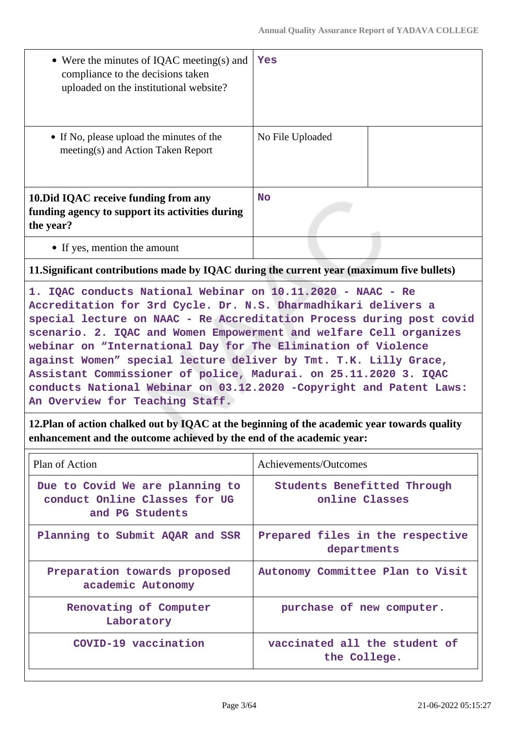| | | |
|---|---|---|
| • Were the minutes of IQAC meeting(s) and compliance to the decisions taken uploaded on the institutional website? | Yes | |
| • If No, please upload the minutes of the meeting(s) and Action Taken Report | No File Uploaded | |
| **10.Did IQAC receive funding from any funding agency to support its activities during the year?** | No | |
| • If yes, mention the amount | | |

**11.Significant contributions made by IQAC during the current year (maximum five bullets)**

1. IQAC conducts National Webinar on 10.11.2020 - NAAC - Re Accreditation for 3rd Cycle. Dr. N.S. Dharmadhikari delivers a special lecture on NAAC - Re Accreditation Process during post covid scenario. 2. IQAC and Women Empowerment and welfare Cell organizes webinar on "International Day for The Elimination of Violence against Women" special lecture deliver by Tmt. T.K. Lilly Grace, Assistant Commissioner of police, Madurai. on 25.11.2020 3. IQAC conducts National Webinar on 03.12.2020 -Copyright and Patent Laws: An Overview for Teaching Staff.

**12.Plan of action chalked out by IQAC at the beginning of the academic year towards quality enhancement and the outcome achieved by the end of the academic year:**

| Plan of Action | Achievements/Outcomes |
|---|---|
| Due to Covid We are planning to conduct Online Classes for UG and PG Students | Students Benefitted Through online Classes |
| Planning to Submit AQAR and SSR | Prepared files in the respective departments |
| Preparation towards proposed academic Autonomy | Autonomy Committee Plan to Visit |
| Renovating of Computer Laboratory | purchase of new computer. |
| COVID-19 vaccination | vaccinated all the student of the College. |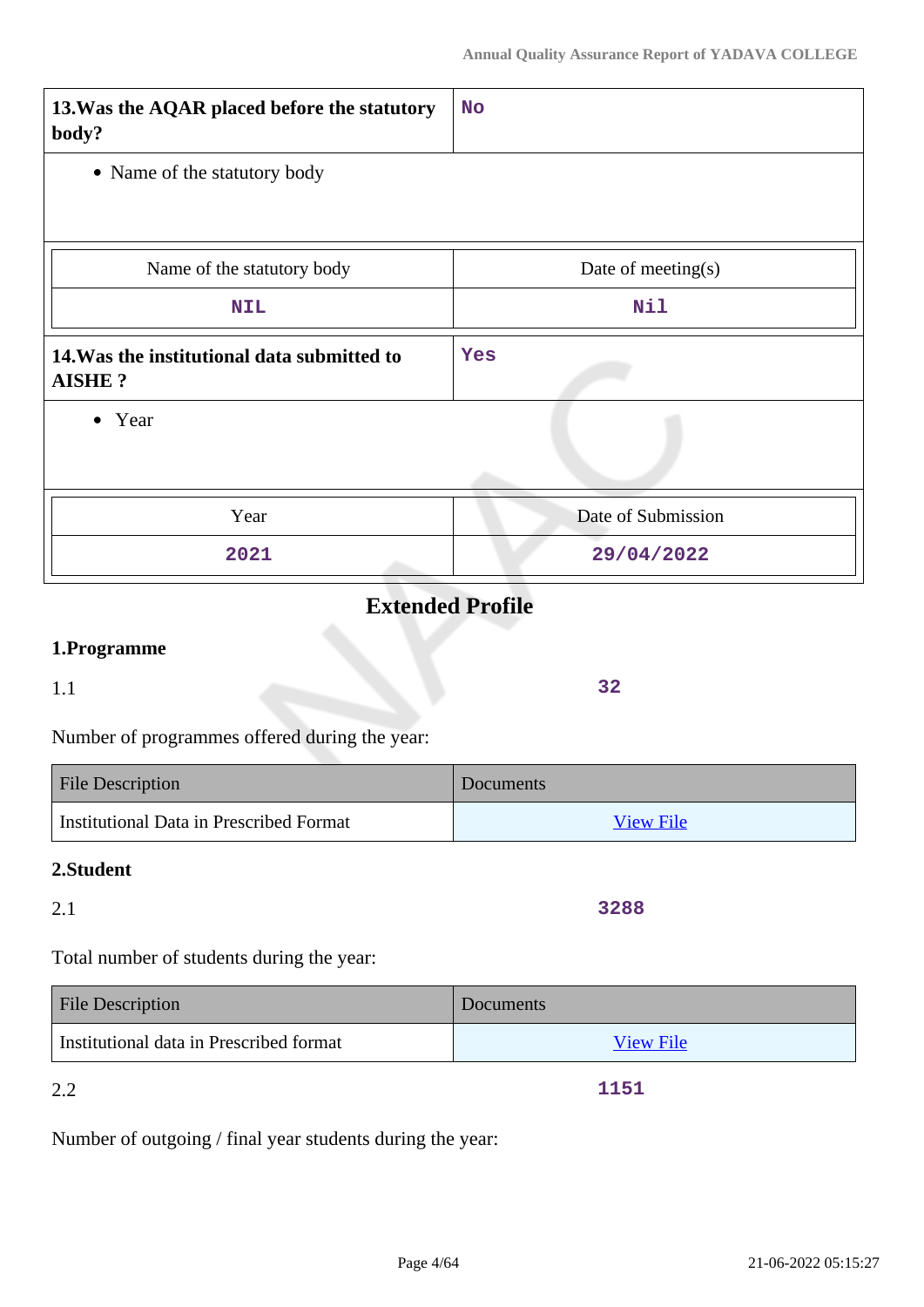| 13.Was the AQAR placed before the statutory body? | No |
|---|---|

- Name of the statutory body

| Name of the statutory body | Date of meeting(s) |
|---|---|
| NIL | Nil |

| 14.Was the institutional data submitted to AISHE ? | Yes |
|---|---|

- Year

| Year | Date of Submission |
|---|---|
| 2021 | 29/04/2022 |

## Extended Profile

### 1.Programme

1.1 **32**

Number of programmes offered during the year:

| File Description | Documents |
|---|---|
| Institutional Data in Prescribed Format | View File |

### 2.Student

2.1 **3288**

Total number of students during the year:

| File Description | Documents |
|---|---|
| Institutional data in Prescribed format | View File |

2.2 **1151**

Number of outgoing / final year students during the year: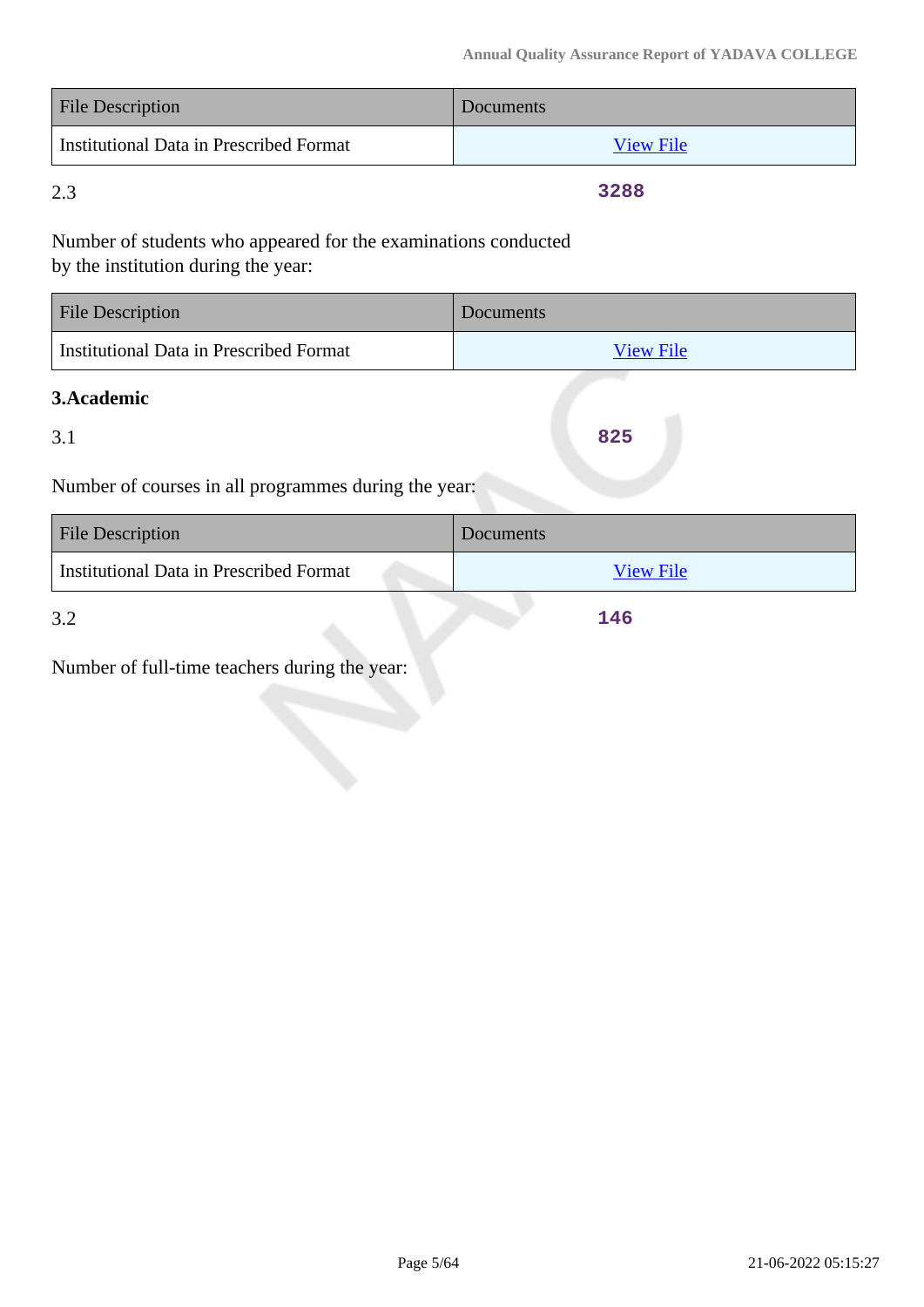| File Description | Documents |
|---|---|
| Institutional Data in Prescribed Format | View File |

2.3 **3288**

Number of students who appeared for the examinations conducted by the institution during the year:

| File Description | Documents |
|---|---|
| Institutional Data in Prescribed Format | View File |

**3.Academic**

3.1 **825**

Number of courses in all programmes during the year:

| File Description | Documents |
|---|---|
| Institutional Data in Prescribed Format | View File |

3.2 **146**

Number of full-time teachers during the year: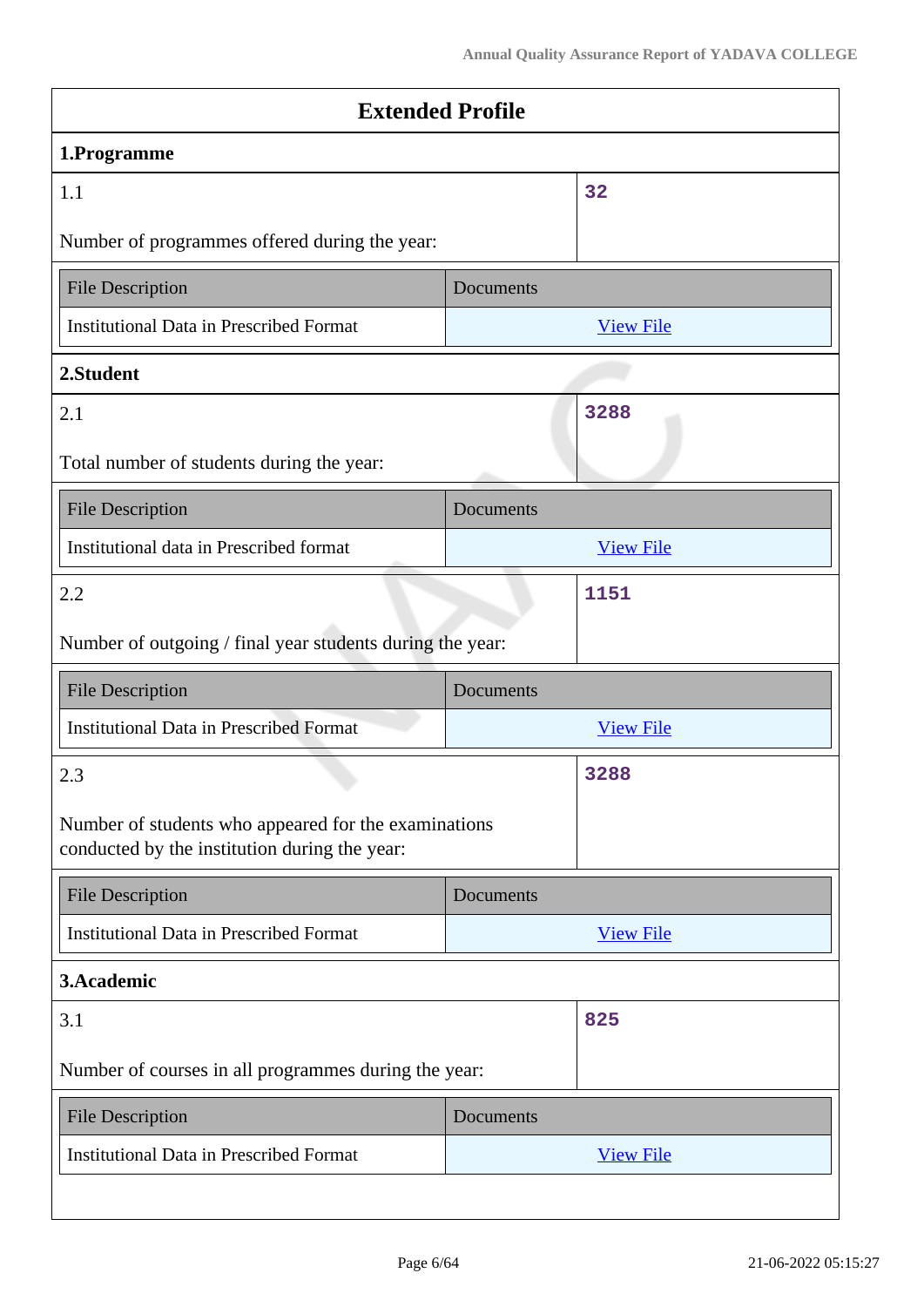# Extended Profile

## 1.Programme

| 1.1<br><br>Number of programmes offered during the year: | 32 |
|---|---|

| File Description | Documents |
|---|---|
| Institutional Data in Prescribed Format | View File |

## 2.Student

| 2.1<br><br>Total number of students during the year: | 3288 |
|---|---|

| File Description | Documents |
|---|---|
| Institutional data in Prescribed format | View File |

| 2.2<br><br>Number of outgoing / final year students during the year: | 1151 |
|---|---|

| File Description | Documents |
|---|---|
| Institutional Data in Prescribed Format | View File |

| 2.3<br><br>Number of students who appeared for the examinations conducted by the institution during the year: | 3288 |
|---|---|

| File Description | Documents |
|---|---|
| Institutional Data in Prescribed Format | View File |

## 3.Academic

| 3.1<br><br>Number of courses in all programmes during the year: | 825 |
|---|---|

| File Description | Documents |
|---|---|
| Institutional Data in Prescribed Format | View File |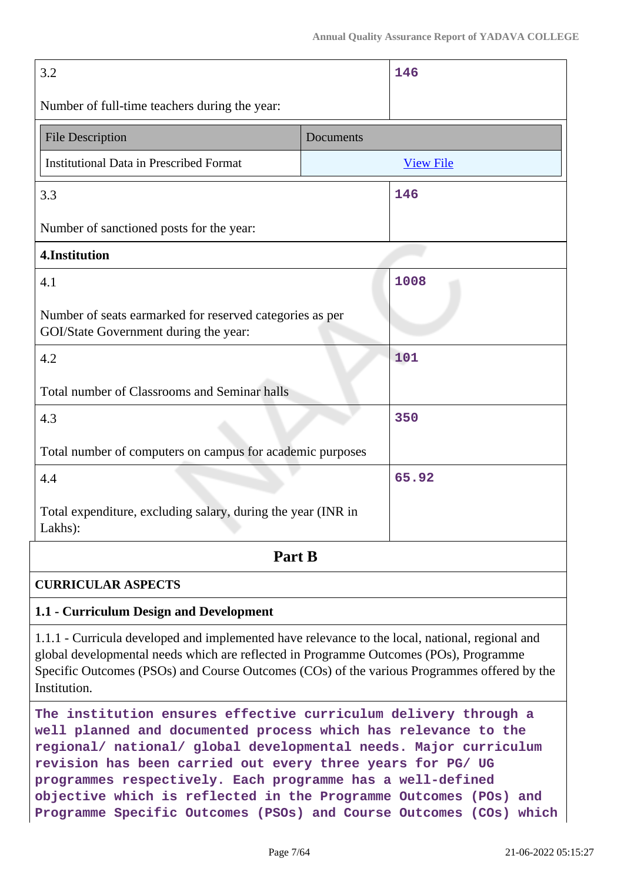| 3.2<br><br>Number of full-time teachers during the year: | 146 |
|---|---|

| File Description | Documents |
|---|---|
| Institutional Data in Prescribed Format | View File |

| 3.3<br><br>Number of sanctioned posts for the year: | 146 |
|---|---|

**4.Institution**

| | |
|---|---|
| 4.1<br><br>Number of seats earmarked for reserved categories as per GOI/State Government during the year: | 1008 |
| 4.2<br><br>Total number of Classrooms and Seminar halls | 101 |
| 4.3<br><br>Total number of computers on campus for academic purposes | 350 |
| 4.4<br><br>Total expenditure, excluding salary, during the year (INR in Lakhs): | 65.92 |

## Part B

### CURRICULAR ASPECTS

### 1.1 - Curriculum Design and Development

1.1.1 - Curricula developed and implemented have relevance to the local, national, regional and global developmental needs which are reflected in Programme Outcomes (POs), Programme Specific Outcomes (PSOs) and Course Outcomes (COs) of the various Programmes offered by the Institution.

The institution ensures effective curriculum delivery through a well planned and documented process which has relevance to the regional/ national/ global developmental needs. Major curriculum revision has been carried out every three years for PG/ UG programmes respectively. Each programme has a well-defined objective which is reflected in the Programme Outcomes (POs) and Programme Specific Outcomes (PSOs) and Course Outcomes (COs) which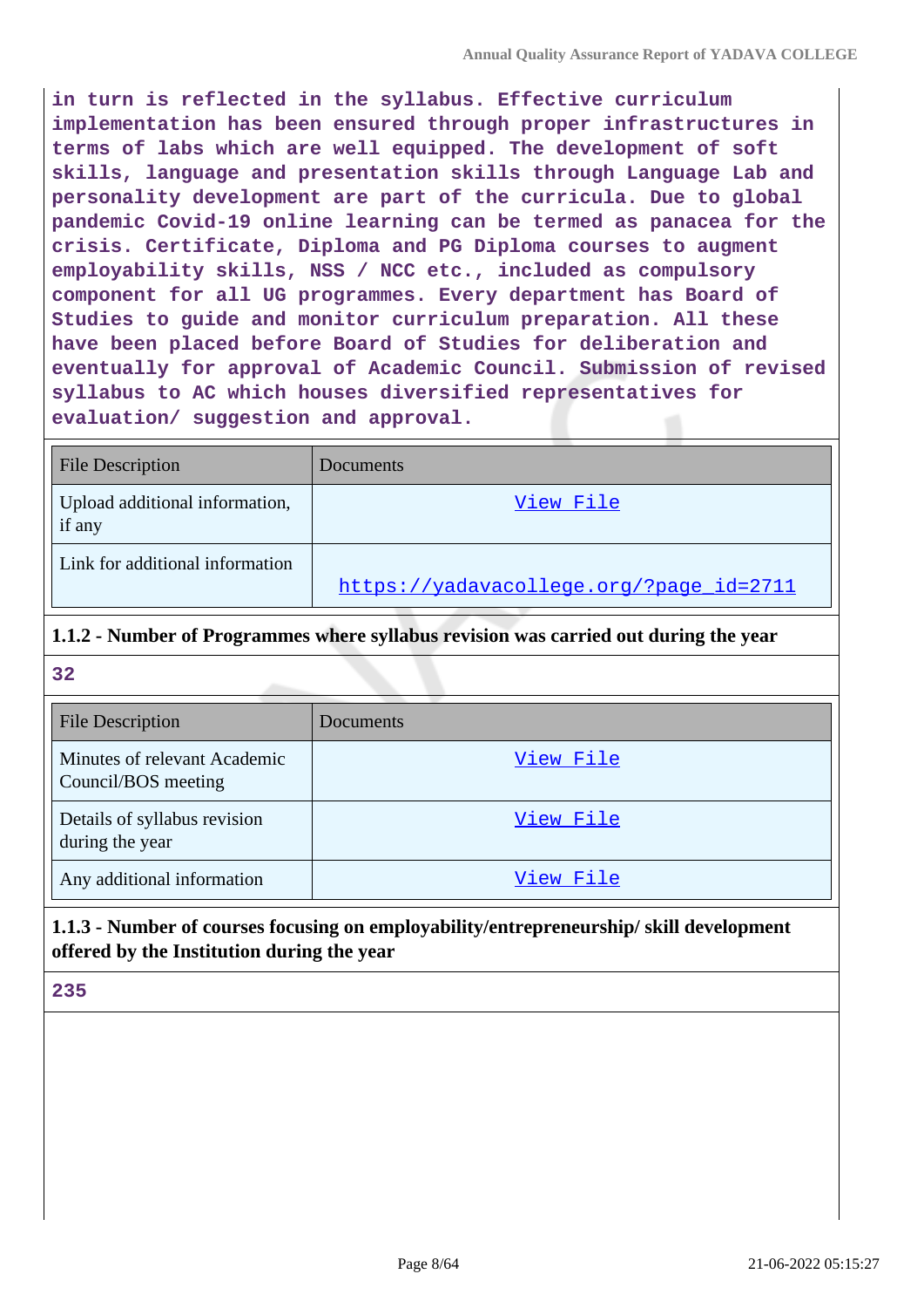**in turn is reflected in the syllabus. Effective curriculum implementation has been ensured through proper infrastructures in terms of labs which are well equipped. The development of soft skills, language and presentation skills through Language Lab and personality development are part of the curricula. Due to global pandemic Covid-19 online learning can be termed as panacea for the crisis. Certificate, Diploma and PG Diploma courses to augment employability skills, NSS / NCC etc., included as compulsory component for all UG programmes. Every department has Board of Studies to guide and monitor curriculum preparation. All these have been placed before Board of Studies for deliberation and eventually for approval of Academic Council. Submission of revised syllabus to AC which houses diversified representatives for evaluation/ suggestion and approval.**

| File Description | Documents |
| --- | --- |
| Upload additional information, if any | View File |
| Link for additional information | https://yadavacollege.org/?page_id=2711 |

**1.1.2 - Number of Programmes where syllabus revision was carried out during the year**

**32**

| File Description | Documents |
| --- | --- |
| Minutes of relevant Academic Council/BOS meeting | View File |
| Details of syllabus revision during the year | View File |
| Any additional information | View File |

**1.1.3 - Number of courses focusing on employability/entrepreneurship/ skill development offered by the Institution during the year**

**235**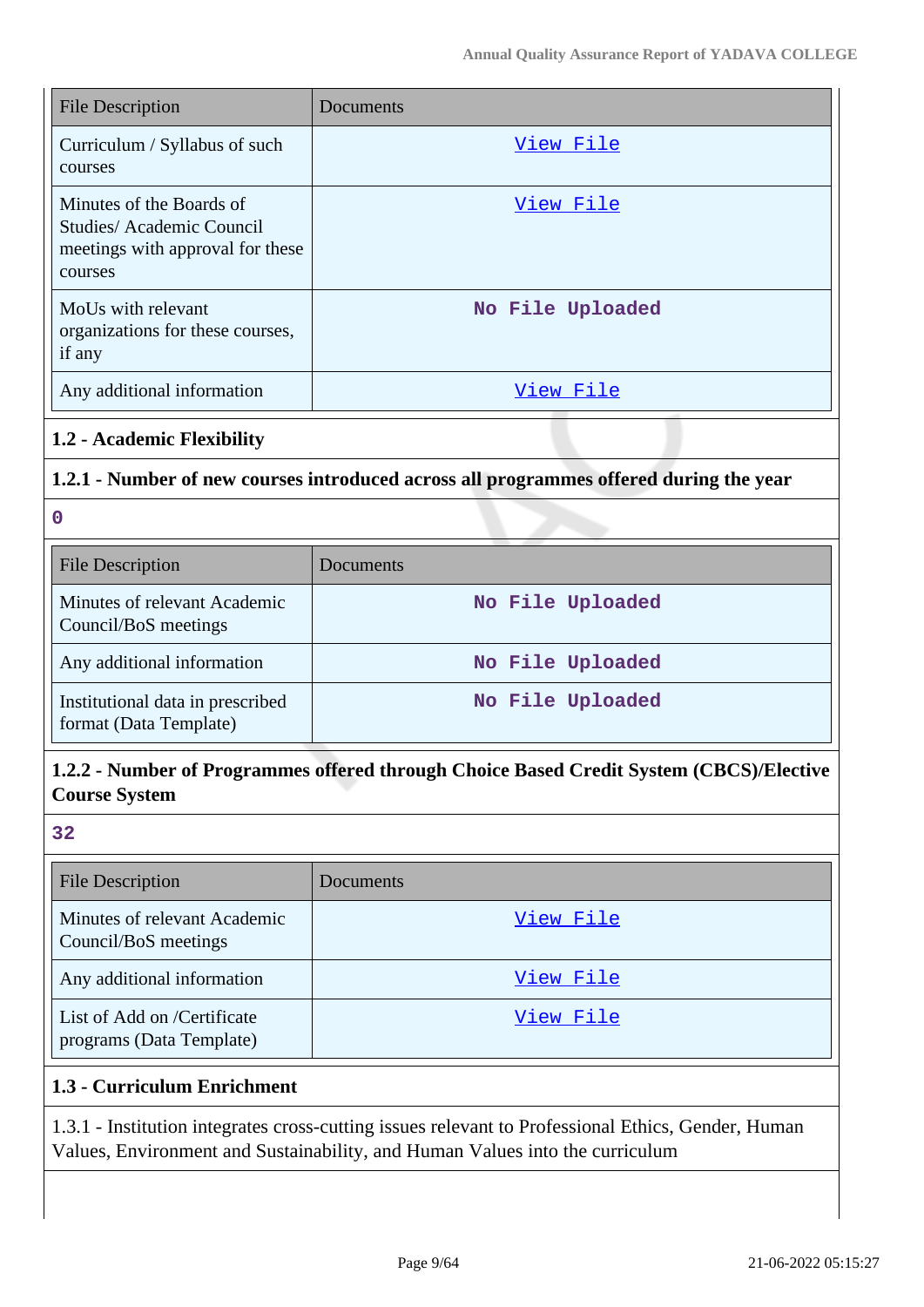| File Description | Documents |
|---|---|
| Curriculum / Syllabus of such courses | View File |
| Minutes of the Boards of Studies/ Academic Council meetings with approval for these courses | View File |
| MoUs with relevant organizations for these courses, if any | No File Uploaded |
| Any additional information | View File |

### 1.2 - Academic Flexibility

**1.2.1 - Number of new courses introduced across all programmes offered during the year**

0

| File Description | Documents |
|---|---|
| Minutes of relevant Academic Council/BoS meetings | No File Uploaded |
| Any additional information | No File Uploaded |
| Institutional data in prescribed format (Data Template) | No File Uploaded |

**1.2.2 - Number of Programmes offered through Choice Based Credit System (CBCS)/Elective Course System**

32

| File Description | Documents |
|---|---|
| Minutes of relevant Academic Council/BoS meetings | View File |
| Any additional information | View File |
| List of Add on /Certificate programs (Data Template) | View File |

### 1.3 - Curriculum Enrichment

1.3.1 - Institution integrates cross-cutting issues relevant to Professional Ethics, Gender, Human Values, Environment and Sustainability, and Human Values into the curriculum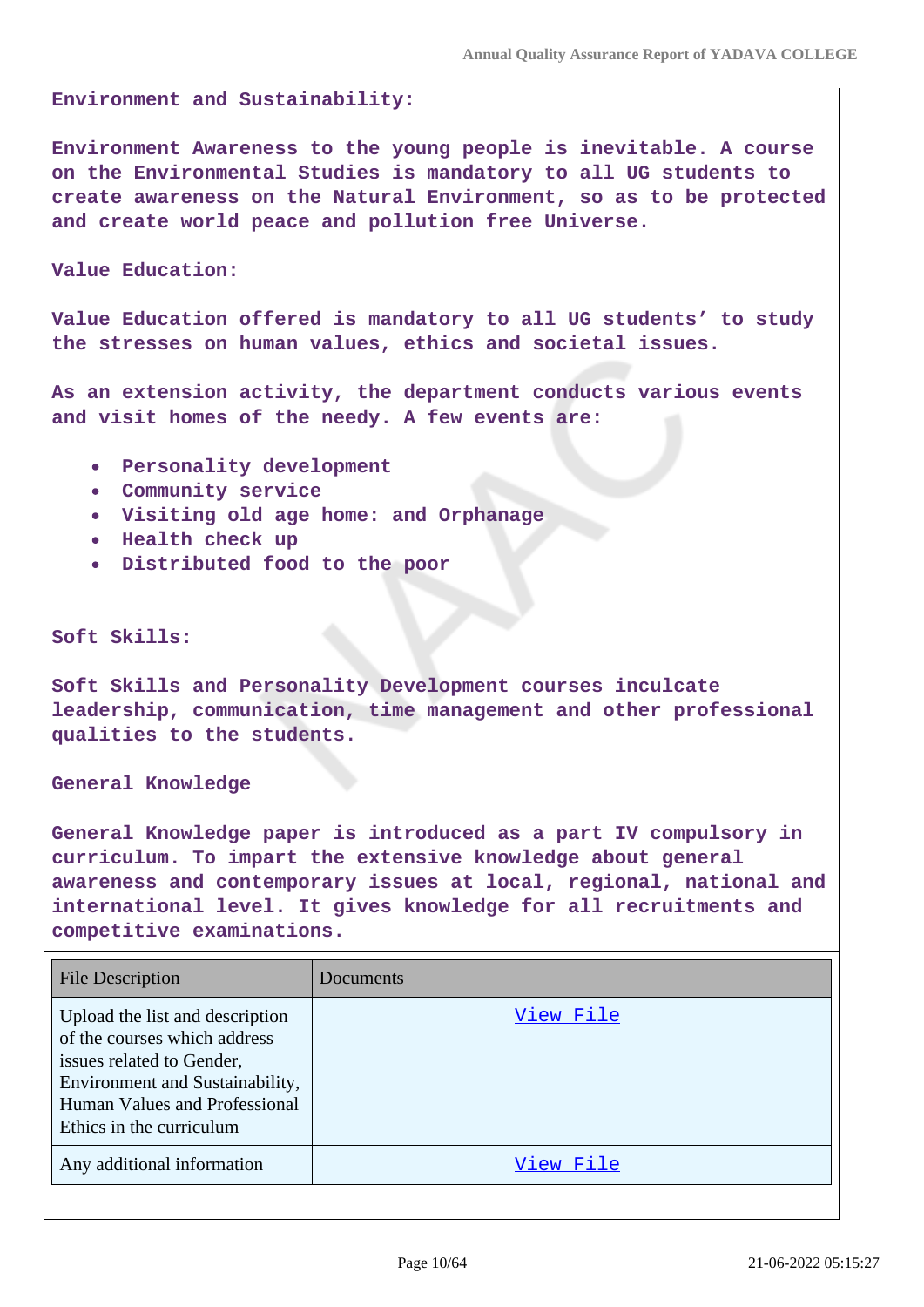**Environment and Sustainability:**

**Environment Awareness to the young people is inevitable. A course on the Environmental Studies is mandatory to all UG students to create awareness on the Natural Environment, so as to be protected and create world peace and pollution free Universe.**

**Value Education:**

**Value Education offered is mandatory to all UG students' to study the stresses on human values, ethics and societal issues.**

**As an extension activity, the department conducts various events and visit homes of the needy. A few events are:**

- **Personality development**
- **Community service**
- **Visiting old age home: and Orphanage**
- **Health check up**
- **Distributed food to the poor**

**Soft Skills:**

**Soft Skills and Personality Development courses inculcate leadership, communication, time management and other professional qualities to the students.**

**General Knowledge**

**General Knowledge paper is introduced as a part IV compulsory in curriculum. To impart the extensive knowledge about general awareness and contemporary issues at local, regional, national and international level. It gives knowledge for all recruitments and competitive examinations.**

| File Description | Documents |
|---|---|
| Upload the list and description of the courses which address issues related to Gender, Environment and Sustainability, Human Values and Professional Ethics in the curriculum | View File |
| Any additional information | View File |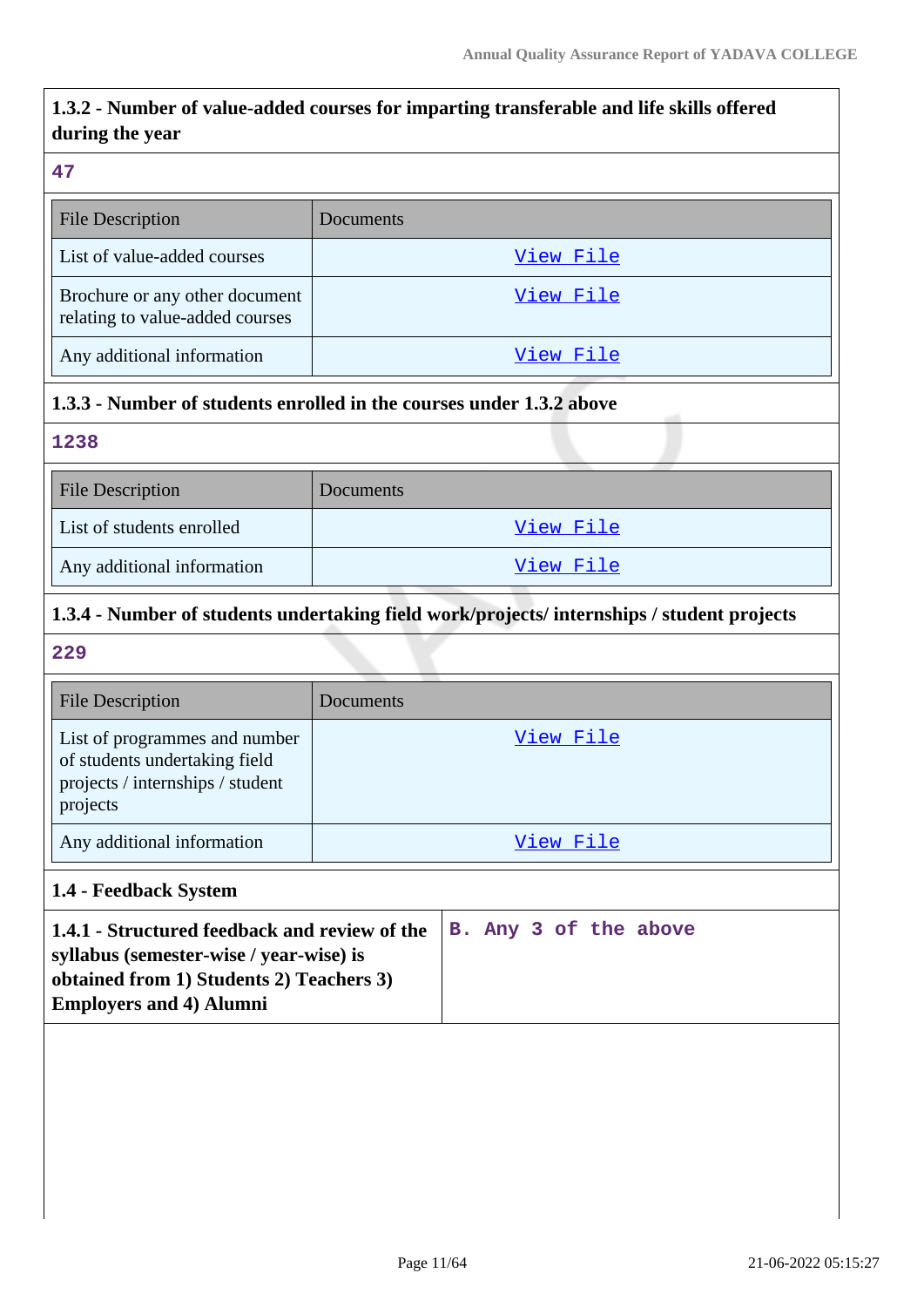### 1.3.2 - Number of value-added courses for imparting transferable and life skills offered during the year

47

| File Description | Documents |
|---|---|
| List of value-added courses | View File |
| Brochure or any other document relating to value-added courses | View File |
| Any additional information | View File |

### 1.3.3 - Number of students enrolled in the courses under 1.3.2 above

1238

| File Description | Documents |
|---|---|
| List of students enrolled | View File |
| Any additional information | View File |

### 1.3.4 - Number of students undertaking field work/projects/ internships / student projects

229

| File Description | Documents |
|---|---|
| List of programmes and number of students undertaking field projects / internships / student projects | View File |
| Any additional information | View File |

### 1.4 - Feedback System

| 1.4.1 - Structured feedback and review of the syllabus (semester-wise / year-wise) is obtained from 1) Students 2) Teachers 3) Employers and 4) Alumni | B. Any 3 of the above |
|---|---|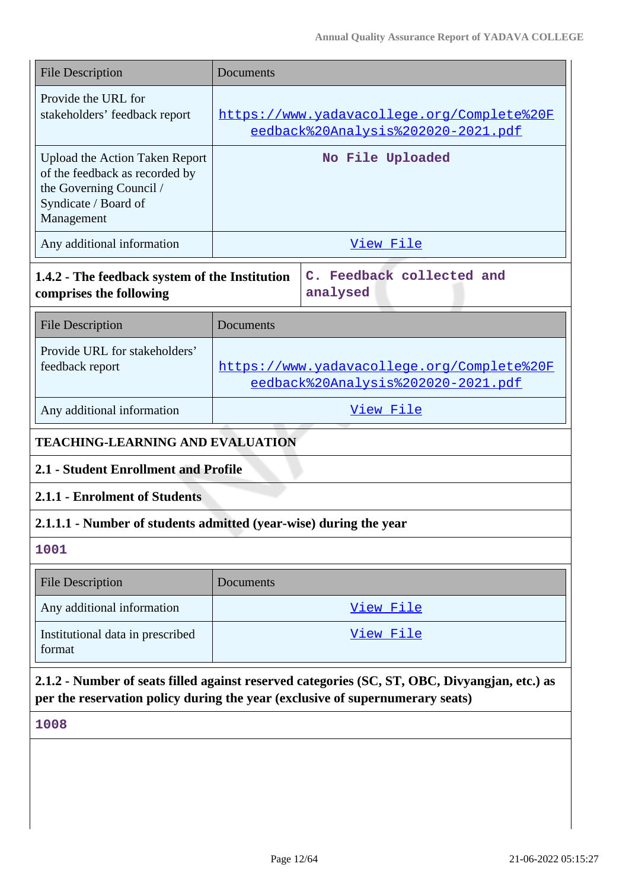| File Description | Documents |
|---|---|
| Provide the URL for stakeholders' feedback report | https://www.yadavacollege.org/Complete%20Feedback%20Analysis%202020-2021.pdf |
| Upload the Action Taken Report of the feedback as recorded by the Governing Council / Syndicate / Board of Management | No File Uploaded |
| Any additional information | View File |

| **1.4.2 - The feedback system of the Institution comprises the following** | C. Feedback collected and analysed |
|---|---|

| File Description | Documents |
|---|---|
| Provide URL for stakeholders' feedback report | https://www.yadavacollege.org/Complete%20Feedback%20Analysis%202020-2021.pdf |
| Any additional information | View File |

**TEACHING-LEARNING AND EVALUATION**

**2.1 - Student Enrollment and Profile**

**2.1.1 - Enrolment of Students**

**2.1.1.1 - Number of students admitted (year-wise) during the year**

1001

| File Description | Documents |
|---|---|
| Any additional information | View File |
| Institutional data in prescribed format | View File |

**2.1.2 - Number of seats filled against reserved categories (SC, ST, OBC, Divyangjan, etc.) as per the reservation policy during the year (exclusive of supernumerary seats)**

1008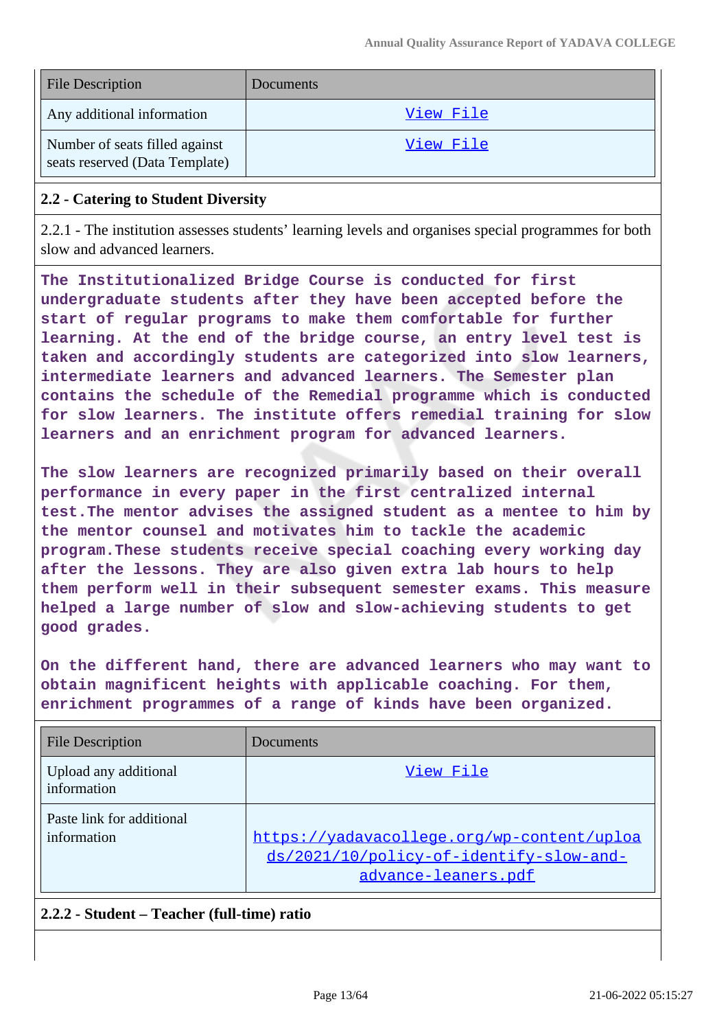| File Description | Documents |
| --- | --- |
| Any additional information | View File |
| Number of seats filled against seats reserved (Data Template) | View File |

**2.2 - Catering to Student Diversity**

2.2.1 - The institution assesses students' learning levels and organises special programmes for both slow and advanced learners.

**The Institutionalized Bridge Course is conducted for first undergraduate students after they have been accepted before the start of regular programs to make them comfortable for further learning. At the end of the bridge course, an entry level test is taken and accordingly students are categorized into slow learners, intermediate learners and advanced learners. The Semester plan contains the schedule of the Remedial programme which is conducted for slow learners. The institute offers remedial training for slow learners and an enrichment program for advanced learners.**

**The slow learners are recognized primarily based on their overall performance in every paper in the first centralized internal test.The mentor advises the assigned student as a mentee to him by the mentor counsel and motivates him to tackle the academic program.These students receive special coaching every working day after the lessons. They are also given extra lab hours to help them perform well in their subsequent semester exams. This measure helped a large number of slow and slow-achieving students to get good grades.**

**On the different hand, there are advanced learners who may want to obtain magnificent heights with applicable coaching. For them, enrichment programmes of a range of kinds have been organized.**

| File Description | Documents |
| --- | --- |
| Upload any additional information | View File |
| Paste link for additional information | https://yadavacollege.org/wp-content/uploads/2021/10/policy-of-identify-slow-and-advance-leaners.pdf |

**2.2.2 - Student – Teacher (full-time) ratio**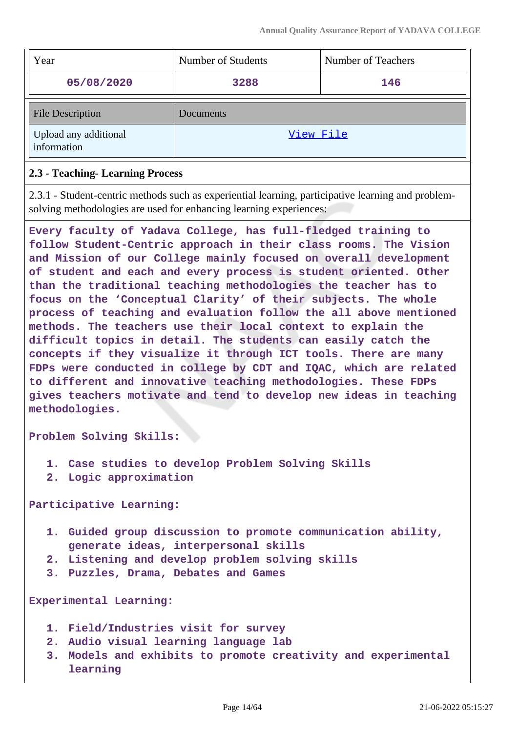| Year | Number of Students | Number of Teachers |
|---|---|---|
| 05/08/2020 | 3288 | 146 |

| File Description | Documents |
|---|---|
| Upload any additional information | View File |

**2.3 - Teaching- Learning Process**

2.3.1 - Student-centric methods such as experiential learning, participative learning and problem-solving methodologies are used for enhancing learning experiences:

**Every faculty of Yadava College, has full-fledged training to follow Student-Centric approach in their class rooms. The Vision and Mission of our College mainly focused on overall development of student and each and every process is student oriented. Other than the traditional teaching methodologies the teacher has to focus on the 'Conceptual Clarity' of their subjects. The whole process of teaching and evaluation follow the all above mentioned methods. The teachers use their local context to explain the difficult topics in detail. The students can easily catch the concepts if they visualize it through ICT tools. There are many FDPs were conducted in college by CDT and IQAC, which are related to different and innovative teaching methodologies. These FDPs gives teachers motivate and tend to develop new ideas in teaching methodologies.**

**Problem Solving Skills:**

1. **Case studies to develop Problem Solving Skills**
2. **Logic approximation**

**Participative Learning:**

1. **Guided group discussion to promote communication ability, generate ideas, interpersonal skills**
2. **Listening and develop problem solving skills**
3. **Puzzles, Drama, Debates and Games**

**Experimental Learning:**

1. **Field/Industries visit for survey**
2. **Audio visual learning language lab**
3. **Models and exhibits to promote creativity and experimental learning**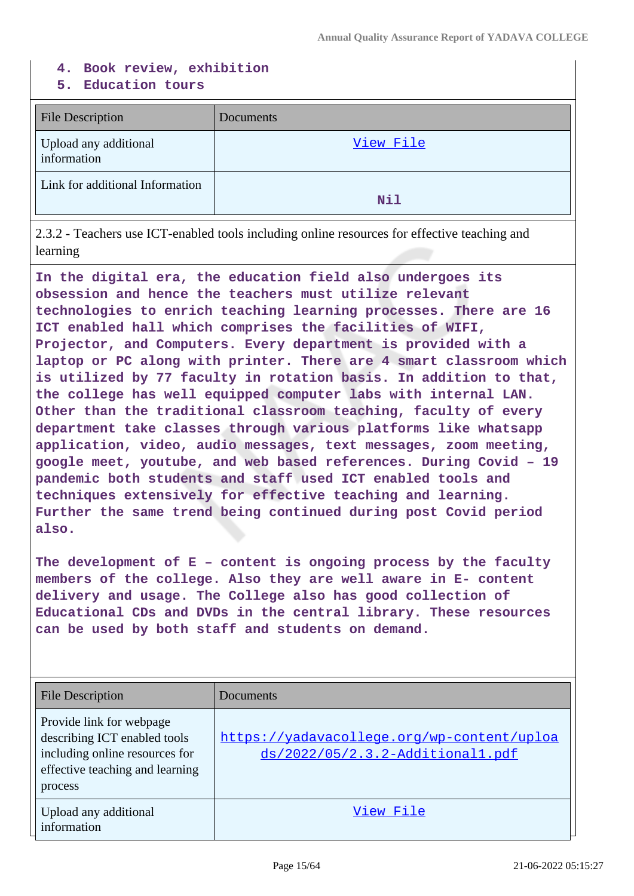4. **Book review, exhibition**
5. **Education tours**

| File Description | Documents |
|---|---|
| Upload any additional information | View File |
| Link for additional Information | Nil |

2.3.2 - Teachers use ICT-enabled tools including online resources for effective teaching and learning

**In the digital era, the education field also undergoes its obsession and hence the teachers must utilize relevant technologies to enrich teaching learning processes. There are 16 ICT enabled hall which comprises the facilities of WIFI, Projector, and Computers. Every department is provided with a laptop or PC along with printer. There are 4 smart classroom which is utilized by 77 faculty in rotation basis. In addition to that, the college has well equipped computer labs with internal LAN. Other than the traditional classroom teaching, faculty of every department take classes through various platforms like whatsapp application, video, audio messages, text messages, zoom meeting, google meet, youtube, and web based references. During Covid – 19 pandemic both students and staff used ICT enabled tools and techniques extensively for effective teaching and learning. Further the same trend being continued during post Covid period also.**

**The development of E – content is ongoing process by the faculty members of the college. Also they are well aware in E- content delivery and usage. The College also has good collection of Educational CDs and DVDs in the central library. These resources can be used by both staff and students on demand.**

| File Description | Documents |
|---|---|
| Provide link for webpage describing ICT enabled tools including online resources for effective teaching and learning process | https://yadavacollege.org/wp-content/uploads/2022/05/2.3.2-Additional1.pdf |
| Upload any additional information | View File |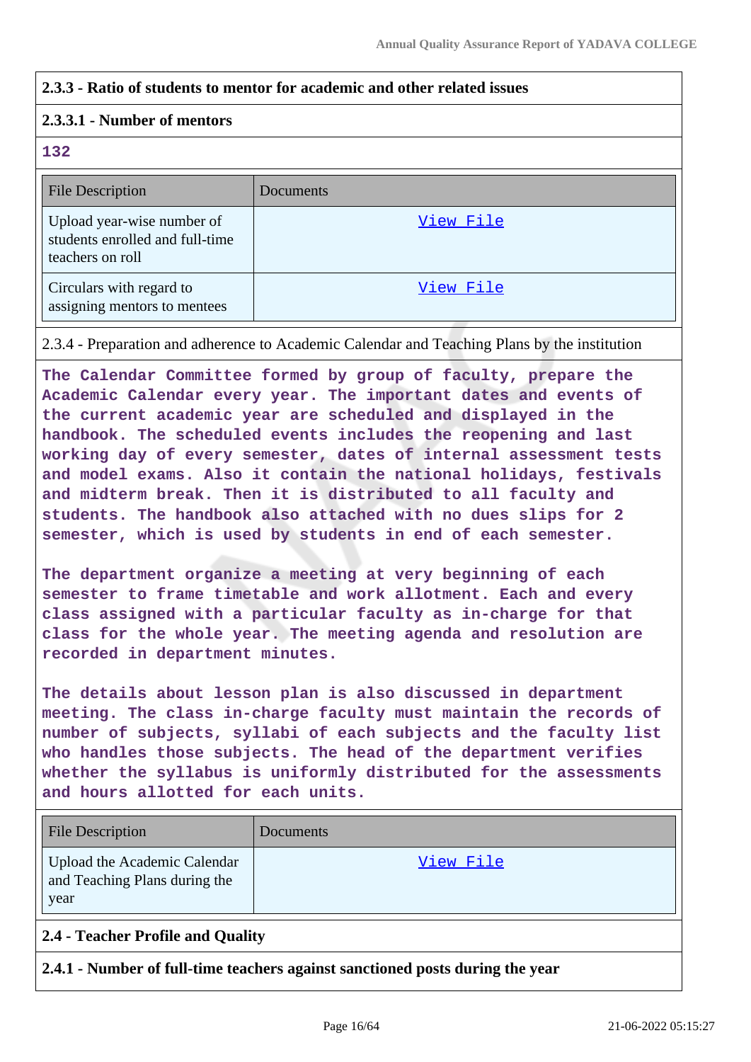**2.3.3 - Ratio of students to mentor for academic and other related issues**

**2.3.3.1 - Number of mentors**

**132**

| File Description | Documents |
|---|---|
| Upload year-wise number of students enrolled and full-time teachers on roll | View File |
| Circulars with regard to assigning mentors to mentees | View File |

2.3.4 - Preparation and adherence to Academic Calendar and Teaching Plans by the institution

**The Calendar Committee formed by group of faculty, prepare the Academic Calendar every year. The important dates and events of the current academic year are scheduled and displayed in the handbook. The scheduled events includes the reopening and last working day of every semester, dates of internal assessment tests and model exams. Also it contain the national holidays, festivals and midterm break. Then it is distributed to all faculty and students. The handbook also attached with no dues slips for 2 semester, which is used by students in end of each semester.**

**The department organize a meeting at very beginning of each semester to frame timetable and work allotment. Each and every class assigned with a particular faculty as in-charge for that class for the whole year. The meeting agenda and resolution are recorded in department minutes.**

**The details about lesson plan is also discussed in department meeting. The class in-charge faculty must maintain the records of number of subjects, syllabi of each subjects and the faculty list who handles those subjects. The head of the department verifies whether the syllabus is uniformly distributed for the assessments and hours allotted for each units.**

| File Description | Documents |
|---|---|
| Upload the Academic Calendar and Teaching Plans during the year | View File |

**2.4 - Teacher Profile and Quality**

**2.4.1 - Number of full-time teachers against sanctioned posts during the year**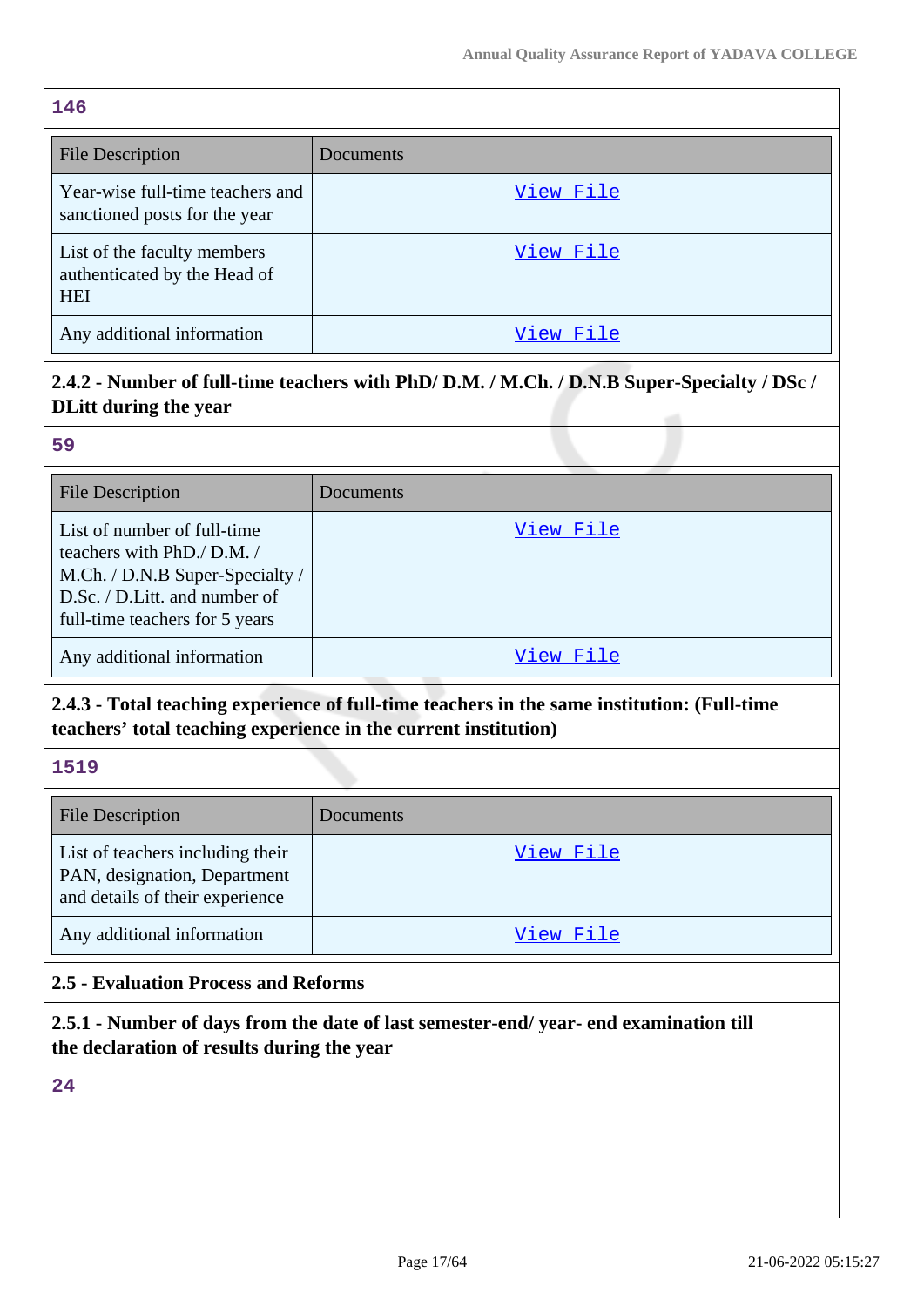**146**

| File Description | Documents |
|---|---|
| Year-wise full-time teachers and sanctioned posts for the year | View File |
| List of the faculty members authenticated by the Head of HEI | View File |
| Any additional information | View File |

**2.4.2 - Number of full-time teachers with PhD/ D.M. / M.Ch. / D.N.B Super-Specialty / DSc / DLitt during the year**

**59**

| File Description | Documents |
|---|---|
| List of number of full-time teachers with PhD./ D.M. / M.Ch. / D.N.B Super-Specialty / D.Sc. / D.Litt. and number of full-time teachers for 5 years | View File |
| Any additional information | View File |

**2.4.3 - Total teaching experience of full-time teachers in the same institution: (Full-time teachers' total teaching experience in the current institution)**

**1519**

| File Description | Documents |
|---|---|
| List of teachers including their PAN, designation, Department and details of their experience | View File |
| Any additional information | View File |

**2.5 - Evaluation Process and Reforms**

**2.5.1 - Number of days from the date of last semester-end/ year- end examination till the declaration of results during the year**

**24**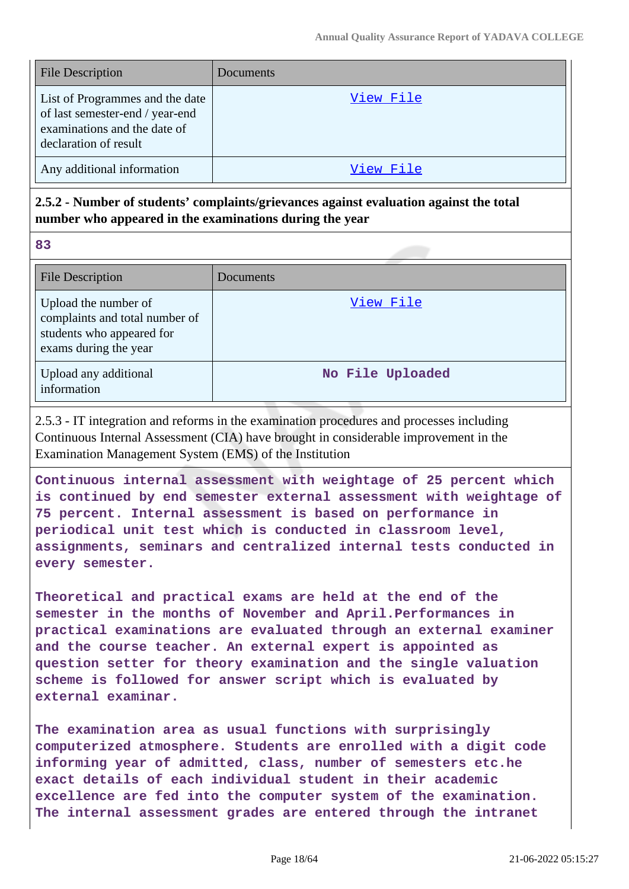| File Description | Documents |
|---|---|
| List of Programmes and the date of last semester-end / year-end examinations and the date of declaration of result | View File |
| Any additional information | View File |

**2.5.2 - Number of students' complaints/grievances against evaluation against the total number who appeared in the examinations during the year**

83

| File Description | Documents |
|---|---|
| Upload the number of complaints and total number of students who appeared for exams during the year | View File |
| Upload any additional information | No File Uploaded |

2.5.3 - IT integration and reforms in the examination procedures and processes including Continuous Internal Assessment (CIA) have brought in considerable improvement in the Examination Management System (EMS) of the Institution

Continuous internal assessment with weightage of 25 percent which is continued by end semester external assessment with weightage of 75 percent. Internal assessment is based on performance in periodical unit test which is conducted in classroom level, assignments, seminars and centralized internal tests conducted in every semester.

Theoretical and practical exams are held at the end of the semester in the months of November and April.Performances in practical examinations are evaluated through an external examiner and the course teacher. An external expert is appointed as question setter for theory examination and the single valuation scheme is followed for answer script which is evaluated by external examinar.

The examination area as usual functions with surprisingly computerized atmosphere. Students are enrolled with a digit code informing year of admitted, class, number of semesters etc.he exact details of each individual student in their academic excellence are fed into the computer system of the examination. The internal assessment grades are entered through the intranet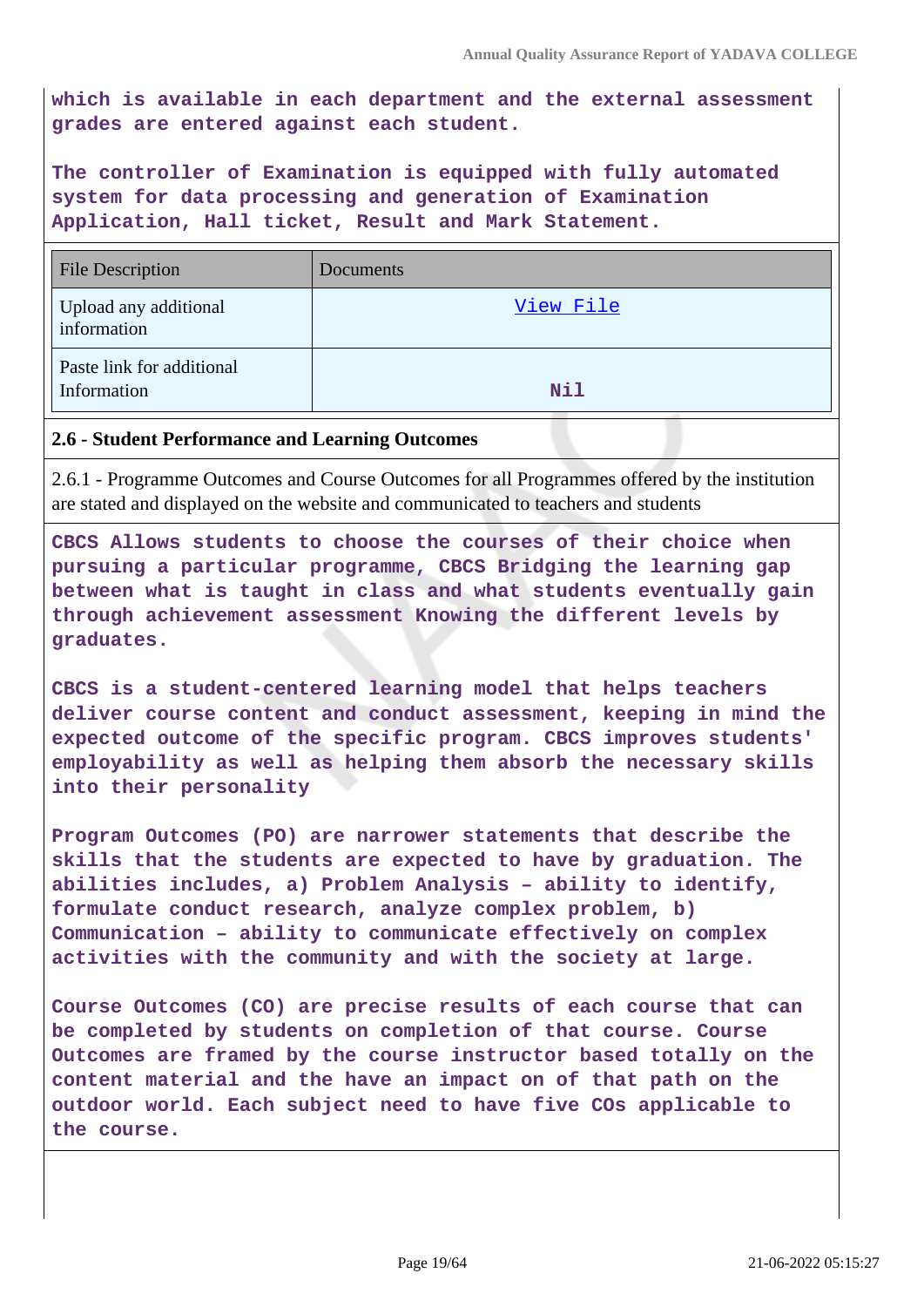**which is available in each department and the external assessment grades are entered against each student.**

**The controller of Examination is equipped with fully automated system for data processing and generation of Examination Application, Hall ticket, Result and Mark Statement.**

| File Description | Documents |
|---|---|
| Upload any additional information | View File |
| Paste link for additional Information | Nil |

**2.6 - Student Performance and Learning Outcomes**

2.6.1 - Programme Outcomes and Course Outcomes for all Programmes offered by the institution are stated and displayed on the website and communicated to teachers and students

**CBCS Allows students to choose the courses of their choice when pursuing a particular programme, CBCS Bridging the learning gap between what is taught in class and what students eventually gain through achievement assessment Knowing the different levels by graduates.**

**CBCS is a student-centered learning model that helps teachers deliver course content and conduct assessment, keeping in mind the expected outcome of the specific program. CBCS improves students' employability as well as helping them absorb the necessary skills into their personality**

**Program Outcomes (PO) are narrower statements that describe the skills that the students are expected to have by graduation. The abilities includes, a) Problem Analysis – ability to identify, formulate conduct research, analyze complex problem, b) Communication – ability to communicate effectively on complex activities with the community and with the society at large.**

**Course Outcomes (CO) are precise results of each course that can be completed by students on completion of that course. Course Outcomes are framed by the course instructor based totally on the content material and the have an impact on of that path on the outdoor world. Each subject need to have five COs applicable to the course.**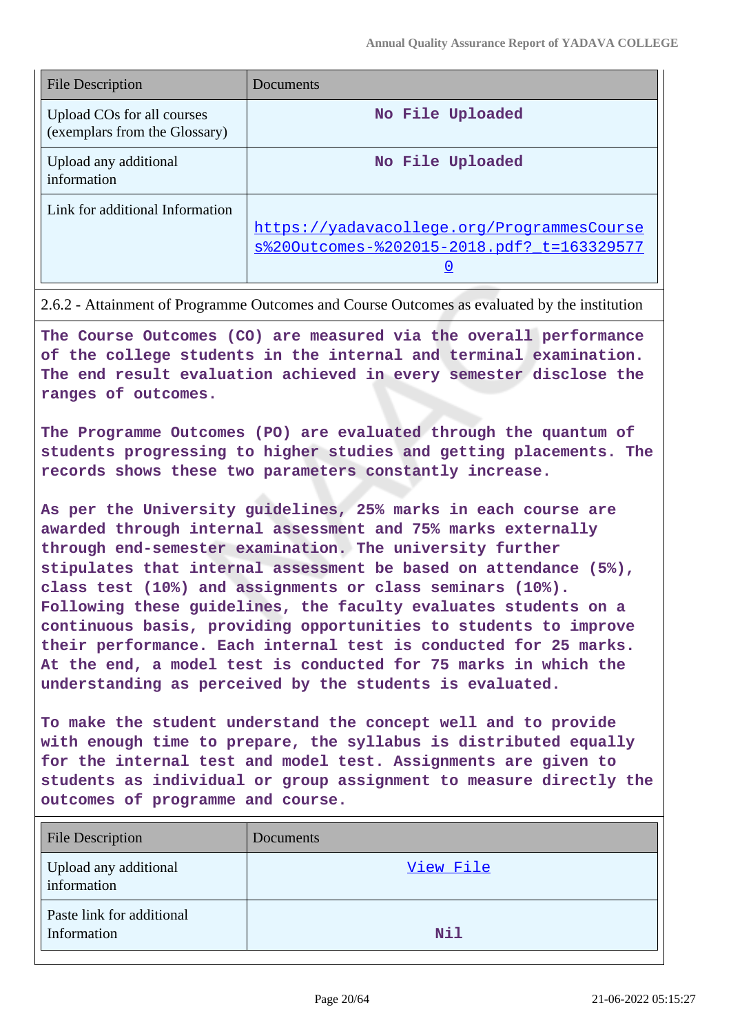| File Description | Documents |
|---|---|
| Upload COs for all courses (exemplars from the Glossary) | No File Uploaded |
| Upload any additional information | No File Uploaded |
| Link for additional Information | https://yadavacollege.org/ProgrammesCourses%20Outcomes-%202015-2018.pdf?_t=1633295770 |

2.6.2 - Attainment of Programme Outcomes and Course Outcomes as evaluated by the institution

**The Course Outcomes (CO) are measured via the overall performance of the college students in the internal and terminal examination. The end result evaluation achieved in every semester disclose the ranges of outcomes.**

**The Programme Outcomes (PO) are evaluated through the quantum of students progressing to higher studies and getting placements. The records shows these two parameters constantly increase.**

**As per the University guidelines, 25% marks in each course are awarded through internal assessment and 75% marks externally through end-semester examination. The university further stipulates that internal assessment be based on attendance (5%), class test (10%) and assignments or class seminars (10%). Following these guidelines, the faculty evaluates students on a continuous basis, providing opportunities to students to improve their performance. Each internal test is conducted for 25 marks. At the end, a model test is conducted for 75 marks in which the understanding as perceived by the students is evaluated.**

**To make the student understand the concept well and to provide with enough time to prepare, the syllabus is distributed equally for the internal test and model test. Assignments are given to students as individual or group assignment to measure directly the outcomes of programme and course.**

| File Description | Documents |
|---|---|
| Upload any additional information | View File |
| Paste link for additional Information | Nil |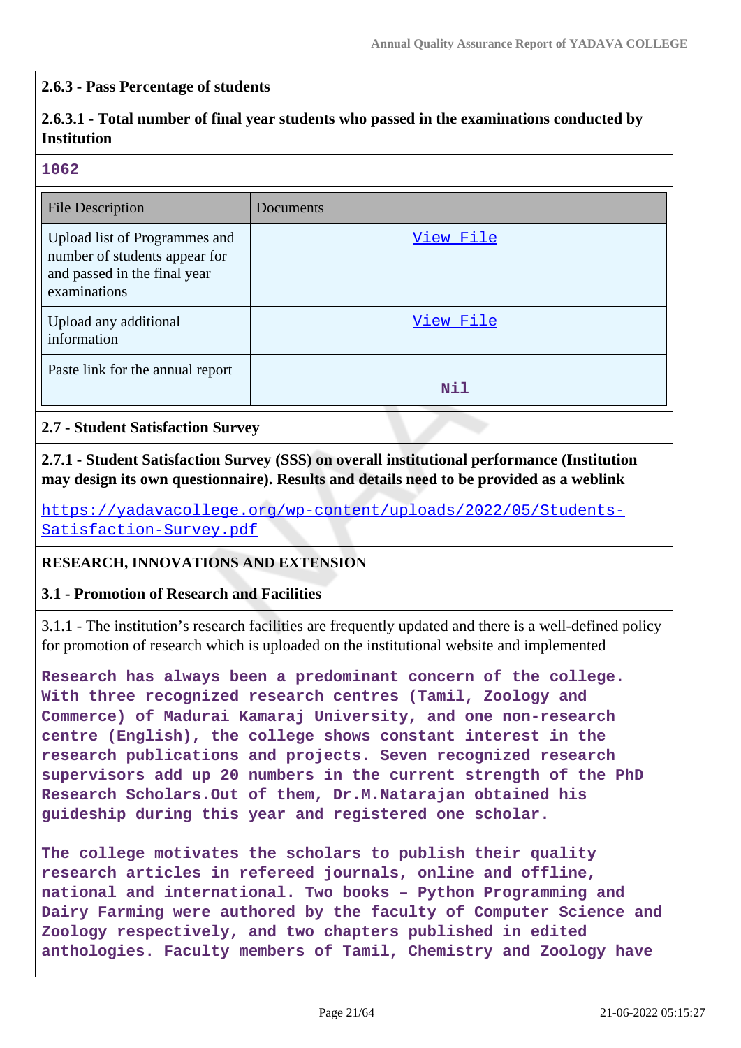### 2.6.3 - Pass Percentage of students

**2.6.3.1 - Total number of final year students who passed in the examinations conducted by Institution**

**1062**

| File Description | Documents |
|---|---|
| Upload list of Programmes and number of students appear for and passed in the final year examinations | View File |
| Upload any additional information | View File |
| Paste link for the annual report | Nil |

### 2.7 - Student Satisfaction Survey

**2.7.1 - Student Satisfaction Survey (SSS) on overall institutional performance (Institution may design its own questionnaire). Results and details need to be provided as a weblink**

https://yadavacollege.org/wp-content/uploads/2022/05/Students-Satisfaction-Survey.pdf

## RESEARCH, INNOVATIONS AND EXTENSION

### 3.1 - Promotion of Research and Facilities

3.1.1 - The institution's research facilities are frequently updated and there is a well-defined policy for promotion of research which is uploaded on the institutional website and implemented

**Research has always been a predominant concern of the college. With three recognized research centres (Tamil, Zoology and Commerce) of Madurai Kamaraj University, and one non-research centre (English), the college shows constant interest in the research publications and projects. Seven recognized research supervisors add up 20 numbers in the current strength of the PhD Research Scholars.Out of them, Dr.M.Natarajan obtained his guideship during this year and registered one scholar.**

**The college motivates the scholars to publish their quality research articles in refereed journals, online and offline, national and international. Two books – Python Programming and Dairy Farming were authored by the faculty of Computer Science and Zoology respectively, and two chapters published in edited anthologies. Faculty members of Tamil, Chemistry and Zoology have**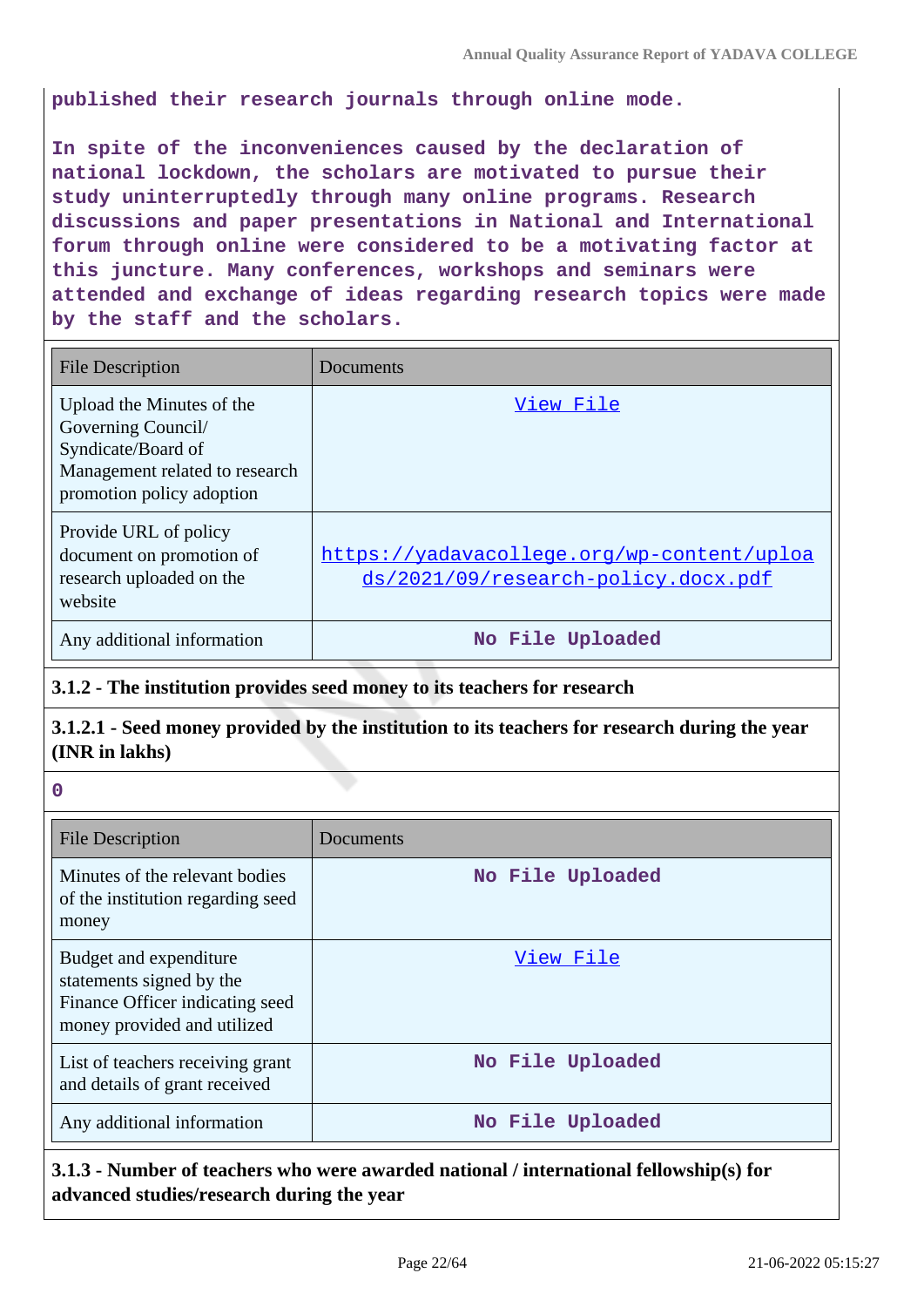published their research journals through online mode.

In spite of the inconveniences caused by the declaration of national lockdown, the scholars are motivated to pursue their study uninterruptedly through many online programs. Research discussions and paper presentations in National and International forum through online were considered to be a motivating factor at this juncture. Many conferences, workshops and seminars were attended and exchange of ideas regarding research topics were made by the staff and the scholars.

| File Description | Documents |
|---|---|
| Upload the Minutes of the Governing Council/ Syndicate/Board of Management related to research promotion policy adoption | View File |
| Provide URL of policy document on promotion of research uploaded on the website | https://yadavacollege.org/wp-content/uploads/2021/09/research-policy.docx.pdf |
| Any additional information | No File Uploaded |

**3.1.2 - The institution provides seed money to its teachers for research**

**3.1.2.1 - Seed money provided by the institution to its teachers for research during the year (INR in lakhs)**

0

| File Description | Documents |
|---|---|
| Minutes of the relevant bodies of the institution regarding seed money | No File Uploaded |
| Budget and expenditure statements signed by the Finance Officer indicating seed money provided and utilized | View File |
| List of teachers receiving grant and details of grant received | No File Uploaded |
| Any additional information | No File Uploaded |

**3.1.3 - Number of teachers who were awarded national / international fellowship(s) for advanced studies/research during the year**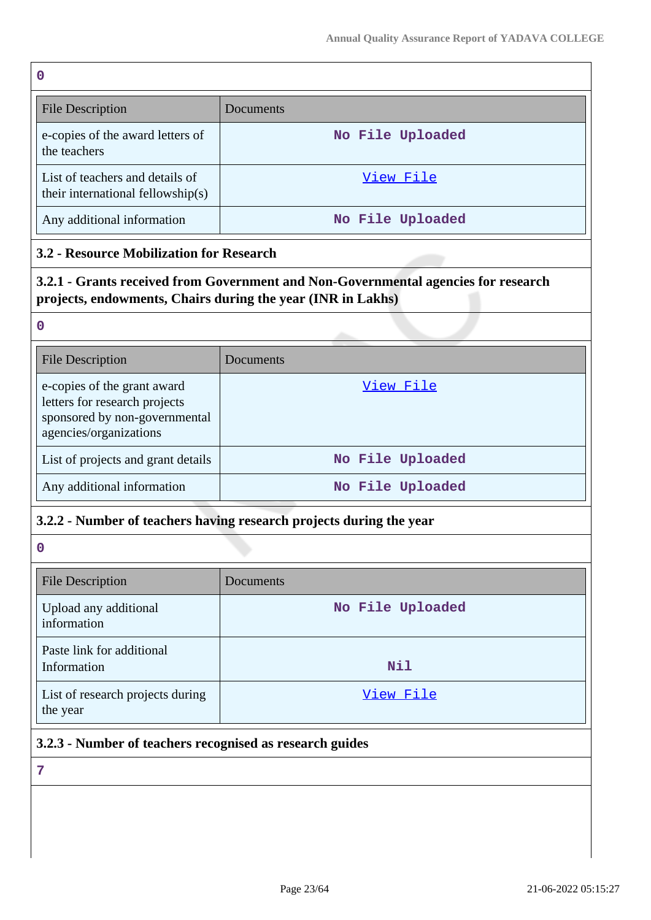0

| File Description | Documents |
|---|---|
| e-copies of the award letters of the teachers | No File Uploaded |
| List of teachers and details of their international fellowship(s) | View File |
| Any additional information | No File Uploaded |

### 3.2 - Resource Mobilization for Research

#### 3.2.1 - Grants received from Government and Non-Governmental agencies for research projects, endowments, Chairs during the year (INR in Lakhs)

0

| File Description | Documents |
|---|---|
| e-copies of the grant award letters for research projects sponsored by non-governmental agencies/organizations | View File |
| List of projects and grant details | No File Uploaded |
| Any additional information | No File Uploaded |

#### 3.2.2 - Number of teachers having research projects during the year

0

| File Description | Documents |
|---|---|
| Upload any additional information | No File Uploaded |
| Paste link for additional Information | Nil |
| List of research projects during the year | View File |

#### 3.2.3 - Number of teachers recognised as research guides

7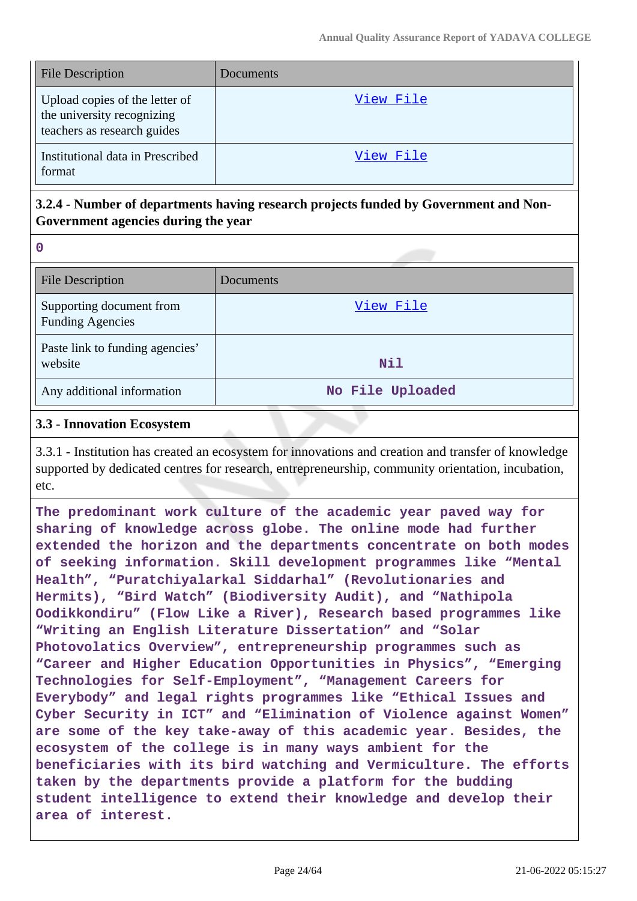| File Description | Documents |
| --- | --- |
| Upload copies of the letter of the university recognizing teachers as research guides | View File |
| Institutional data in Prescribed format | View File |

**3.2.4 - Number of departments having research projects funded by Government and Non-Government agencies during the year**

0

| File Description | Documents |
| --- | --- |
| Supporting document from Funding Agencies | View File |
| Paste link to funding agencies' website | Nil |
| Any additional information | No File Uploaded |

**3.3 - Innovation Ecosystem**

3.3.1 - Institution has created an ecosystem for innovations and creation and transfer of knowledge supported by dedicated centres for research, entrepreneurship, community orientation, incubation, etc.

The predominant work culture of the academic year paved way for sharing of knowledge across globe. The online mode had further extended the horizon and the departments concentrate on both modes of seeking information. Skill development programmes like "Mental Health", "Puratchiyalarkal Siddarhal" (Revolutionaries and Hermits), "Bird Watch" (Biodiversity Audit), and "Nathipola Oodikkondiru" (Flow Like a River), Research based programmes like "Writing an English Literature Dissertation" and "Solar Photovolatics Overview", entrepreneurship programmes such as "Career and Higher Education Opportunities in Physics", "Emerging Technologies for Self-Employment", "Management Careers for Everybody" and legal rights programmes like "Ethical Issues and Cyber Security in ICT" and "Elimination of Violence against Women" are some of the key take-away of this academic year. Besides, the ecosystem of the college is in many ways ambient for the beneficiaries with its bird watching and Vermiculture. The efforts taken by the departments provide a platform for the budding student intelligence to extend their knowledge and develop their area of interest.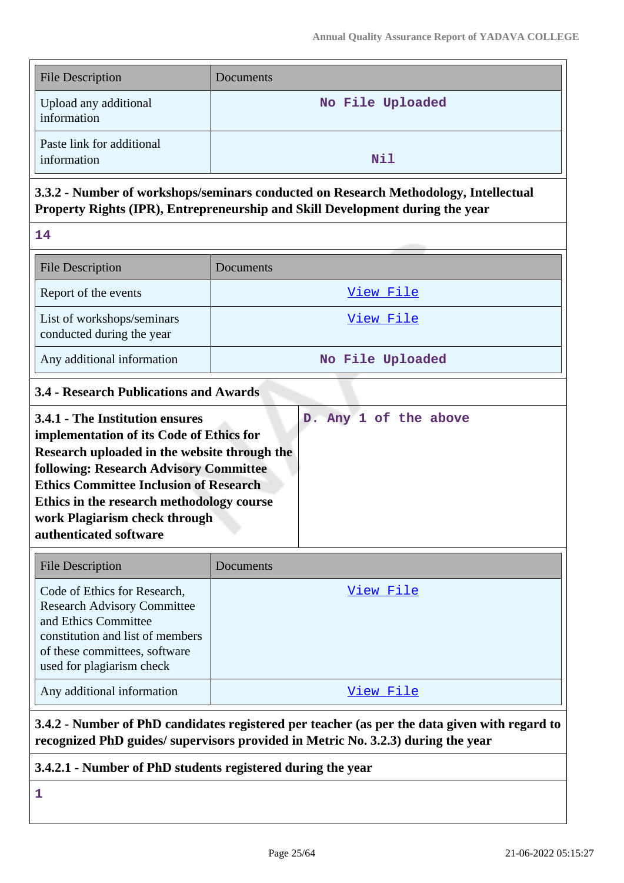| File Description | Documents |
|---|---|
| Upload any additional information | No File Uploaded |
| Paste link for additional information | Nil |

**3.3.2 - Number of workshops/seminars conducted on Research Methodology, Intellectual Property Rights (IPR), Entrepreneurship and Skill Development during the year**

14

| File Description | Documents |
|---|---|
| Report of the events | View File |
| List of workshops/seminars conducted during the year | View File |
| Any additional information | No File Uploaded |

**3.4 - Research Publications and Awards**

| **3.4.1 - The Institution ensures implementation of its Code of Ethics for Research uploaded in the website through the following: Research Advisory Committee Ethics Committee Inclusion of Research Ethics in the research methodology course work Plagiarism check through authenticated software** | D. Any 1 of the above |
|---|---|

| File Description | Documents |
|---|---|
| Code of Ethics for Research, Research Advisory Committee and Ethics Committee constitution and list of members of these committees, software used for plagiarism check | View File |
| Any additional information | View File |

**3.4.2 - Number of PhD candidates registered per teacher (as per the data given with regard to recognized PhD guides/ supervisors provided in Metric No. 3.2.3) during the year**

**3.4.2.1 - Number of PhD students registered during the year**

1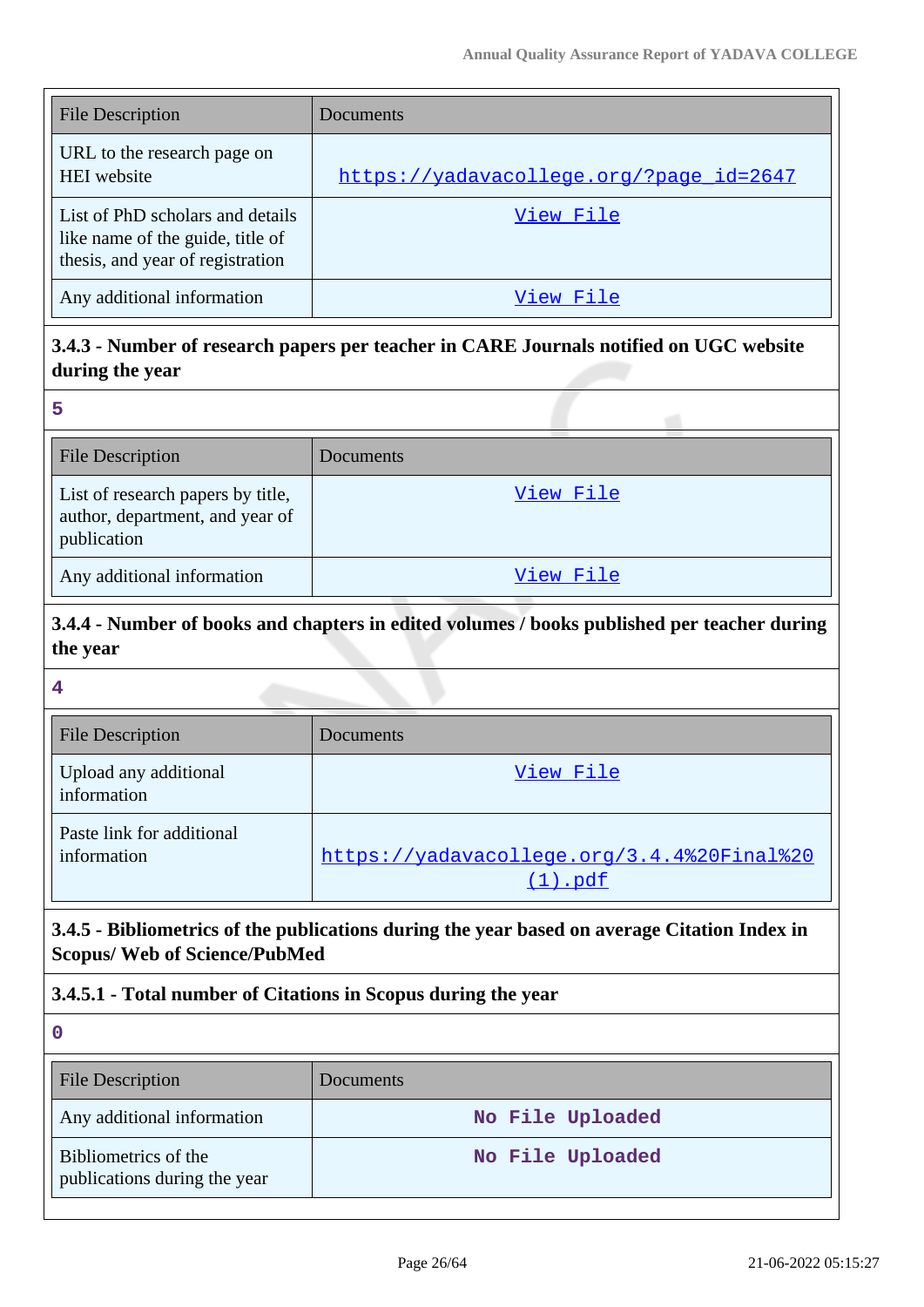| File Description | Documents |
|---|---|
| URL to the research page on HEI website | https://yadavacollege.org/?page_id=2647 |
| List of PhD scholars and details like name of the guide, title of thesis, and year of registration | View File |
| Any additional information | View File |

**3.4.3 - Number of research papers per teacher in CARE Journals notified on UGC website during the year**

5

| File Description | Documents |
|---|---|
| List of research papers by title, author, department, and year of publication | View File |
| Any additional information | View File |

**3.4.4 - Number of books and chapters in edited volumes / books published per teacher during the year**

4

| File Description | Documents |
|---|---|
| Upload any additional information | View File |
| Paste link for additional information | https://yadavacollege.org/3.4.4%20Final%20(1).pdf |

**3.4.5 - Bibliometrics of the publications during the year based on average Citation Index in Scopus/ Web of Science/PubMed**

**3.4.5.1 - Total number of Citations in Scopus during the year**

0

| File Description | Documents |
|---|---|
| Any additional information | No File Uploaded |
| Bibliometrics of the publications during the year | No File Uploaded |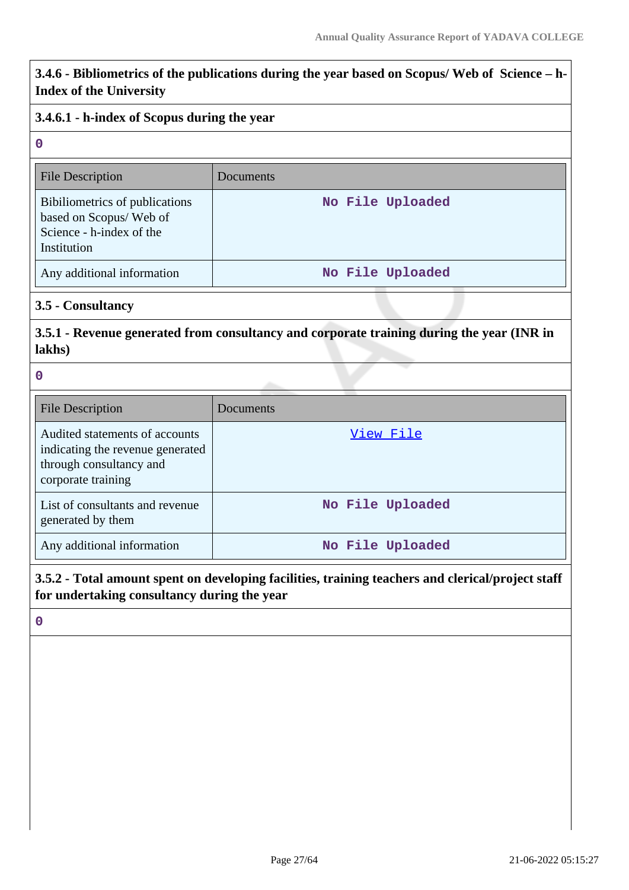**3.4.6 - Bibliometrics of the publications during the year based on Scopus/ Web of Science – h-Index of the University**

**3.4.6.1 - h-index of Scopus during the year**

0

| File Description | Documents |
|---|---|
| Bibiliometrics of publications based on Scopus/ Web of Science - h-index of the Institution | No File Uploaded |
| Any additional information | No File Uploaded |

**3.5 - Consultancy**

**3.5.1 - Revenue generated from consultancy and corporate training during the year (INR in lakhs)**

0

| File Description | Documents |
|---|---|
| Audited statements of accounts indicating the revenue generated through consultancy and corporate training | View File |
| List of consultants and revenue generated by them | No File Uploaded |
| Any additional information | No File Uploaded |

**3.5.2 - Total amount spent on developing facilities, training teachers and clerical/project staff for undertaking consultancy during the year**

0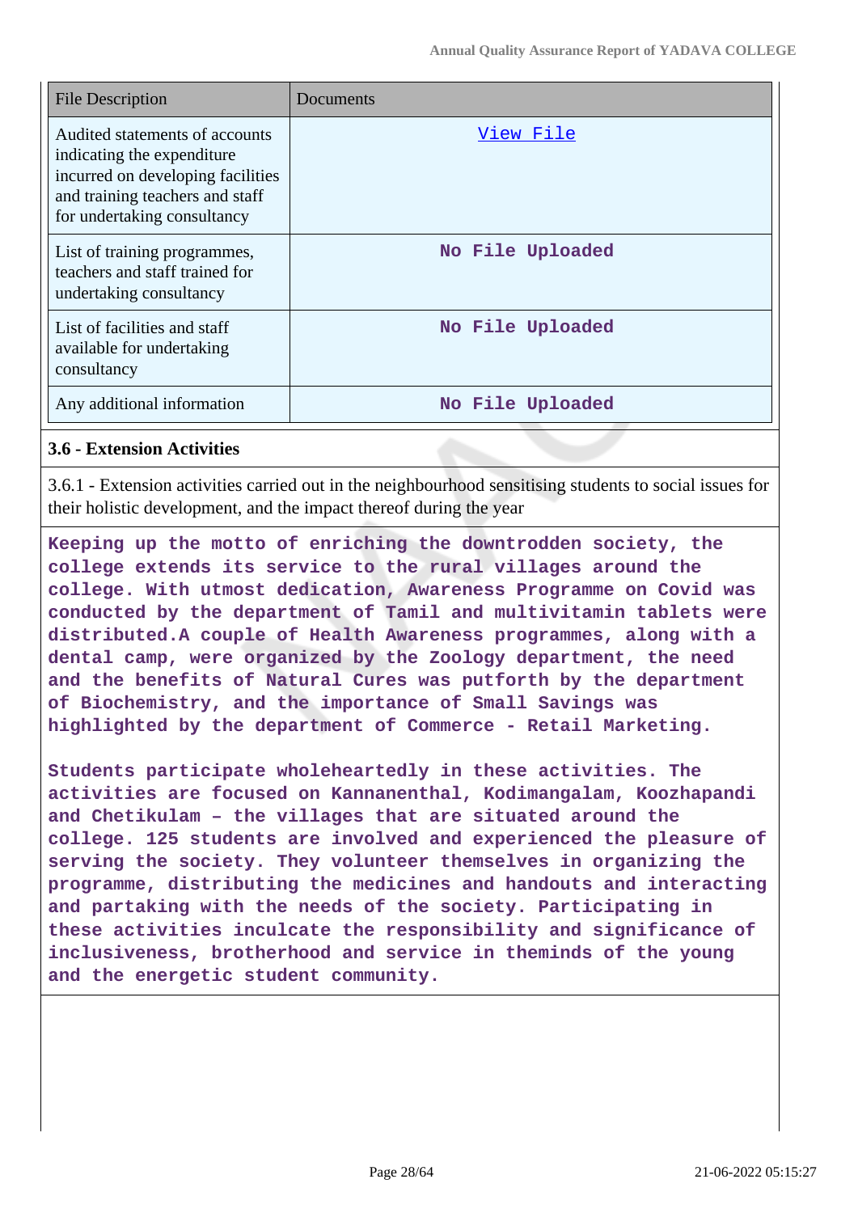| File Description | Documents |
| --- | --- |
| Audited statements of accounts indicating the expenditure incurred on developing facilities and training teachers and staff for undertaking consultancy | View File |
| List of training programmes, teachers and staff trained for undertaking consultancy | No File Uploaded |
| List of facilities and staff available for undertaking consultancy | No File Uploaded |
| Any additional information | No File Uploaded |

### 3.6 - Extension Activities

3.6.1 - Extension activities carried out in the neighbourhood sensitising students to social issues for their holistic development, and the impact thereof during the year

**Keeping up the motto of enriching the downtrodden society, the college extends its service to the rural villages around the college. With utmost dedication, Awareness Programme on Covid was conducted by the department of Tamil and multivitamin tablets were distributed.A couple of Health Awareness programmes, along with a dental camp, were organized by the Zoology department, the need and the benefits of Natural Cures was putforth by the department of Biochemistry, and the importance of Small Savings was highlighted by the department of Commerce - Retail Marketing.**

**Students participate wholeheartedly in these activities. The activities are focused on Kannanenthal, Kodimangalam, Koozhapandi and Chetikulam – the villages that are situated around the college. 125 students are involved and experienced the pleasure of serving the society. They volunteer themselves in organizing the programme, distributing the medicines and handouts and interacting and partaking with the needs of the society. Participating in these activities inculcate the responsibility and significance of inclusiveness, brotherhood and service in theminds of the young and the energetic student community.**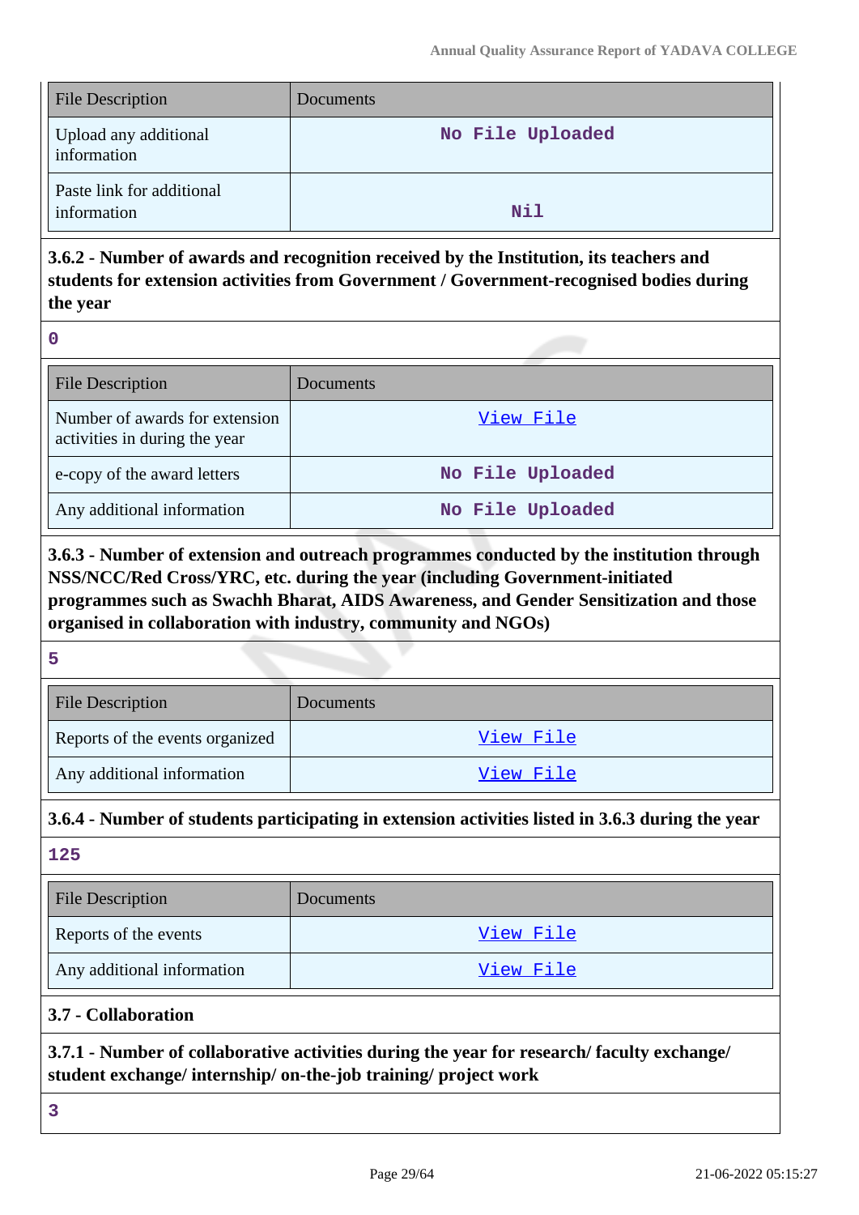| File Description | Documents |
|---|---|
| Upload any additional information | No File Uploaded |
| Paste link for additional information | Nil |

**3.6.2 - Number of awards and recognition received by the Institution, its teachers and students for extension activities from Government / Government-recognised bodies during the year**

0

| File Description | Documents |
|---|---|
| Number of awards for extension activities in during the year | View File |
| e-copy of the award letters | No File Uploaded |
| Any additional information | No File Uploaded |

**3.6.3 - Number of extension and outreach programmes conducted by the institution through NSS/NCC/Red Cross/YRC, etc. during the year (including Government-initiated programmes such as Swachh Bharat, AIDS Awareness, and Gender Sensitization and those organised in collaboration with industry, community and NGOs)**

5

| File Description | Documents |
|---|---|
| Reports of the events organized | View File |
| Any additional information | View File |

**3.6.4 - Number of students participating in extension activities listed in 3.6.3 during the year**

125

| File Description | Documents |
|---|---|
| Reports of the events | View File |
| Any additional information | View File |

**3.7 - Collaboration**

**3.7.1 - Number of collaborative activities during the year for research/ faculty exchange/ student exchange/ internship/ on-the-job training/ project work**

3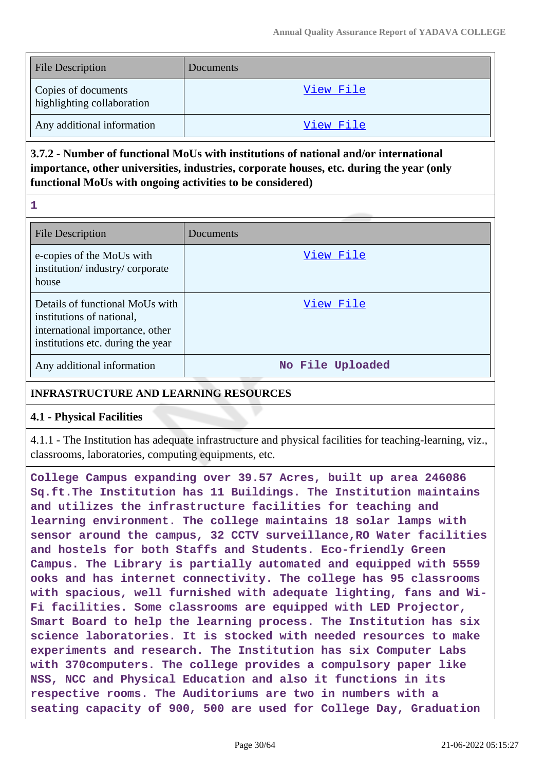| File Description | Documents |
| --- | --- |
| Copies of documents highlighting collaboration | View File |
| Any additional information | View File |

**3.7.2 - Number of functional MoUs with institutions of national and/or international importance, other universities, industries, corporate houses, etc. during the year (only functional MoUs with ongoing activities to be considered)**

1

| File Description | Documents |
| --- | --- |
| e-copies of the MoUs with institution/ industry/ corporate house | View File |
| Details of functional MoUs with institutions of national, international importance, other institutions etc. during the year | View File |
| Any additional information | No File Uploaded |

**INFRASTRUCTURE AND LEARNING RESOURCES**

**4.1 - Physical Facilities**

4.1.1 - The Institution has adequate infrastructure and physical facilities for teaching-learning, viz., classrooms, laboratories, computing equipments, etc.

College Campus expanding over 39.57 Acres, built up area 246086 Sq.ft.The Institution has 11 Buildings. The Institution maintains and utilizes the infrastructure facilities for teaching and learning environment. The college maintains 18 solar lamps with sensor around the campus, 32 CCTV surveillance,RO Water facilities and hostels for both Staffs and Students. Eco-friendly Green Campus. The Library is partially automated and equipped with 5559 ooks and has internet connectivity. The college has 95 classrooms with spacious, well furnished with adequate lighting, fans and Wi-Fi facilities. Some classrooms are equipped with LED Projector, Smart Board to help the learning process. The Institution has six science laboratories. It is stocked with needed resources to make experiments and research. The Institution has six Computer Labs with 370computers. The college provides a compulsory paper like NSS, NCC and Physical Education and also it functions in its respective rooms. The Auditoriums are two in numbers with a seating capacity of 900, 500 are used for College Day, Graduation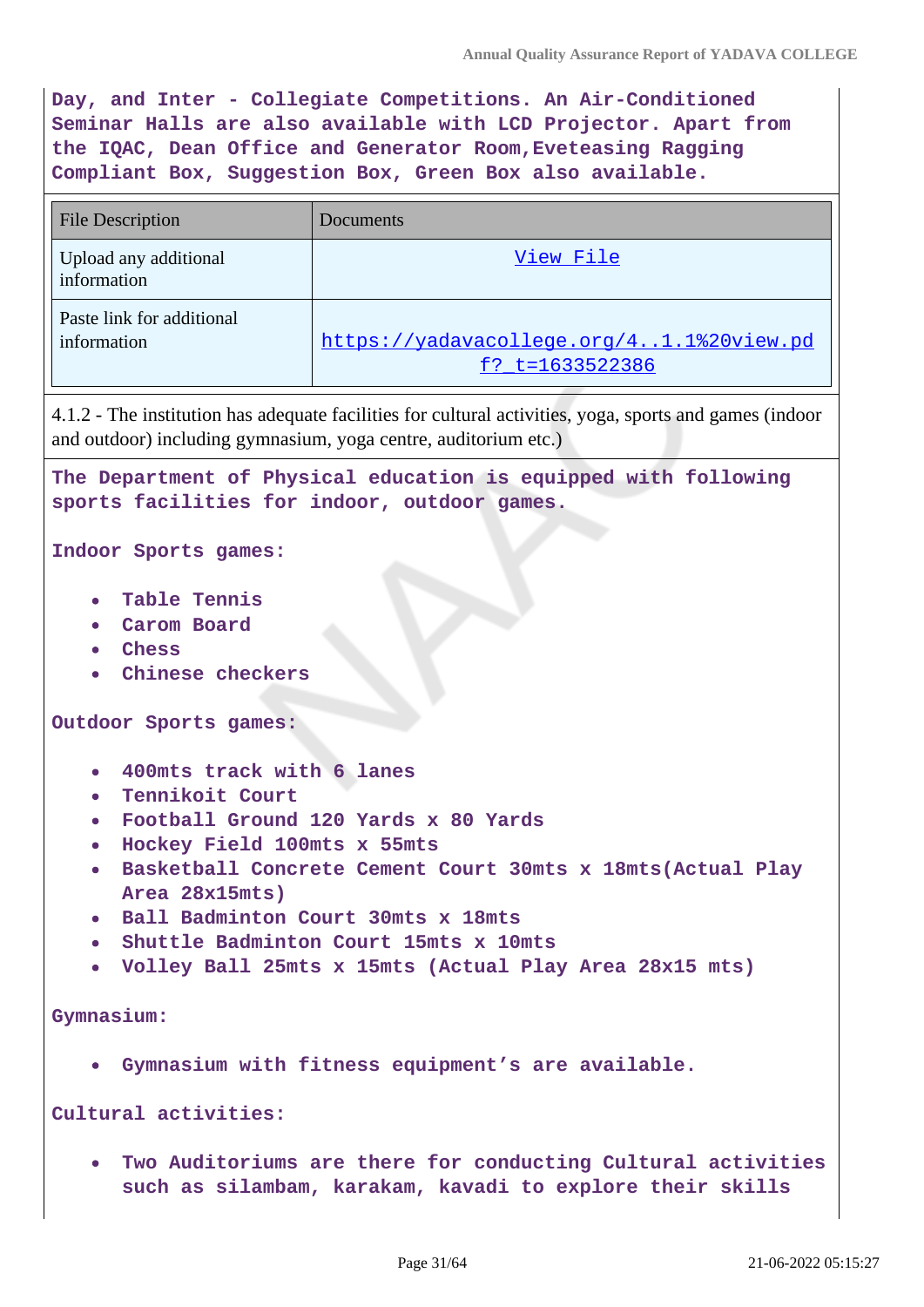Day, and Inter - Collegiate Competitions. An Air-Conditioned Seminar Halls are also available with LCD Projector. Apart from the IQAC, Dean Office and Generator Room,Eveteasing Ragging Compliant Box, Suggestion Box, Green Box also available.

| File Description | Documents |
|---|---|
| Upload any additional information | View File |
| Paste link for additional information | https://yadavacollege.org/4..1.1%20view.pdf?_t=1633522386 |

4.1.2 - The institution has adequate facilities for cultural activities, yoga, sports and games (indoor and outdoor) including gymnasium, yoga centre, auditorium etc.)

The Department of Physical education is equipped with following sports facilities for indoor, outdoor games.

Indoor Sports games:

- Table Tennis
- Carom Board
- Chess
- Chinese checkers

Outdoor Sports games:

- 400mts track with 6 lanes
- Tennikoit Court
- Football Ground 120 Yards x 80 Yards
- Hockey Field 100mts x 55mts
- Basketball Concrete Cement Court 30mts x 18mts(Actual Play Area 28x15mts)
- Ball Badminton Court 30mts x 18mts
- Shuttle Badminton Court 15mts x 10mts
- Volley Ball 25mts x 15mts (Actual Play Area 28x15 mts)

Gymnasium:

- Gymnasium with fitness equipment's are available.

Cultural activities:

- Two Auditoriums are there for conducting Cultural activities such as silambam, karakam, kavadi to explore their skills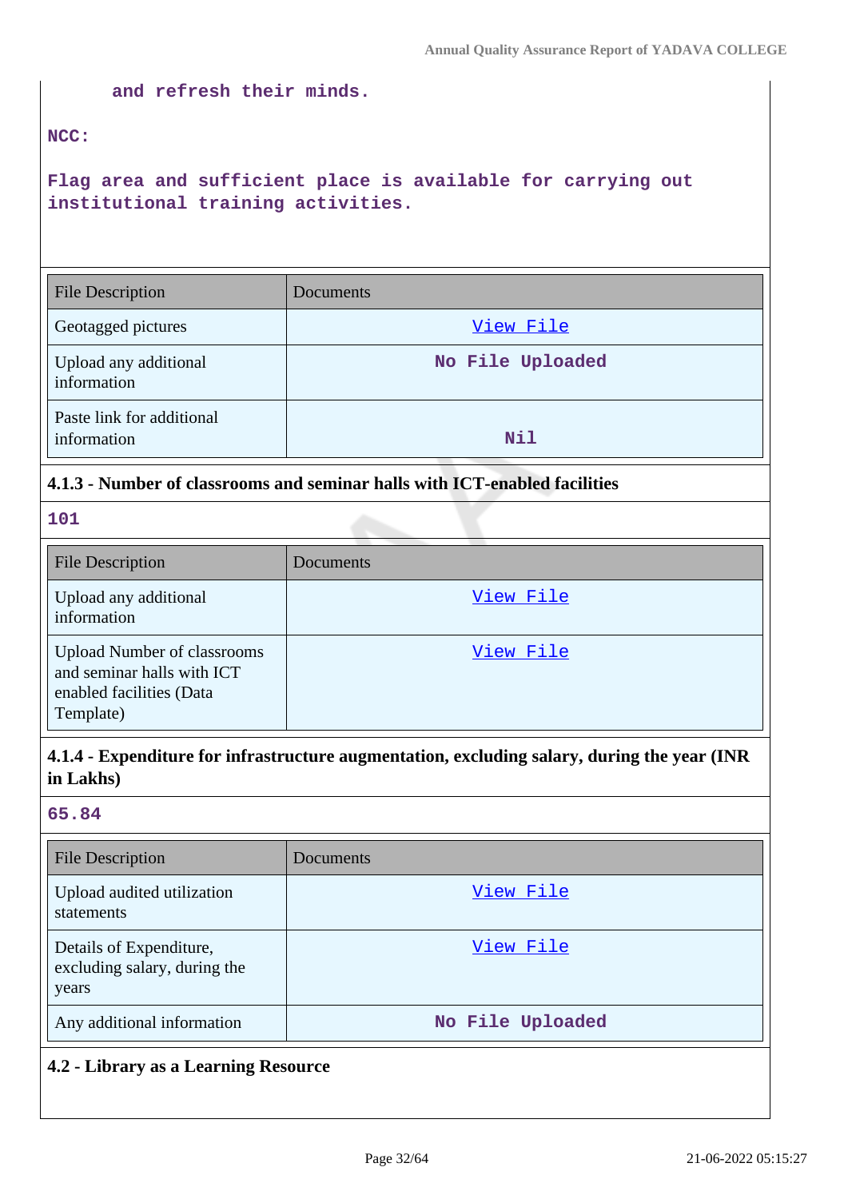and refresh their minds.

NCC:

Flag area and sufficient place is available for carrying out institutional training activities.

| File Description | Documents |
|---|---|
| Geotagged pictures | View File |
| Upload any additional information | No File Uploaded |
| Paste link for additional information | Nil |

### 4.1.3 - Number of classrooms and seminar halls with ICT-enabled facilities

101

| File Description | Documents |
|---|---|
| Upload any additional information | View File |
| Upload Number of classrooms and seminar halls with ICT enabled facilities (Data Template) | View File |

### 4.1.4 - Expenditure for infrastructure augmentation, excluding salary, during the year (INR in Lakhs)

65.84

| File Description | Documents |
|---|---|
| Upload audited utilization statements | View File |
| Details of Expenditure, excluding salary, during the years | View File |
| Any additional information | No File Uploaded |

### 4.2 - Library as a Learning Resource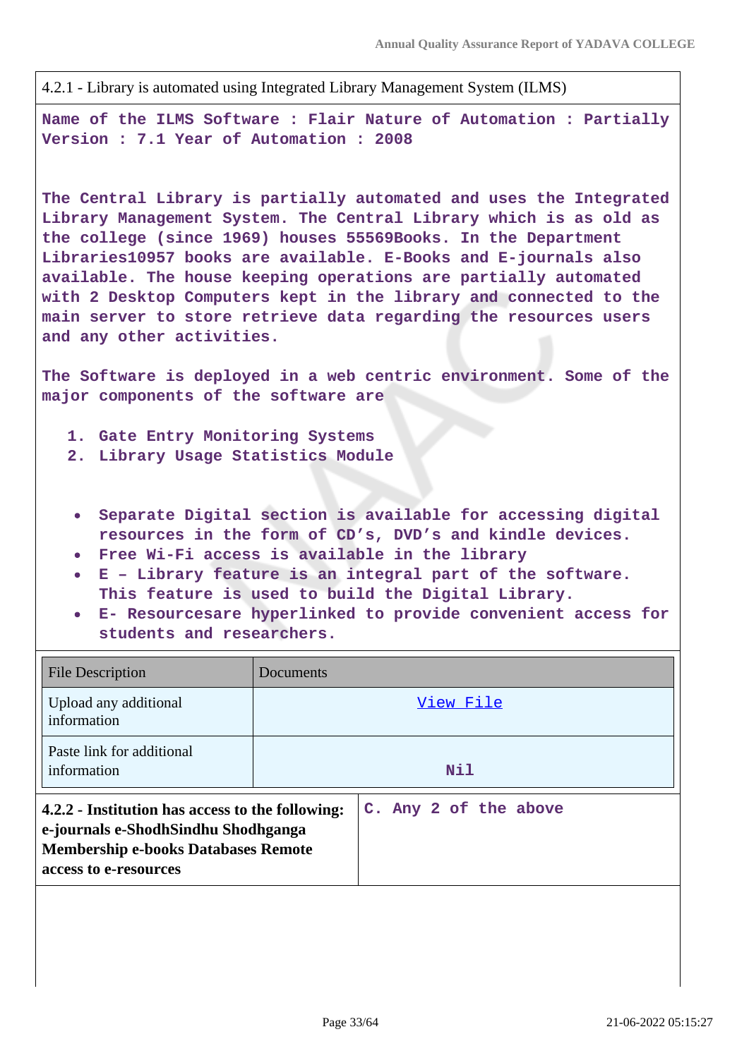4.2.1 - Library is automated using Integrated Library Management System (ILMS)

Name of the ILMS Software : Flair Nature of Automation : Partially Version : 7.1 Year of Automation : 2008

The Central Library is partially automated and uses the Integrated Library Management System. The Central Library which is as old as the college (since 1969) houses 55569Books. In the Department Libraries10957 books are available. E-Books and E-journals also available. The house keeping operations are partially automated with 2 Desktop Computers kept in the library and connected to the main server to store retrieve data regarding the resources users and any other activities.

The Software is deployed in a web centric environment. Some of the major components of the software are

1. Gate Entry Monitoring Systems
2. Library Usage Statistics Module

- Separate Digital section is available for accessing digital resources in the form of CD's, DVD's and kindle devices.
- Free Wi-Fi access is available in the library
- E – Library feature is an integral part of the software. This feature is used to build the Digital Library.
- E- Resourcesare hyperlinked to provide convenient access for students and researchers.

| File Description | Documents |
|---|---|
| Upload any additional information | View File |
| Paste link for additional information | Nil |

| 4.2.2 - Institution has access to the following: e-journals e-ShodhSindhu Shodhganga Membership e-books Databases Remote access to e-resources | C. Any 2 of the above |
|---|---|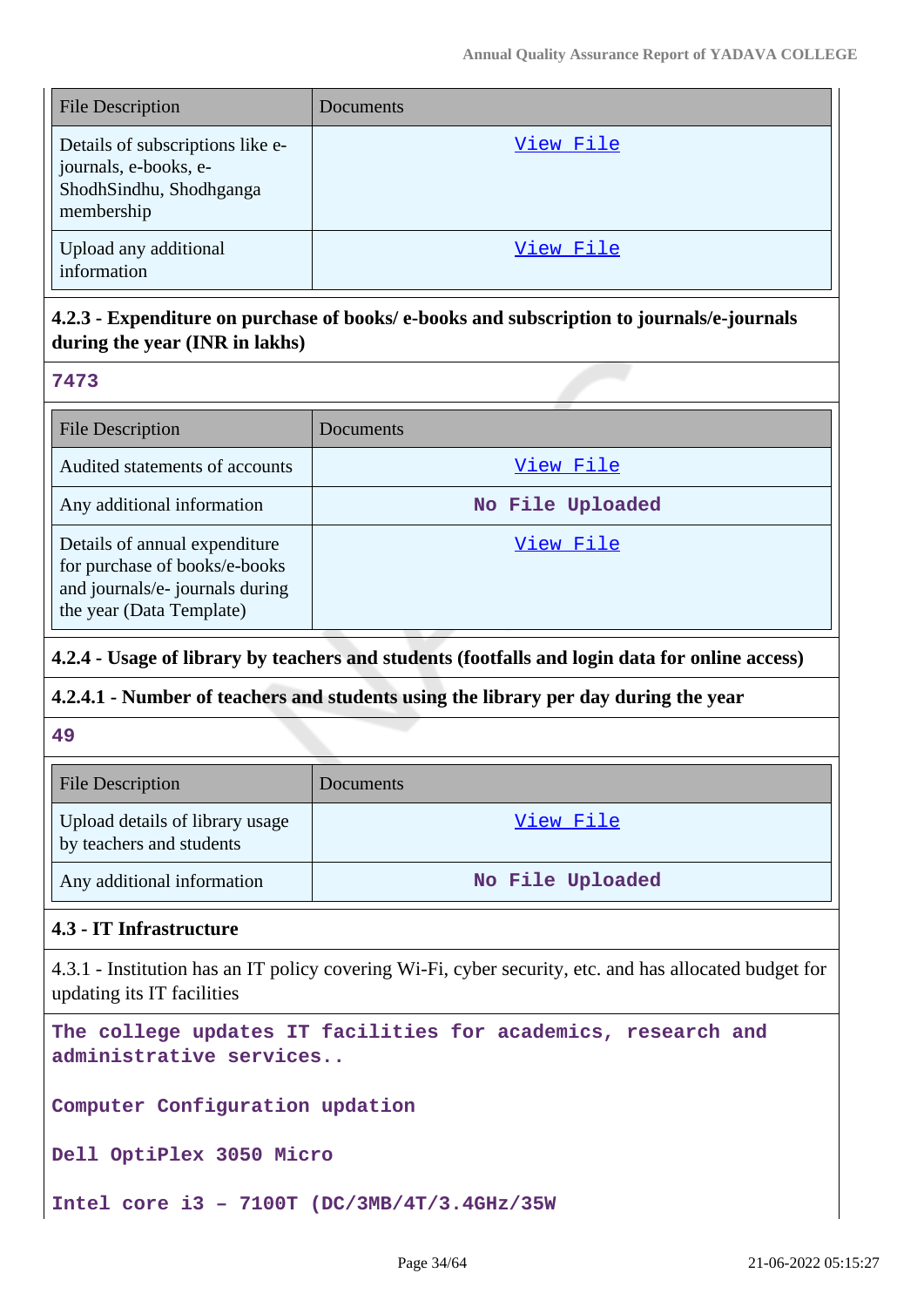| File Description | Documents |
| --- | --- |
| Details of subscriptions like e-journals, e-books, e-ShodhSindhu, Shodhganga membership | View File |
| Upload any additional information | View File |

**4.2.3 - Expenditure on purchase of books/ e-books and subscription to journals/e-journals during the year (INR in lakhs)**

7473

| File Description | Documents |
| --- | --- |
| Audited statements of accounts | View File |
| Any additional information | No File Uploaded |
| Details of annual expenditure for purchase of books/e-books and journals/e- journals during the year (Data Template) | View File |

**4.2.4 - Usage of library by teachers and students (footfalls and login data for online access)**

**4.2.4.1 - Number of teachers and students using the library per day during the year**

49

| File Description | Documents |
| --- | --- |
| Upload details of library usage by teachers and students | View File |
| Any additional information | No File Uploaded |

**4.3 - IT Infrastructure**

4.3.1 - Institution has an IT policy covering Wi-Fi, cyber security, etc. and has allocated budget for updating its IT facilities

The college updates IT facilities for academics, research and administrative services..

Computer Configuration updation

Dell OptiPlex 3050 Micro

Intel core i3 – 7100T (DC/3MB/4T/3.4GHz/35W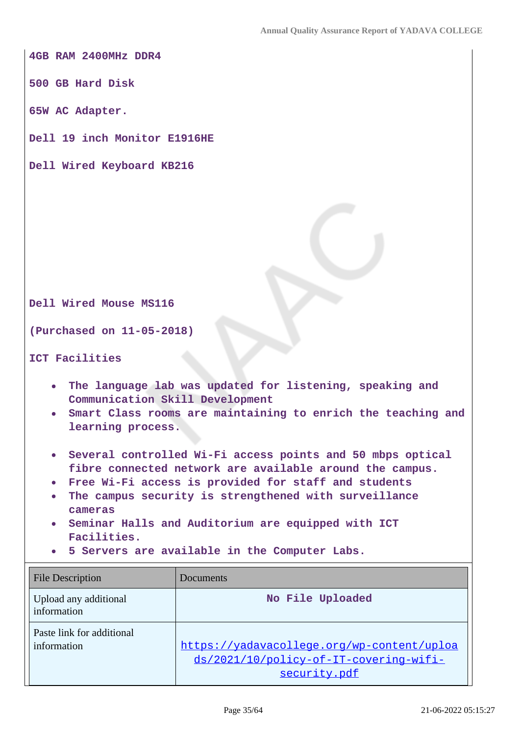**4GB RAM 2400MHz DDR4**

**500 GB Hard Disk**

**65W AC Adapter.**

**Dell 19 inch Monitor E1916HE**

**Dell Wired Keyboard KB216**

**Dell Wired Mouse MS116**

**(Purchased on 11-05-2018)**

**ICT Facilities**

- **The language lab was updated for listening, speaking and Communication Skill Development**
- **Smart Class rooms are maintaining to enrich the teaching and learning process.**
- **Several controlled Wi-Fi access points and 50 mbps optical fibre connected network are available around the campus.**
- **Free Wi-Fi access is provided for staff and students**
- **The campus security is strengthened with surveillance cameras**
- **Seminar Halls and Auditorium are equipped with ICT Facilities.**
- **5 Servers are available in the Computer Labs.**

| File Description | Documents |
|---|---|
| Upload any additional information | **No File Uploaded** |
| Paste link for additional information | https://yadavacollege.org/wp-content/uploads/2021/10/policy-of-IT-covering-wifi-security.pdf |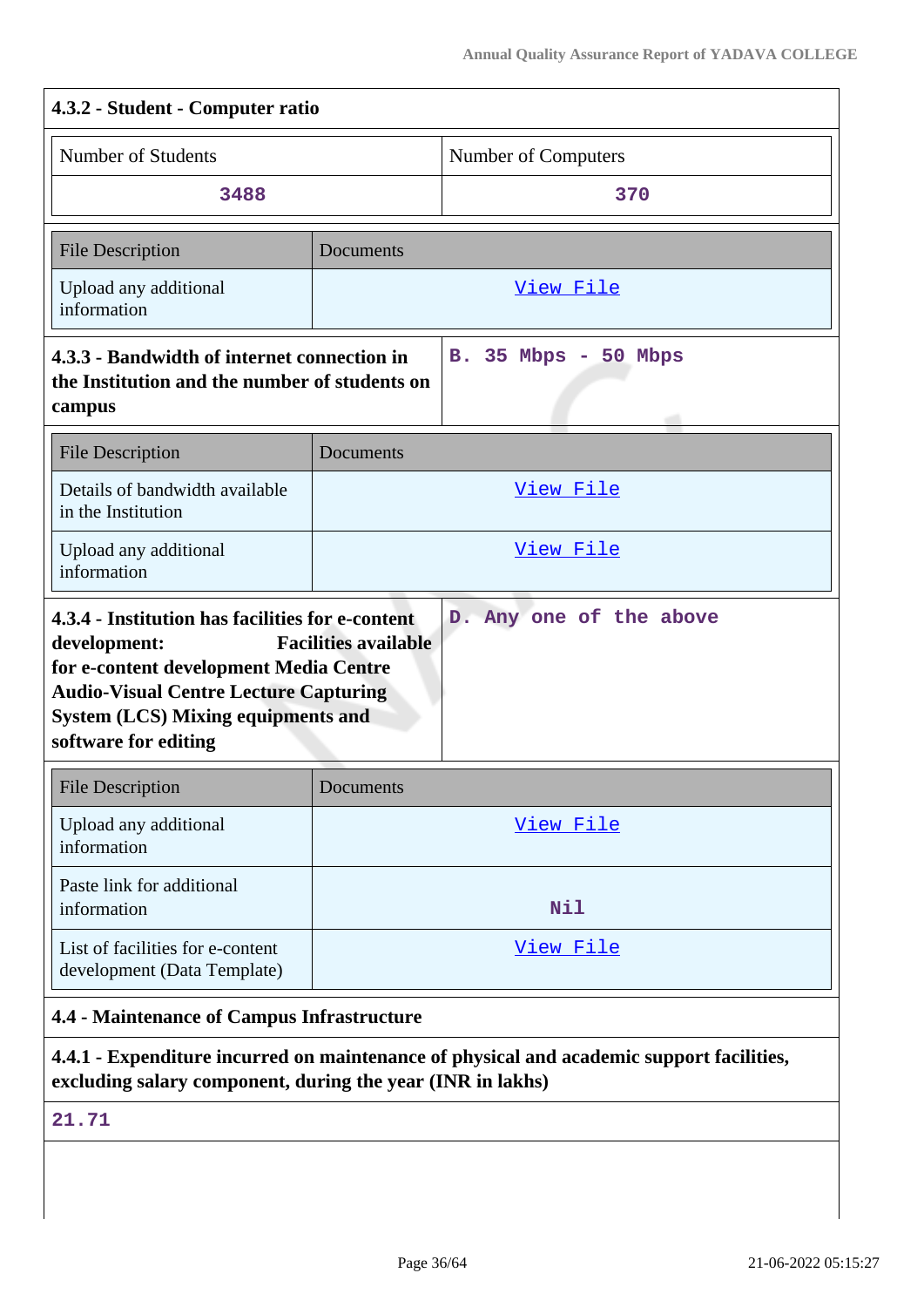**4.3.2 - Student - Computer ratio**

| Number of Students | Number of Computers |
|---|---|
| 3488 | 370 |

| File Description | Documents |
|---|---|
| Upload any additional information | View File |

**4.3.3 - Bandwidth of internet connection in the Institution and the number of students on campus**

B. 35 Mbps - 50 Mbps

| File Description | Documents |
|---|---|
| Details of bandwidth available in the Institution | View File |
| Upload any additional information | View File |

**4.3.4 - Institution has facilities for e-content development: Facilities available for e-content development Media Centre Audio-Visual Centre Lecture Capturing System (LCS) Mixing equipments and software for editing**

D. Any one of the above

| File Description | Documents |
|---|---|
| Upload any additional information | View File |
| Paste link for additional information | Nil |
| List of facilities for e-content development (Data Template) | View File |

**4.4 - Maintenance of Campus Infrastructure**

**4.4.1 - Expenditure incurred on maintenance of physical and academic support facilities, excluding salary component, during the year (INR in lakhs)**

21.71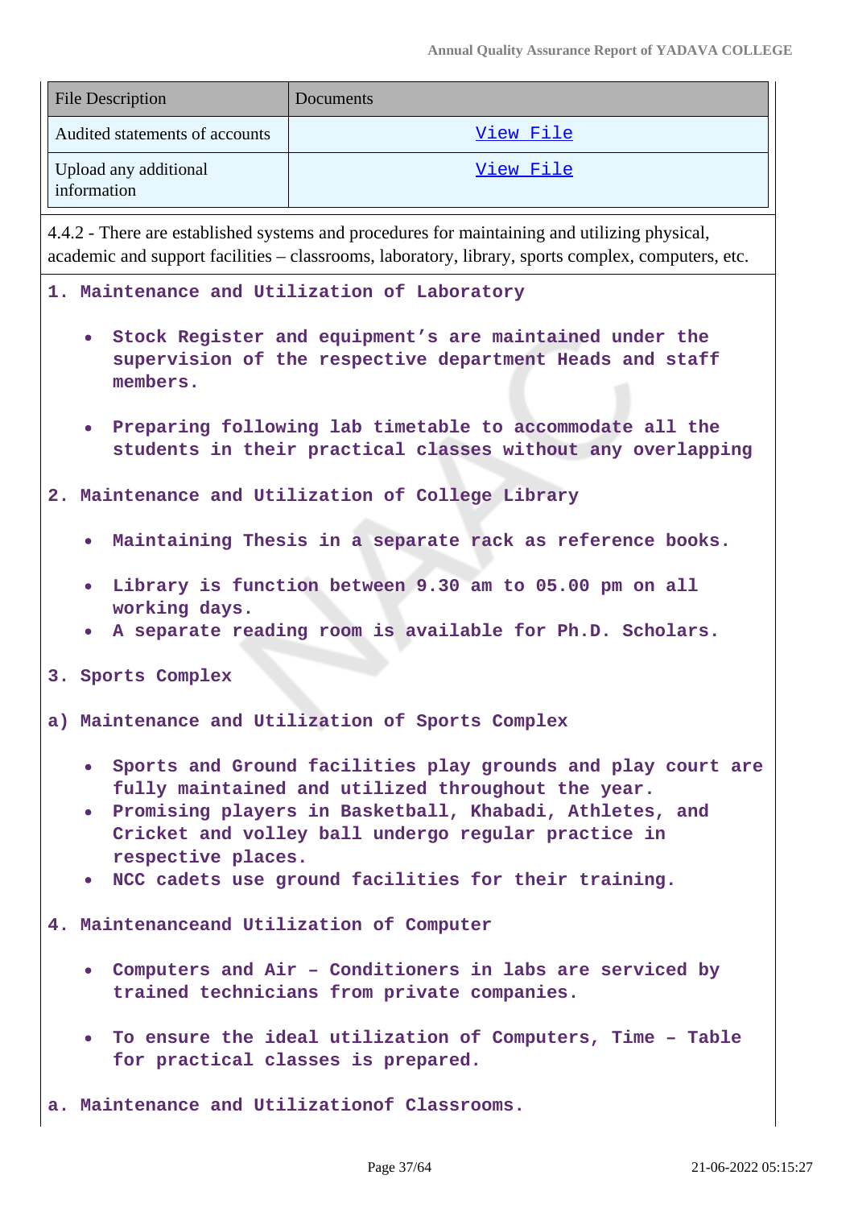| File Description | Documents |
| --- | --- |
| Audited statements of accounts | View File |
| Upload any additional information | View File |

4.4.2 - There are established systems and procedures for maintaining and utilizing physical, academic and support facilities – classrooms, laboratory, library, sports complex, computers, etc.

**1. Maintenance and Utilization of Laboratory**

- **Stock Register and equipment's are maintained under the supervision of the respective department Heads and staff members.**
- **Preparing following lab timetable to accommodate all the students in their practical classes without any overlapping**

**2. Maintenance and Utilization of College Library**

- **Maintaining Thesis in a separate rack as reference books.**
- **Library is function between 9.30 am to 05.00 pm on all working days.**
- **A separate reading room is available for Ph.D. Scholars.**

**3. Sports Complex**

**a) Maintenance and Utilization of Sports Complex**

- **Sports and Ground facilities play grounds and play court are fully maintained and utilized throughout the year.**
- **Promising players in Basketball, Khabadi, Athletes, and Cricket and volley ball undergo regular practice in respective places.**
- **NCC cadets use ground facilities for their training.**

**4. Maintenanceand Utilization of Computer**

- **Computers and Air – Conditioners in labs are serviced by trained technicians from private companies.**
- **To ensure the ideal utilization of Computers, Time – Table for practical classes is prepared.**

**a. Maintenance and Utilizationof Classrooms.**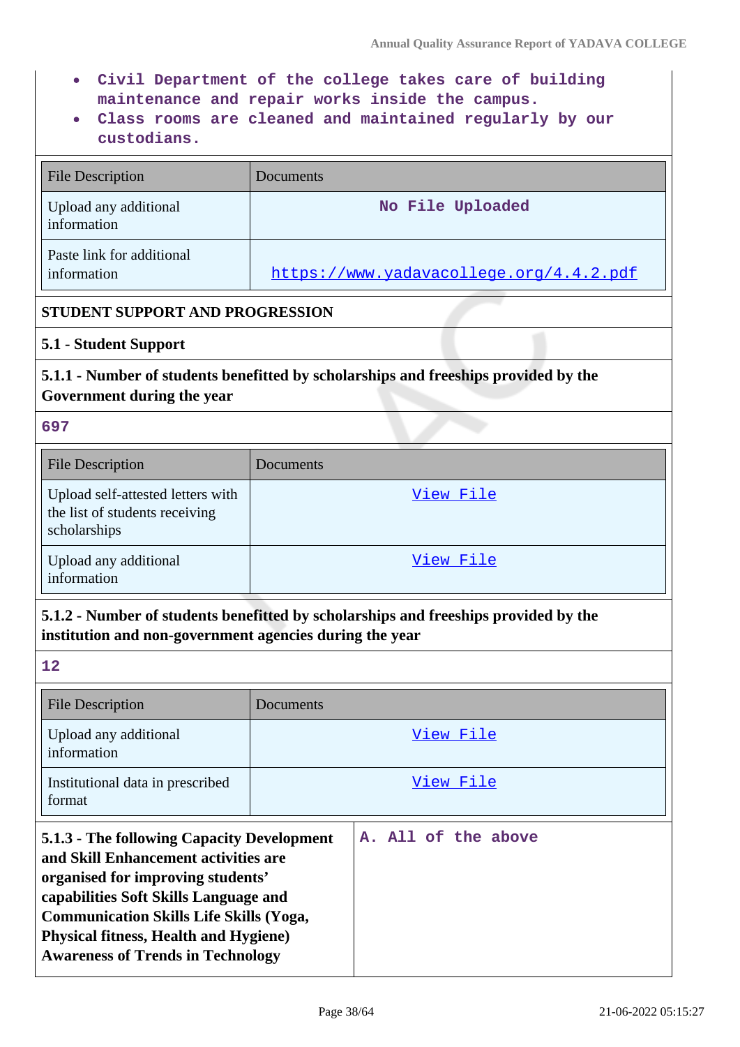- Civil Department of the college takes care of building maintenance and repair works inside the campus.
- Class rooms are cleaned and maintained regularly by our custodians.

| File Description | Documents |
|---|---|
| Upload any additional information | No File Uploaded |
| Paste link for additional information | https://www.yadavacollege.org/4.4.2.pdf |

## STUDENT SUPPORT AND PROGRESSION

### 5.1 - Student Support

**5.1.1 - Number of students benefitted by scholarships and freeships provided by the Government during the year**

697

| File Description | Documents |
|---|---|
| Upload self-attested letters with the list of students receiving scholarships | View File |
| Upload any additional information | View File |

**5.1.2 - Number of students benefitted by scholarships and freeships provided by the institution and non-government agencies during the year**

12

| File Description | Documents |
|---|---|
| Upload any additional information | View File |
| Institutional data in prescribed format | View File |

| **5.1.3 - The following Capacity Development and Skill Enhancement activities are organised for improving students' capabilities Soft Skills Language and Communication Skills Life Skills (Yoga, Physical fitness, Health and Hygiene) Awareness of Trends in Technology** | A. All of the above |
|---|---|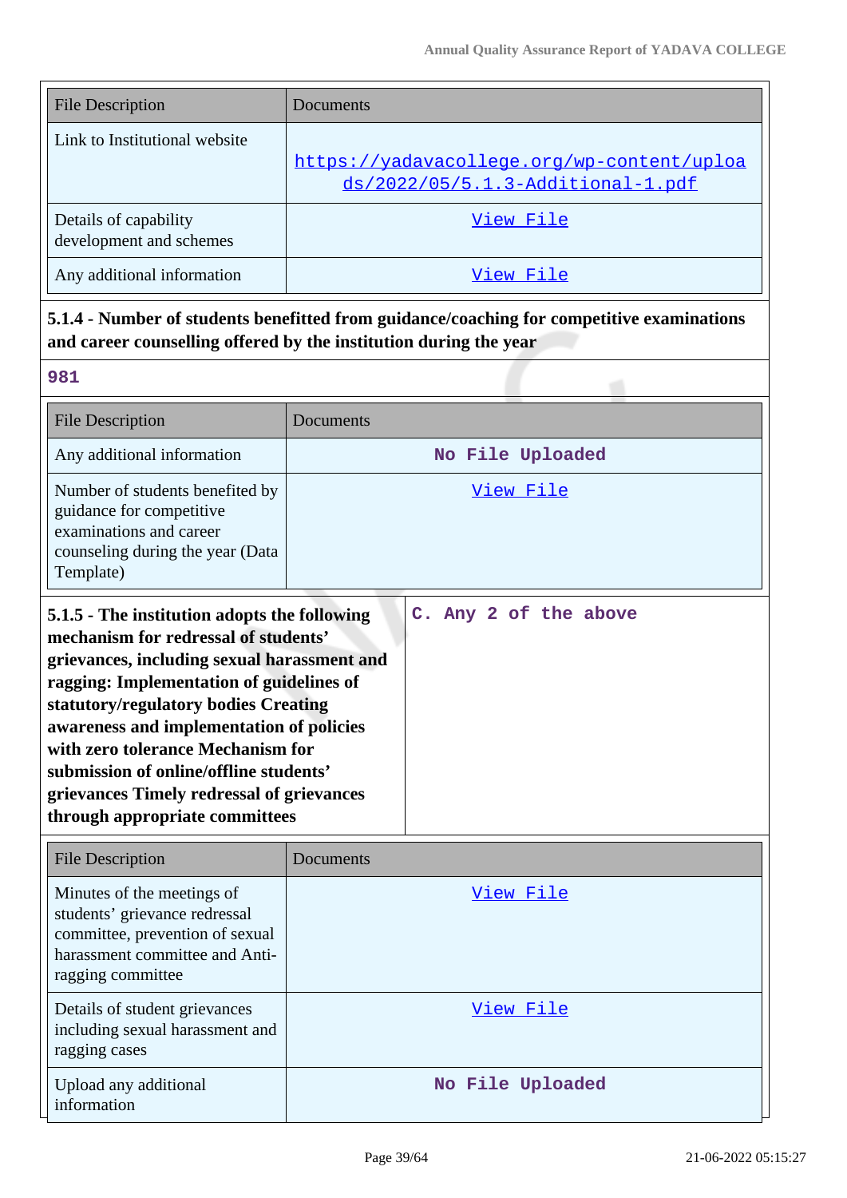| File Description | Documents |
|---|---|
| Link to Institutional website | https://yadavacollege.org/wp-content/uploads/2022/05/5.1.3-Additional-1.pdf |
| Details of capability development and schemes | View File |
| Any additional information | View File |

**5.1.4 - Number of students benefitted from guidance/coaching for competitive examinations and career counselling offered by the institution during the year**

981

| File Description | Documents |
|---|---|
| Any additional information | No File Uploaded |
| Number of students benefited by guidance for competitive examinations and career counseling during the year (Data Template) | View File |

| **5.1.5 - The institution adopts the following mechanism for redressal of students' grievances, including sexual harassment and ragging: Implementation of guidelines of statutory/regulatory bodies Creating awareness and implementation of policies with zero tolerance Mechanism for submission of online/offline students' grievances Timely redressal of grievances through appropriate committees** | C. Any 2 of the above |
|---|---|

| File Description | Documents |
|---|---|
| Minutes of the meetings of students' grievance redressal committee, prevention of sexual harassment committee and Anti-ragging committee | View File |
| Details of student grievances including sexual harassment and ragging cases | View File |
| Upload any additional information | No File Uploaded |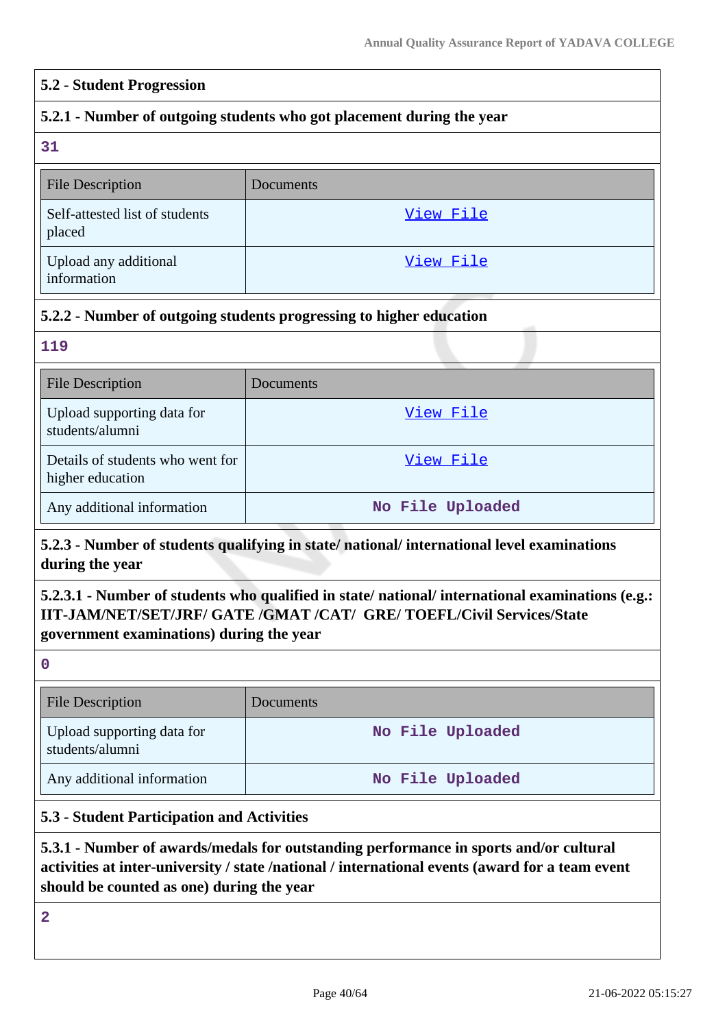## 5.2 - Student Progression

### 5.2.1 - Number of outgoing students who got placement during the year

**31**

| File Description | Documents |
|---|---|
| Self-attested list of students placed | View File |
| Upload any additional information | View File |

### 5.2.2 - Number of outgoing students progressing to higher education

**119**

| File Description | Documents |
|---|---|
| Upload supporting data for students/alumni | View File |
| Details of students who went for higher education | View File |
| Any additional information | No File Uploaded |

### 5.2.3 - Number of students qualifying in state/ national/ international level examinations during the year

#### 5.2.3.1 - Number of students who qualified in state/ national/ international examinations (e.g.: IIT-JAM/NET/SET/JRF/ GATE /GMAT /CAT/ GRE/ TOEFL/Civil Services/State government examinations) during the year

**0**

| File Description | Documents |
|---|---|
| Upload supporting data for students/alumni | No File Uploaded |
| Any additional information | No File Uploaded |

## 5.3 - Student Participation and Activities

### 5.3.1 - Number of awards/medals for outstanding performance in sports and/or cultural activities at inter-university / state /national / international events (award for a team event should be counted as one) during the year

**2**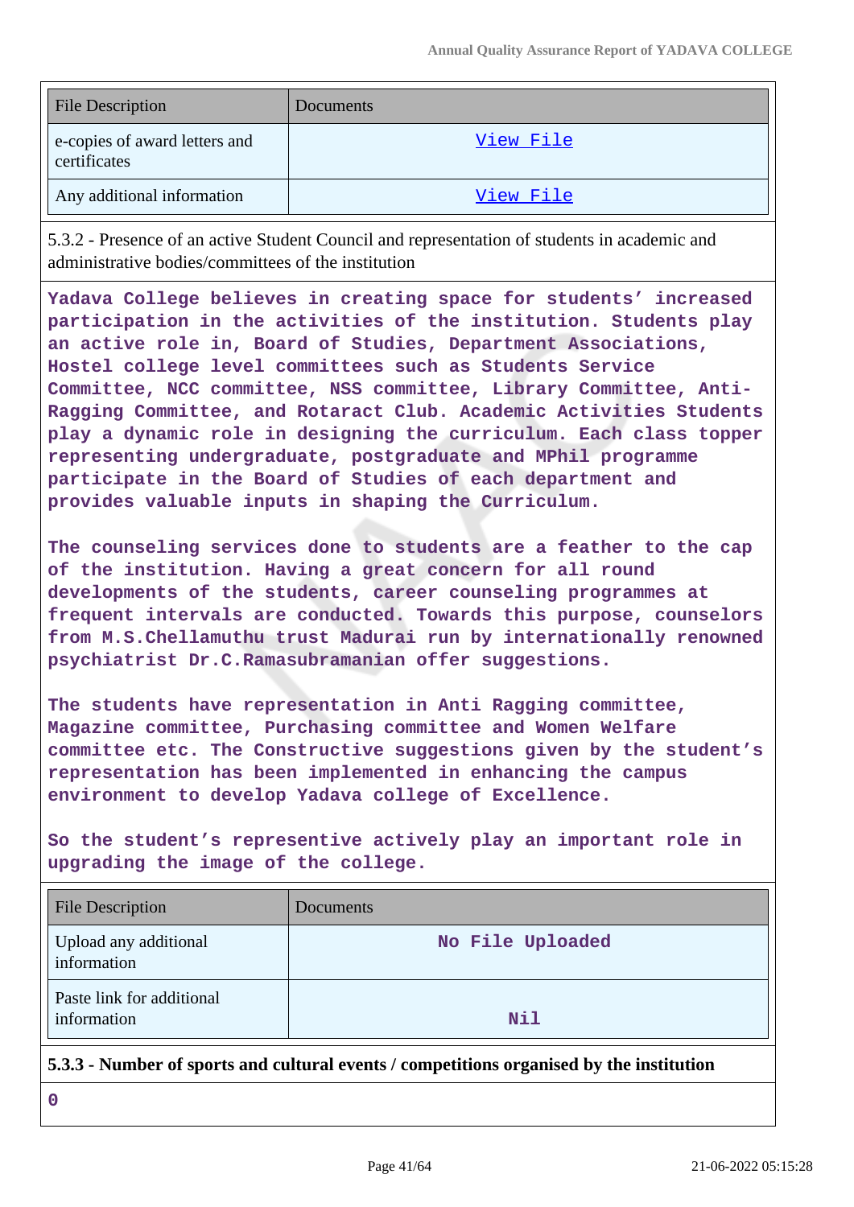| File Description | Documents |
|---|---|
| e-copies of award letters and certificates | View File |
| Any additional information | View File |

5.3.2 - Presence of an active Student Council and representation of students in academic and administrative bodies/committees of the institution

**Yadava College believes in creating space for students' increased participation in the activities of the institution. Students play an active role in, Board of Studies, Department Associations, Hostel college level committees such as Students Service Committee, NCC committee, NSS committee, Library Committee, Anti-Ragging Committee, and Rotaract Club. Academic Activities Students play a dynamic role in designing the curriculum. Each class topper representing undergraduate, postgraduate and MPhil programme participate in the Board of Studies of each department and provides valuable inputs in shaping the Curriculum.**

**The counseling services done to students are a feather to the cap of the institution. Having a great concern for all round developments of the students, career counseling programmes at frequent intervals are conducted. Towards this purpose, counselors from M.S.Chellamuthu trust Madurai run by internationally renowned psychiatrist Dr.C.Ramasubramanian offer suggestions.**

**The students have representation in Anti Ragging committee, Magazine committee, Purchasing committee and Women Welfare committee etc. The Constructive suggestions given by the student's representation has been implemented in enhancing the campus environment to develop Yadava college of Excellence.**

**So the student's representive actively play an important role in upgrading the image of the college.**

| File Description | Documents |
|---|---|
| Upload any additional information | **No File Uploaded** |
| Paste link for additional information | **Nil** |

**5.3.3 - Number of sports and cultural events / competitions organised by the institution**

**0**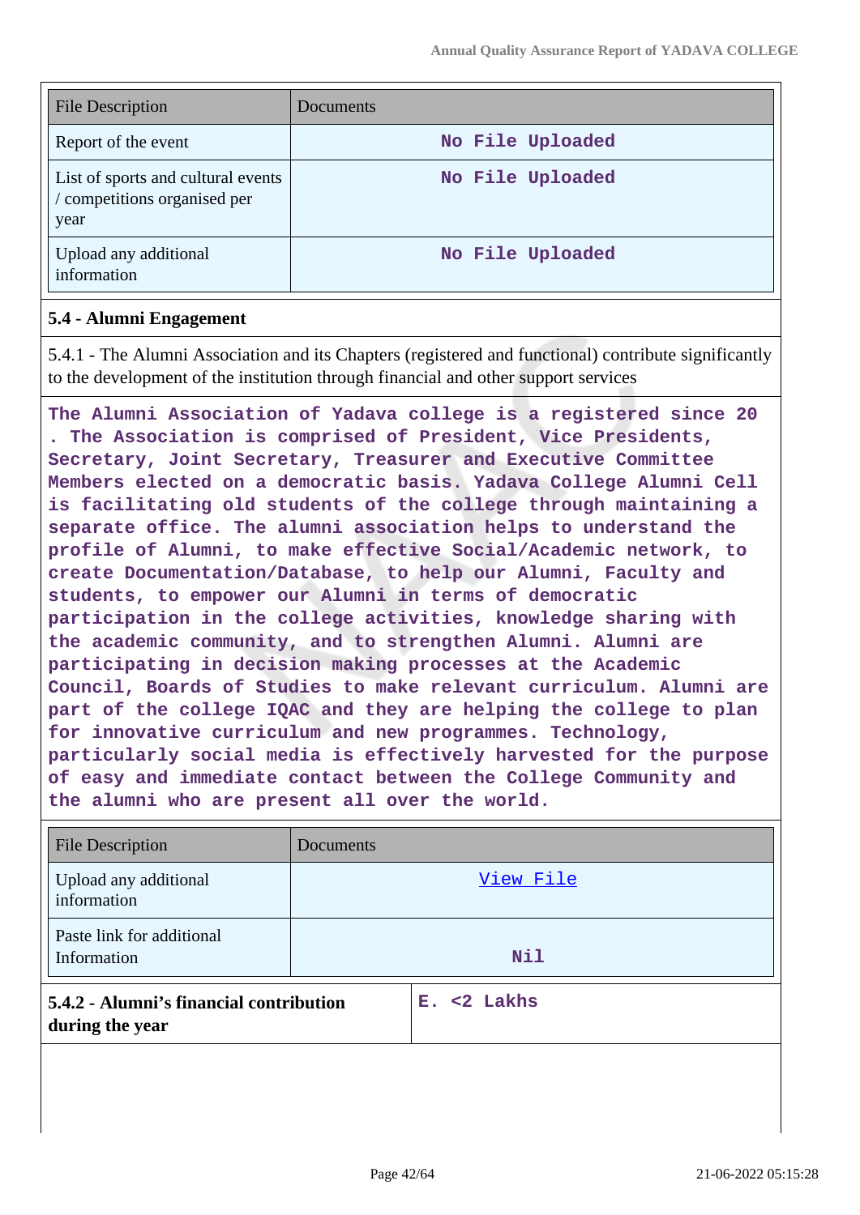| File Description | Documents |
|---|---|
| Report of the event | No File Uploaded |
| List of sports and cultural events / competitions organised per year | No File Uploaded |
| Upload any additional information | No File Uploaded |

## 5.4 - Alumni Engagement

5.4.1 - The Alumni Association and its Chapters (registered and functional) contribute significantly to the development of the institution through financial and other support services

The Alumni Association of Yadava college is a registered since 20 . The Association is comprised of President, Vice Presidents, Secretary, Joint Secretary, Treasurer and Executive Committee Members elected on a democratic basis. Yadava College Alumni Cell is facilitating old students of the college through maintaining a separate office. The alumni association helps to understand the profile of Alumni, to make effective Social/Academic network, to create Documentation/Database, to help our Alumni, Faculty and students, to empower our Alumni in terms of democratic participation in the college activities, knowledge sharing with the academic community, and to strengthen Alumni. Alumni are participating in decision making processes at the Academic Council, Boards of Studies to make relevant curriculum. Alumni are part of the college IQAC and they are helping the college to plan for innovative curriculum and new programmes. Technology, particularly social media is effectively harvested for the purpose of easy and immediate contact between the College Community and the alumni who are present all over the world.

| File Description | Documents |
|---|---|
| Upload any additional information | View File |
| Paste link for additional Information | Nil |

| 5.4.2 - Alumni's financial contribution during the year | E. <2 Lakhs |
|---|---|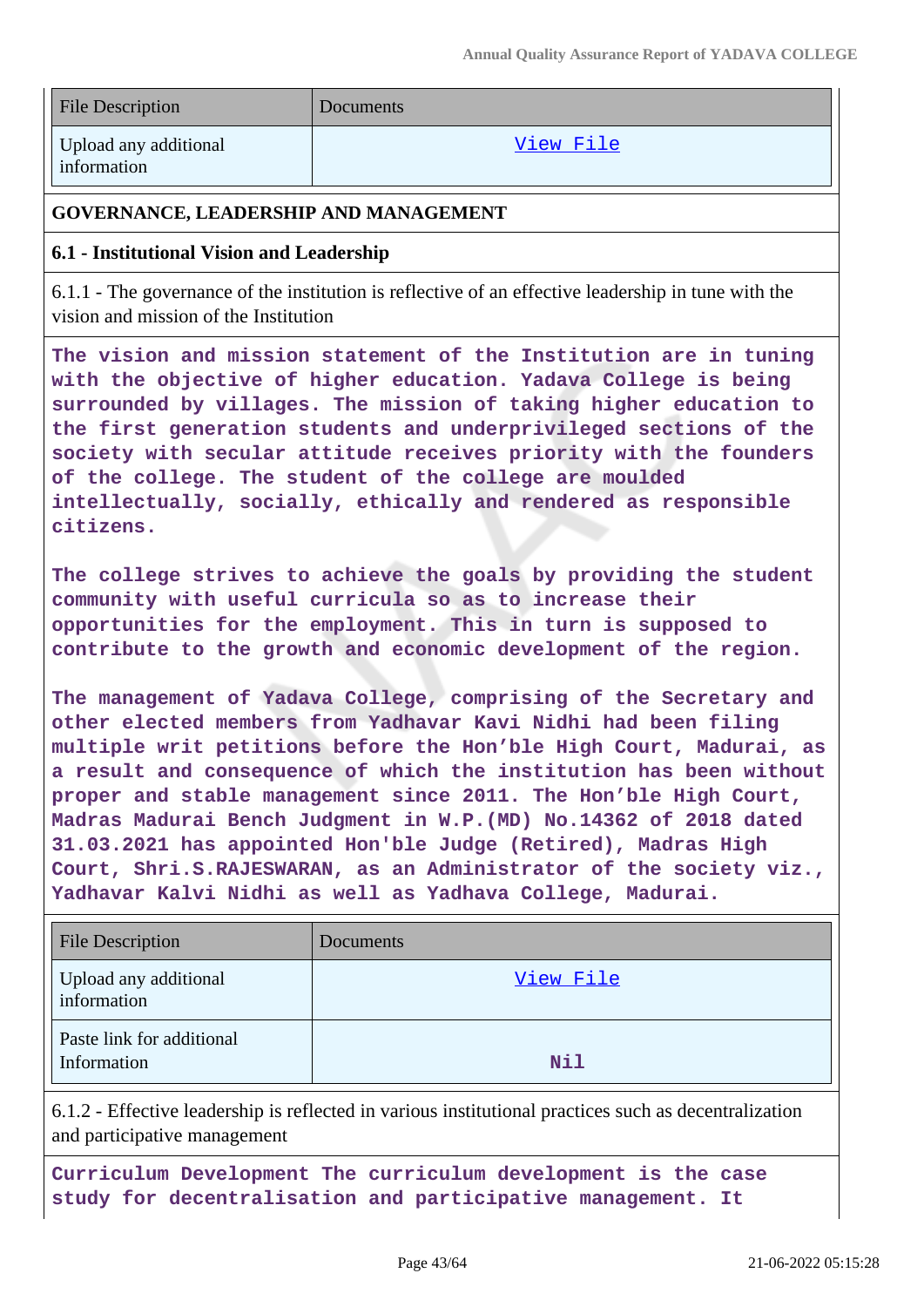| File Description | Documents |
| --- | --- |
| Upload any additional information | View File |

**GOVERNANCE, LEADERSHIP AND MANAGEMENT**

**6.1 - Institutional Vision and Leadership**

6.1.1 - The governance of the institution is reflective of an effective leadership in tune with the vision and mission of the Institution

**The vision and mission statement of the Institution are in tuning with the objective of higher education. Yadava College is being surrounded by villages. The mission of taking higher education to the first generation students and underprivileged sections of the society with secular attitude receives priority with the founders of the college. The student of the college are moulded intellectually, socially, ethically and rendered as responsible citizens.**

**The college strives to achieve the goals by providing the student community with useful curricula so as to increase their opportunities for the employment. This in turn is supposed to contribute to the growth and economic development of the region.**

**The management of Yadava College, comprising of the Secretary and other elected members from Yadhavar Kavi Nidhi had been filing multiple writ petitions before the Hon'ble High Court, Madurai, as a result and consequence of which the institution has been without proper and stable management since 2011. The Hon'ble High Court, Madras Madurai Bench Judgment in W.P.(MD) No.14362 of 2018 dated 31.03.2021 has appointed Hon'ble Judge (Retired), Madras High Court, Shri.S.RAJESWARAN, as an Administrator of the society viz., Yadhavar Kalvi Nidhi as well as Yadhava College, Madurai.**

| File Description | Documents |
| --- | --- |
| Upload any additional information | View File |
| Paste link for additional Information | Nil |

6.1.2 - Effective leadership is reflected in various institutional practices such as decentralization and participative management

**Curriculum Development The curriculum development is the case study for decentralisation and participative management. It**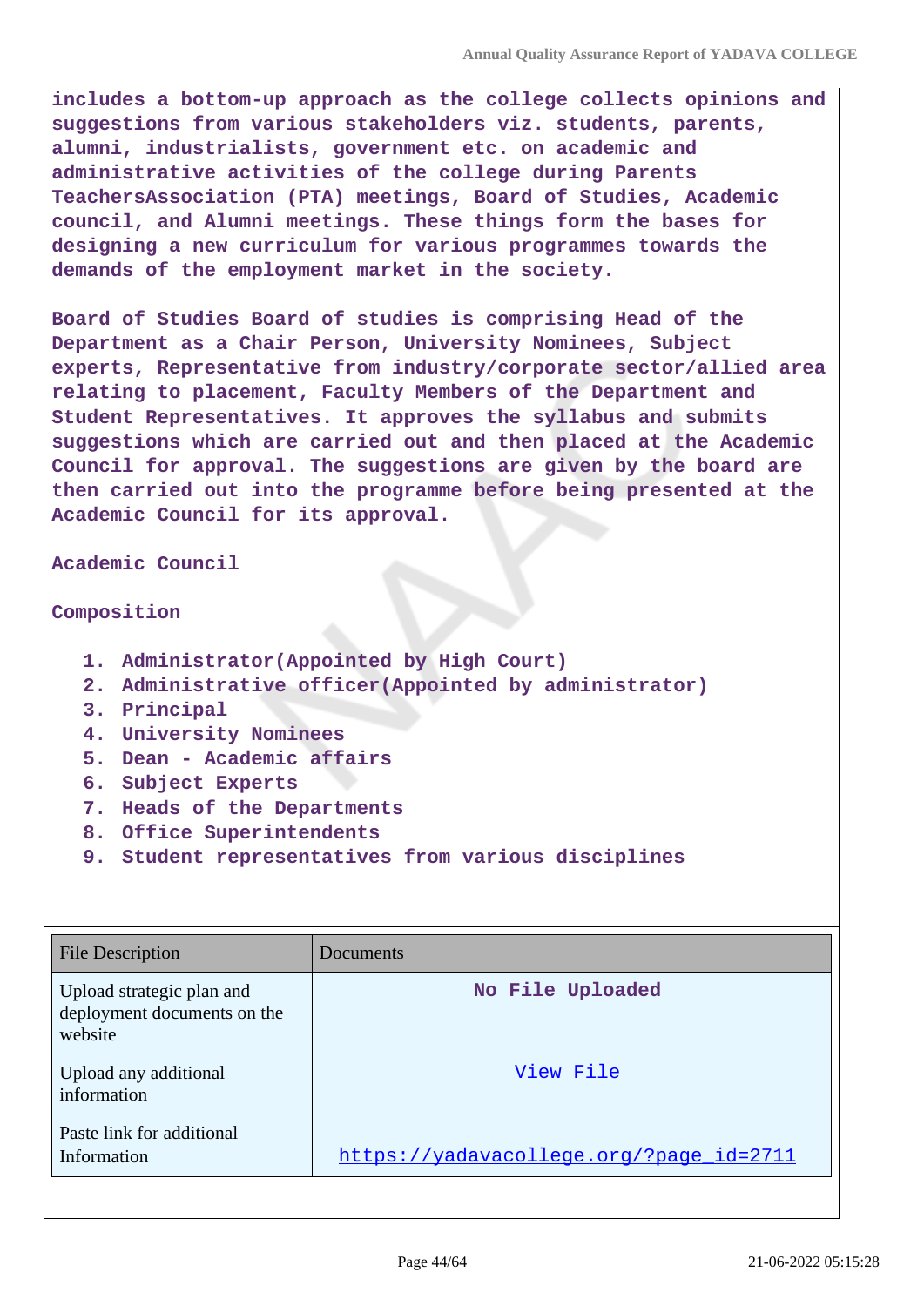includes a bottom-up approach as the college collects opinions and suggestions from various stakeholders viz. students, parents, alumni, industrialists, government etc. on academic and administrative activities of the college during Parents TeachersAssociation (PTA) meetings, Board of Studies, Academic council, and Alumni meetings. These things form the bases for designing a new curriculum for various programmes towards the demands of the employment market in the society.

Board of Studies Board of studies is comprising Head of the Department as a Chair Person, University Nominees, Subject experts, Representative from industry/corporate sector/allied area relating to placement, Faculty Members of the Department and Student Representatives. It approves the syllabus and submits suggestions which are carried out and then placed at the Academic Council for approval. The suggestions are given by the board are then carried out into the programme before being presented at the Academic Council for its approval.

Academic Council

Composition

1. Administrator(Appointed by High Court)
2. Administrative officer(Appointed by administrator)
3. Principal
4. University Nominees
5. Dean - Academic affairs
6. Subject Experts
7. Heads of the Departments
8. Office Superintendents
9. Student representatives from various disciplines

| File Description | Documents |
| --- | --- |
| Upload strategic plan and deployment documents on the website | No File Uploaded |
| Upload any additional information | View File |
| Paste link for additional Information | https://yadavacollege.org/?page_id=2711 |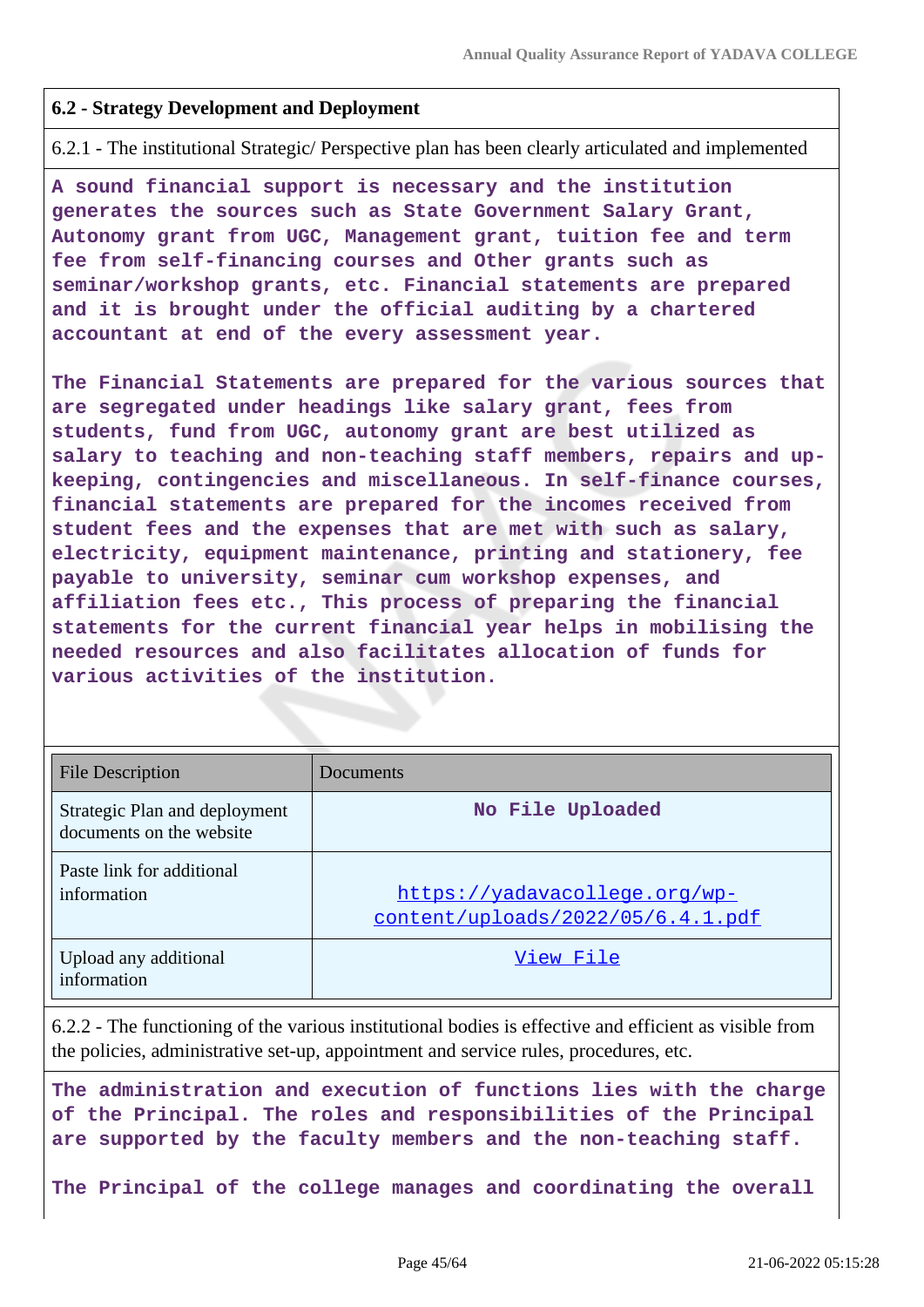### 6.2 - Strategy Development and Deployment

6.2.1 - The institutional Strategic/ Perspective plan has been clearly articulated and implemented

**A sound financial support is necessary and the institution generates the sources such as State Government Salary Grant, Autonomy grant from UGC, Management grant, tuition fee and term fee from self-financing courses and Other grants such as seminar/workshop grants, etc. Financial statements are prepared and it is brought under the official auditing by a chartered accountant at end of the every assessment year.**

**The Financial Statements are prepared for the various sources that are segregated under headings like salary grant, fees from students, fund from UGC, autonomy grant are best utilized as salary to teaching and non-teaching staff members, repairs and up-keeping, contingencies and miscellaneous. In self-finance courses, financial statements are prepared for the incomes received from student fees and the expenses that are met with such as salary, electricity, equipment maintenance, printing and stationery, fee payable to university, seminar cum workshop expenses, and affiliation fees etc., This process of preparing the financial statements for the current financial year helps in mobilising the needed resources and also facilitates allocation of funds for various activities of the institution.**

| File Description | Documents |
| --- | --- |
| Strategic Plan and deployment documents on the website | No File Uploaded |
| Paste link for additional information | https://yadavacollege.org/wp-content/uploads/2022/05/6.4.1.pdf |
| Upload any additional information | View File |

6.2.2 - The functioning of the various institutional bodies is effective and efficient as visible from the policies, administrative set-up, appointment and service rules, procedures, etc.

**The administration and execution of functions lies with the charge of the Principal. The roles and responsibilities of the Principal are supported by the faculty members and the non-teaching staff.**

**The Principal of the college manages and coordinating the overall**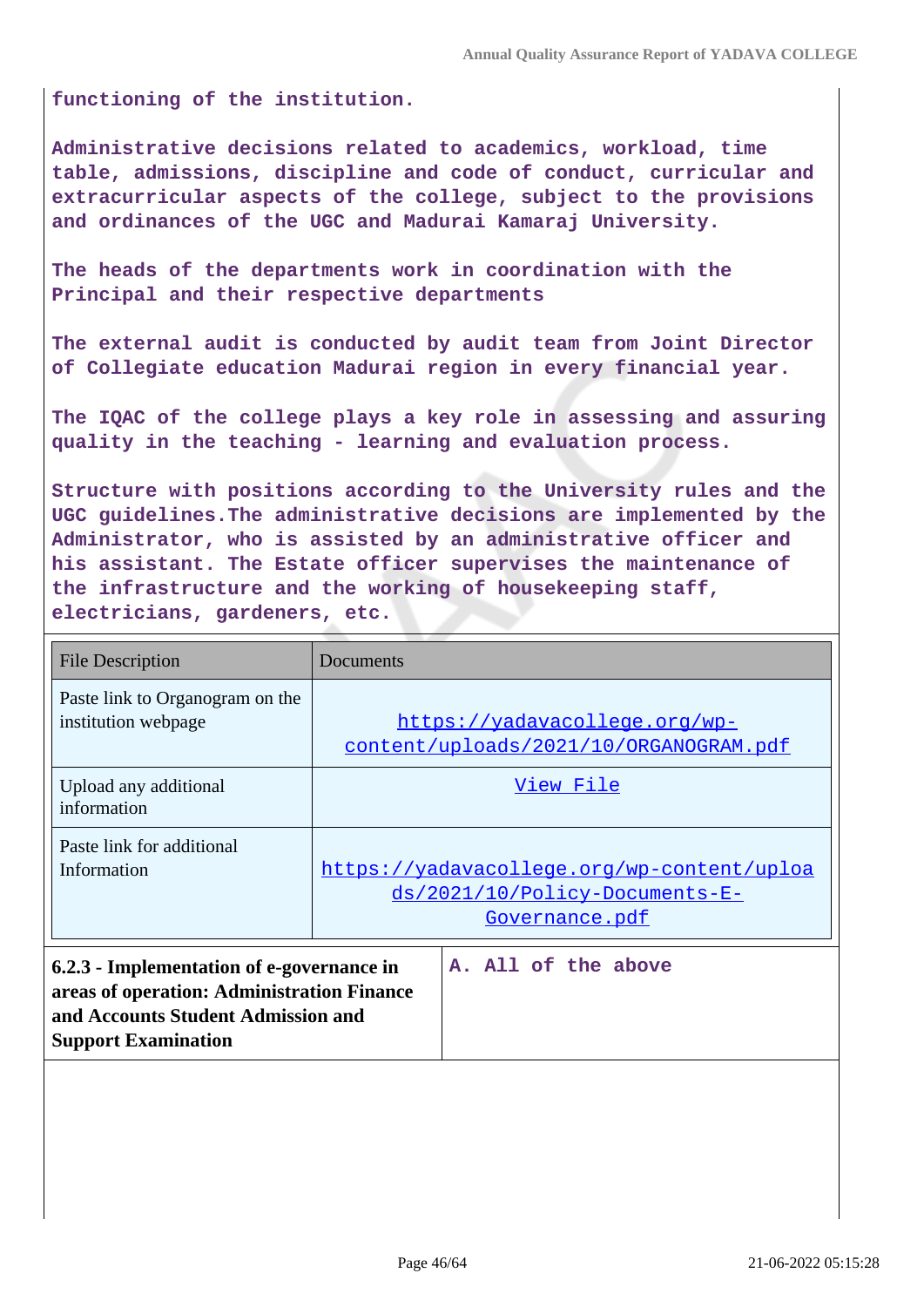functioning of the institution.

Administrative decisions related to academics, workload, time table, admissions, discipline and code of conduct, curricular and extracurricular aspects of the college, subject to the provisions and ordinances of the UGC and Madurai Kamaraj University.

The heads of the departments work in coordination with the Principal and their respective departments

The external audit is conducted by audit team from Joint Director of Collegiate education Madurai region in every financial year.

The IQAC of the college plays a key role in assessing and assuring quality in the teaching - learning and evaluation process.

Structure with positions according to the University rules and the UGC guidelines.The administrative decisions are implemented by the Administrator, who is assisted by an administrative officer and his assistant. The Estate officer supervises the maintenance of the infrastructure and the working of housekeeping staff, electricians, gardeners, etc.

| File Description | Documents |
|---|---|
| Paste link to Organogram on the institution webpage | https://yadavacollege.org/wp-content/uploads/2021/10/ORGANOGRAM.pdf |
| Upload any additional information | View File |
| Paste link for additional Information | https://yadavacollege.org/wp-content/uploads/2021/10/Policy-Documents-E-Governance.pdf |

| **6.2.3 - Implementation of e-governance in areas of operation: Administration Finance and Accounts Student Admission and Support Examination** | A. All of the above |
|---|---|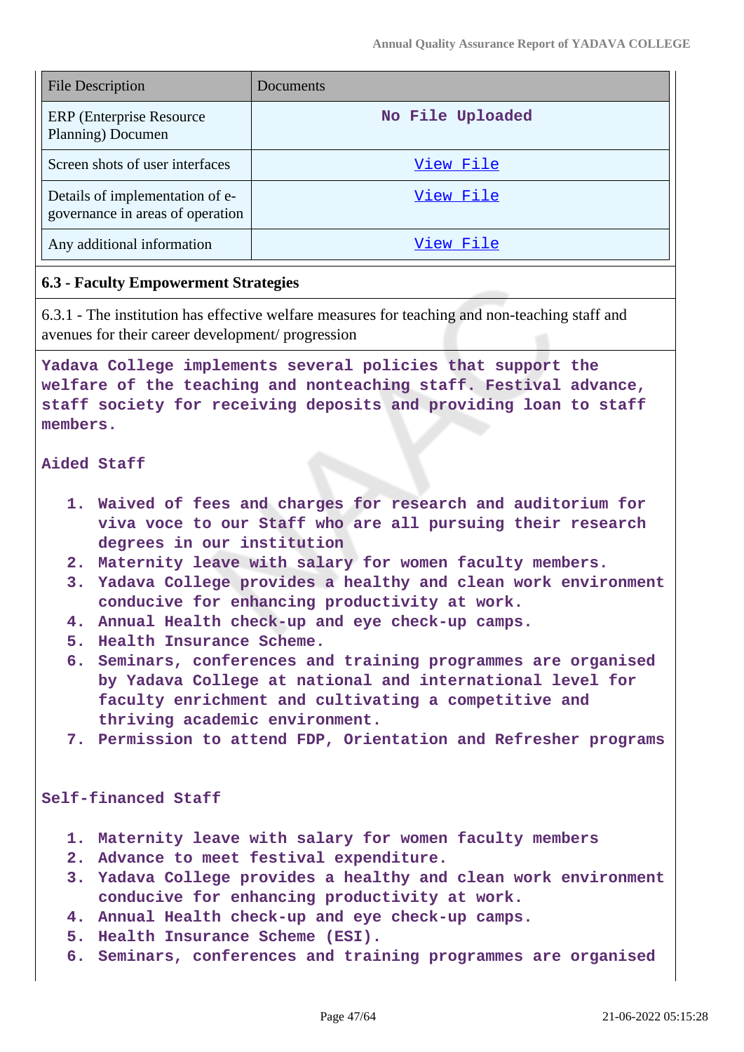| File Description | Documents |
|---|---|
| ERP (Enterprise Resource Planning) Documen | No File Uploaded |
| Screen shots of user interfaces | View File |
| Details of implementation of e-governance in areas of operation | View File |
| Any additional information | View File |

**6.3 - Faculty Empowerment Strategies**

6.3.1 - The institution has effective welfare measures for teaching and non-teaching staff and avenues for their career development/ progression

Yadava College implements several policies that support the welfare of the teaching and nonteaching staff. Festival advance, staff society for receiving deposits and providing loan to staff members.

Aided Staff

1. Waived of fees and charges for research and auditorium for viva voce to our Staff who are all pursuing their research degrees in our institution
2. Maternity leave with salary for women faculty members.
3. Yadava College provides a healthy and clean work environment conducive for enhancing productivity at work.
4. Annual Health check-up and eye check-up camps.
5. Health Insurance Scheme.
6. Seminars, conferences and training programmes are organised by Yadava College at national and international level for faculty enrichment and cultivating a competitive and thriving academic environment.
7. Permission to attend FDP, Orientation and Refresher programs

Self-financed Staff

1. Maternity leave with salary for women faculty members
2. Advance to meet festival expenditure.
3. Yadava College provides a healthy and clean work environment conducive for enhancing productivity at work.
4. Annual Health check-up and eye check-up camps.
5. Health Insurance Scheme (ESI).
6. Seminars, conferences and training programmes are organised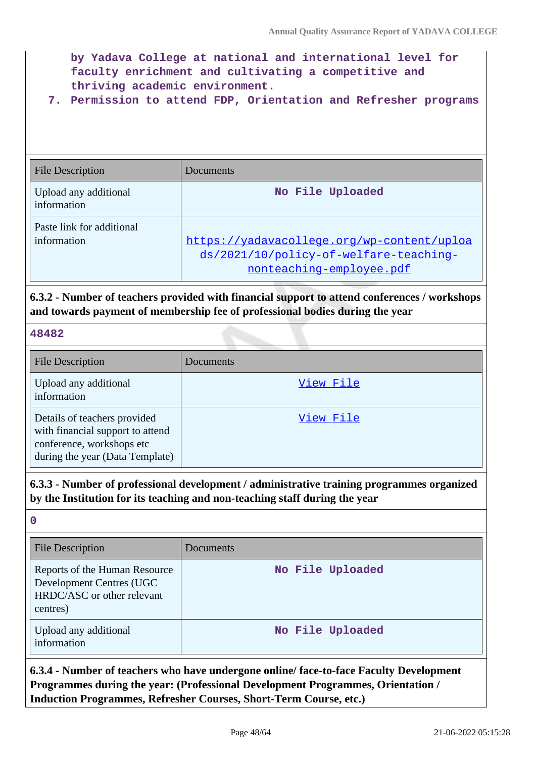by Yadava College at national and international level for faculty enrichment and cultivating a competitive and thriving academic environment.

7. Permission to attend FDP, Orientation and Refresher programs

| File Description | Documents |
|---|---|
| Upload any additional information | No File Uploaded |
| Paste link for additional information | https://yadavacollege.org/wp-content/uploads/2021/10/policy-of-welfare-teaching-nonteaching-employee.pdf |

**6.3.2 - Number of teachers provided with financial support to attend conferences / workshops and towards payment of membership fee of professional bodies during the year**

48482

| File Description | Documents |
|---|---|
| Upload any additional information | View File |
| Details of teachers provided with financial support to attend conference, workshops etc during the year (Data Template) | View File |

**6.3.3 - Number of professional development / administrative training programmes organized by the Institution for its teaching and non-teaching staff during the year**

0

| File Description | Documents |
|---|---|
| Reports of the Human Resource Development Centres (UGC HRDC/ASC or other relevant centres) | No File Uploaded |
| Upload any additional information | No File Uploaded |

**6.3.4 - Number of teachers who have undergone online/ face-to-face Faculty Development Programmes during the year: (Professional Development Programmes, Orientation / Induction Programmes, Refresher Courses, Short-Term Course, etc.)**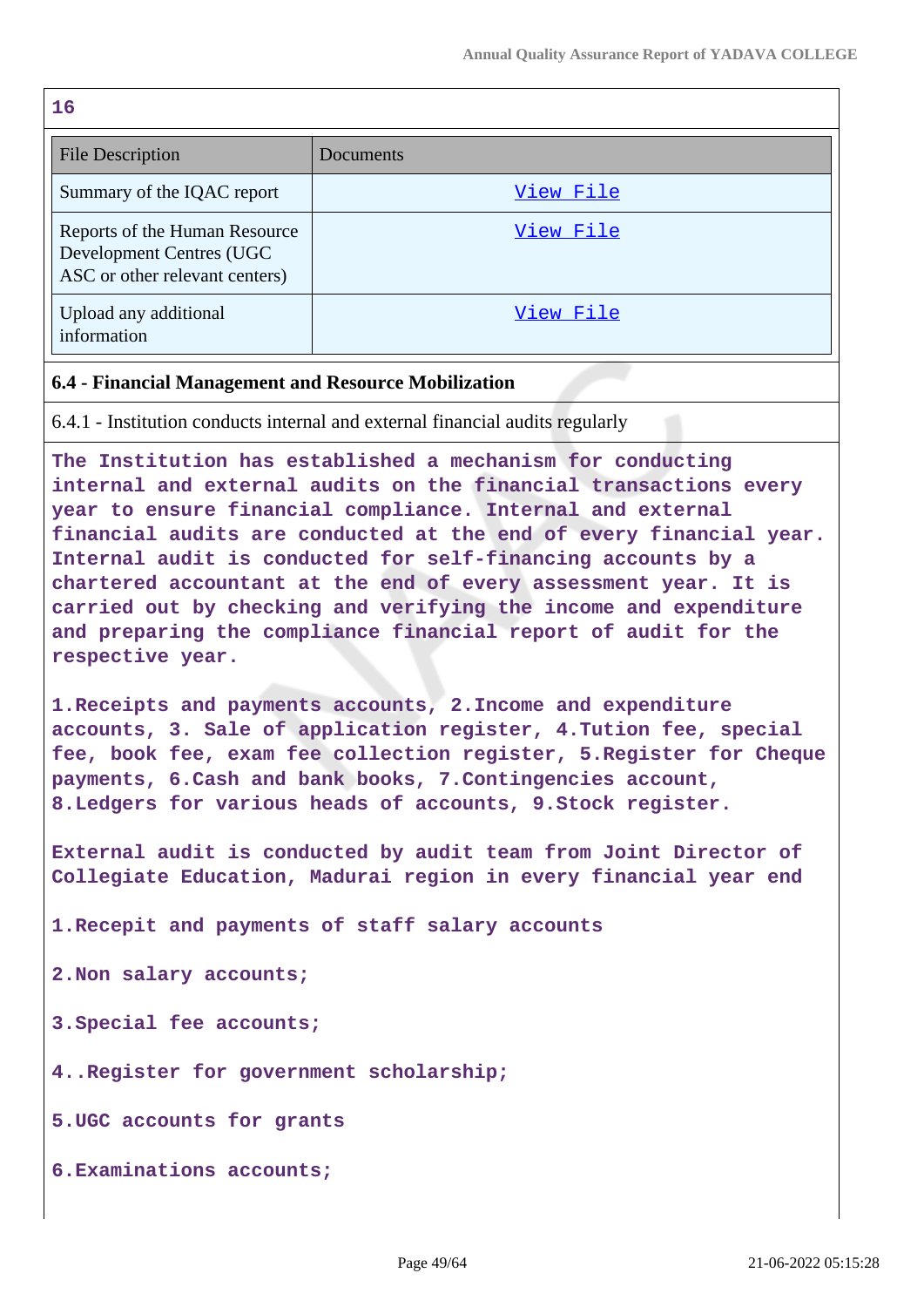16

| File Description | Documents |
| --- | --- |
| Summary of the IQAC report | View File |
| Reports of the Human Resource Development Centres (UGC ASC or other relevant centers) | View File |
| Upload any additional information | View File |

### 6.4 - Financial Management and Resource Mobilization

6.4.1 - Institution conducts internal and external financial audits regularly

The Institution has established a mechanism for conducting internal and external audits on the financial transactions every year to ensure financial compliance. Internal and external financial audits are conducted at the end of every financial year. Internal audit is conducted for self-financing accounts by a chartered accountant at the end of every assessment year. It is carried out by checking and verifying the income and expenditure and preparing the compliance financial report of audit for the respective year.

1.Receipts and payments accounts, 2.Income and expenditure accounts, 3. Sale of application register, 4.Tution fee, special fee, book fee, exam fee collection register, 5.Register for Cheque payments, 6.Cash and bank books, 7.Contingencies account, 8.Ledgers for various heads of accounts, 9.Stock register.

External audit is conducted by audit team from Joint Director of Collegiate Education, Madurai region in every financial year end

1.Recepit and payments of staff salary accounts

2.Non salary accounts;

3.Special fee accounts;

4..Register for government scholarship;

5.UGC accounts for grants

6.Examinations accounts;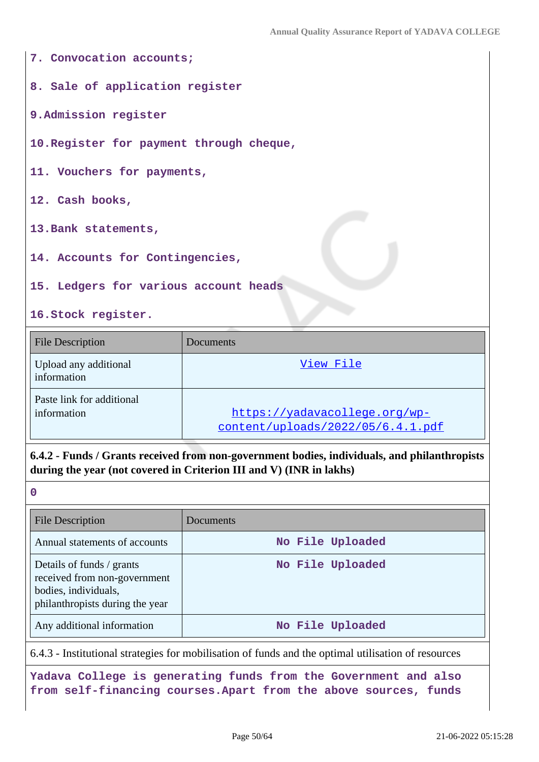**7. Convocation accounts;**

**8. Sale of application register**

**9.Admission register**

**10.Register for payment through cheque,**

**11. Vouchers for payments,**

**12. Cash books,**

**13.Bank statements,**

**14. Accounts for Contingencies,**

**15. Ledgers for various account heads**

**16.Stock register.**

| File Description | Documents |
|---|---|
| Upload any additional information | View File |
| Paste link for additional information | https://yadavacollege.org/wp-content/uploads/2022/05/6.4.1.pdf |

**6.4.2 - Funds / Grants received from non-government bodies, individuals, and philanthropists during the year (not covered in Criterion III and V) (INR in lakhs)**

**0**

| File Description | Documents |
|---|---|
| Annual statements of accounts | No File Uploaded |
| Details of funds / grants received from non-government bodies, individuals, philanthropists during the year | No File Uploaded |
| Any additional information | No File Uploaded |

6.4.3 - Institutional strategies for mobilisation of funds and the optimal utilisation of resources

**Yadava College is generating funds from the Government and also from self-financing courses.Apart from the above sources, funds**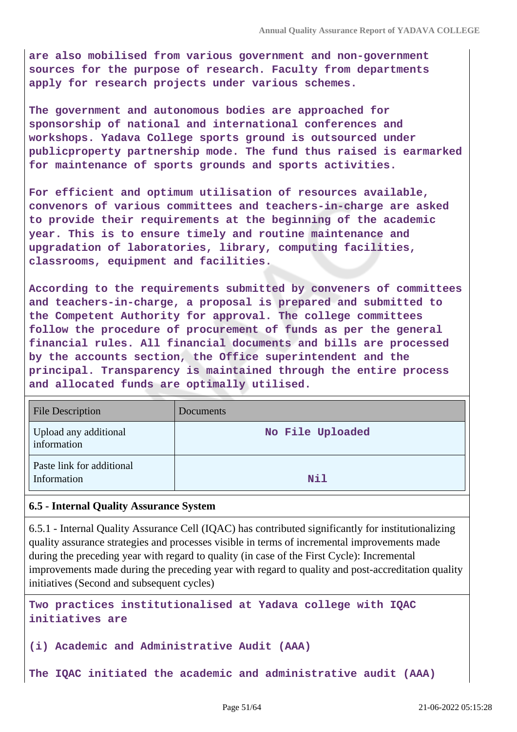**are also mobilised from various government and non-government sources for the purpose of research. Faculty from departments apply for research projects under various schemes.**

**The government and autonomous bodies are approached for sponsorship of national and international conferences and workshops. Yadava College sports ground is outsourced under publicproperty partnership mode. The fund thus raised is earmarked for maintenance of sports grounds and sports activities.**

**For efficient and optimum utilisation of resources available, convenors of various committees and teachers-in-charge are asked to provide their requirements at the beginning of the academic year. This is to ensure timely and routine maintenance and upgradation of laboratories, library, computing facilities, classrooms, equipment and facilities.**

**According to the requirements submitted by conveners of committees and teachers-in-charge, a proposal is prepared and submitted to the Competent Authority for approval. The college committees follow the procedure of procurement of funds as per the general financial rules. All financial documents and bills are processed by the accounts section, the Office superintendent and the principal. Transparency is maintained through the entire process and allocated funds are optimally utilised.**

| File Description | Documents |
|---|---|
| Upload any additional information | **No File Uploaded** |
| Paste link for additional Information | **Nil** |

**6.5 - Internal Quality Assurance System**

6.5.1 - Internal Quality Assurance Cell (IQAC) has contributed significantly for institutionalizing quality assurance strategies and processes visible in terms of incremental improvements made during the preceding year with regard to quality (in case of the First Cycle): Incremental improvements made during the preceding year with regard to quality and post-accreditation quality initiatives (Second and subsequent cycles)

**Two practices institutionalised at Yadava college with IQAC initiatives are**

**(i) Academic and Administrative Audit (AAA)**

**The IQAC initiated the academic and administrative audit (AAA)**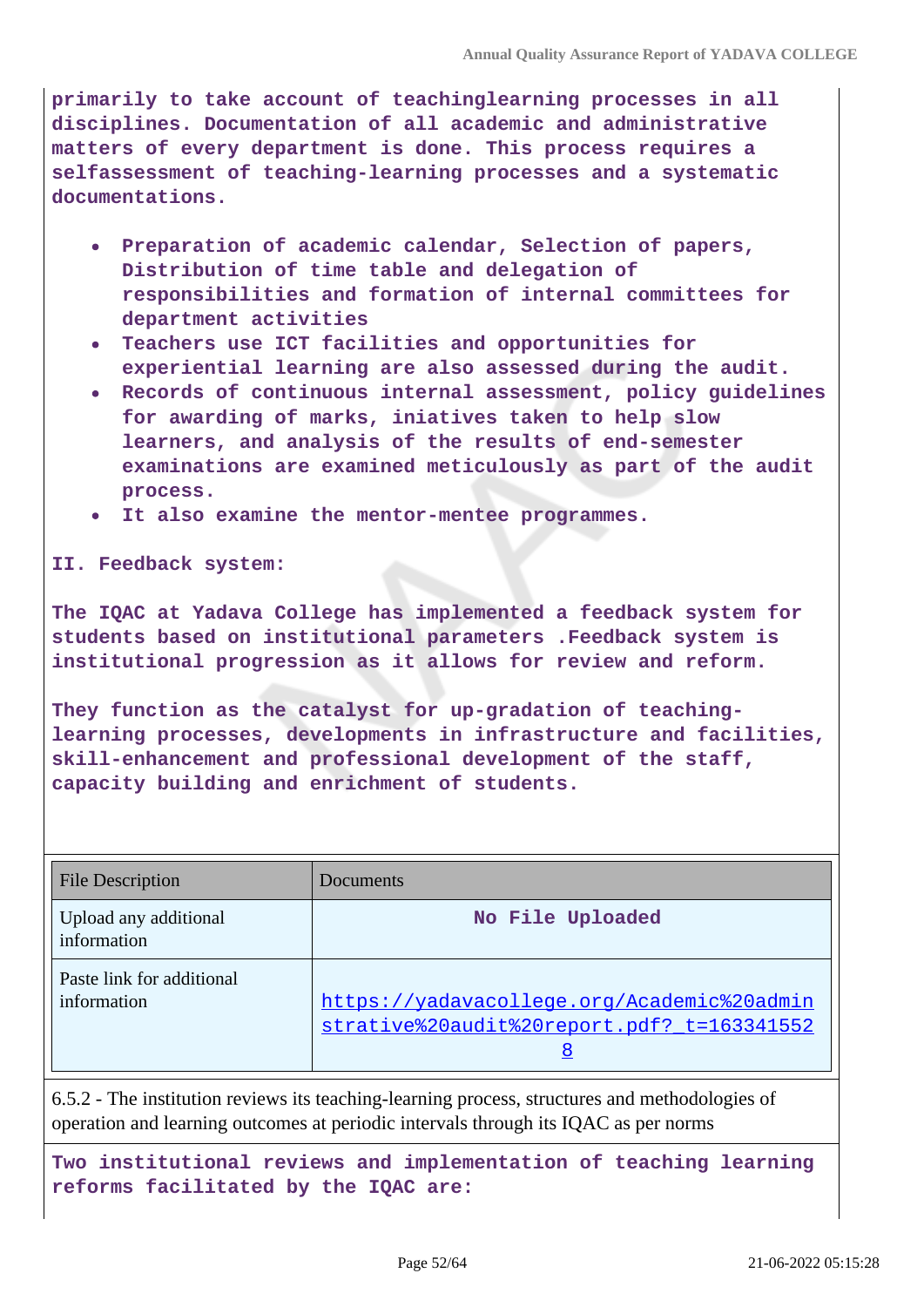**primarily to take account of teachinglearning processes in all disciplines. Documentation of all academic and administrative matters of every department is done. This process requires a selfassessment of teaching-learning processes and a systematic documentations.**

- **Preparation of academic calendar, Selection of papers, Distribution of time table and delegation of responsibilities and formation of internal committees for department activities**
- **Teachers use ICT facilities and opportunities for experiential learning are also assessed during the audit.**
- **Records of continuous internal assessment, policy guidelines for awarding of marks, iniatives taken to help slow learners, and analysis of the results of end-semester examinations are examined meticulously as part of the audit process.**
- **It also examine the mentor-mentee programmes.**

**II. Feedback system:**

**The IQAC at Yadava College has implemented a feedback system for students based on institutional parameters .Feedback system is institutional progression as it allows for review and reform.**

**They function as the catalyst for up-gradation of teaching-learning processes, developments in infrastructure and facilities, skill-enhancement and professional development of the staff, capacity building and enrichment of students.**

| File Description | Documents |
|---|---|
| Upload any additional information | No File Uploaded |
| Paste link for additional information | https://yadavacollege.org/Academic%20administrative%20audit%20report.pdf?_t=1633415528 |

6.5.2 - The institution reviews its teaching-learning process, structures and methodologies of operation and learning outcomes at periodic intervals through its IQAC as per norms

**Two institutional reviews and implementation of teaching learning reforms facilitated by the IQAC are:**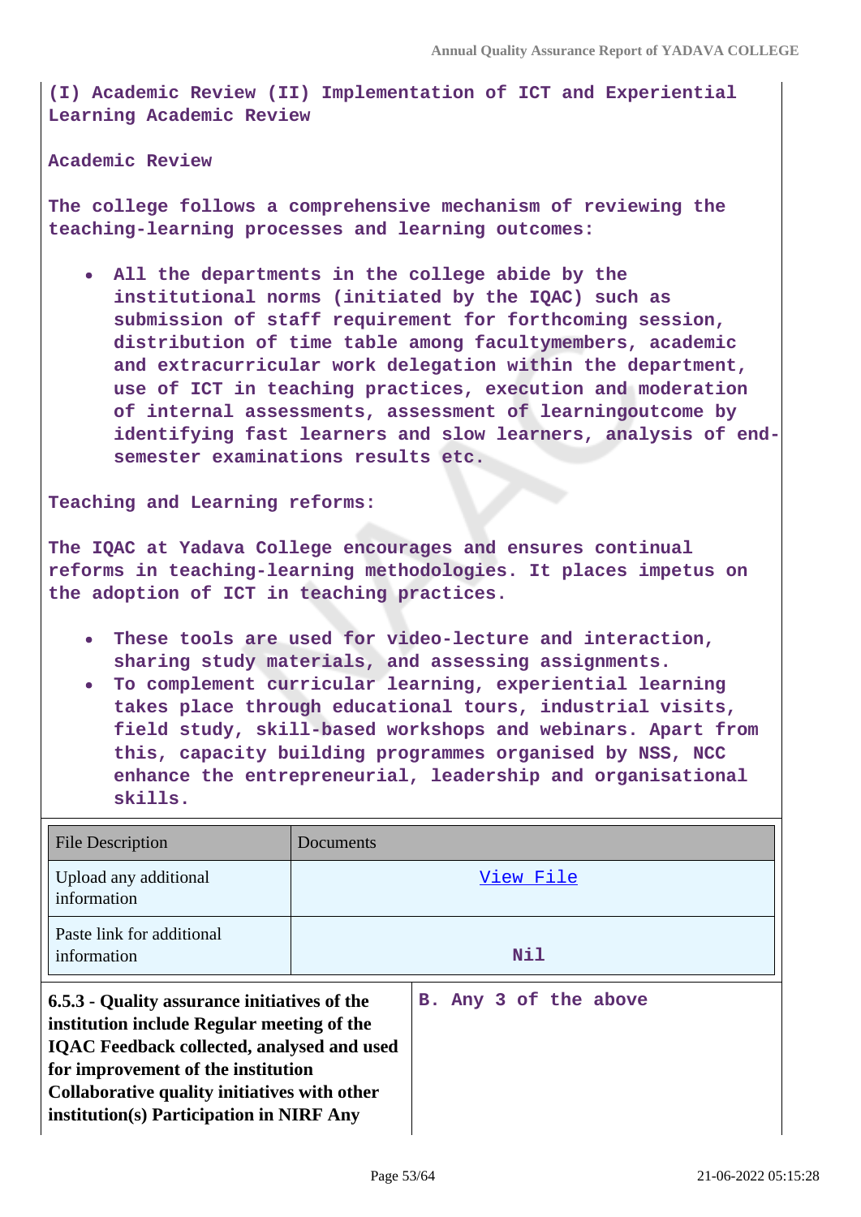**(I) Academic Review (II) Implementation of ICT and Experiential Learning Academic Review**

**Academic Review**

**The college follows a comprehensive mechanism of reviewing the teaching-learning processes and learning outcomes:**

- **All the departments in the college abide by the institutional norms (initiated by the IQAC) such as submission of staff requirement for forthcoming session, distribution of time table among facultymembers, academic and extracurricular work delegation within the department, use of ICT in teaching practices, execution and moderation of internal assessments, assessment of learningoutcome by identifying fast learners and slow learners, analysis of end-semester examinations results etc.**

**Teaching and Learning reforms:**

**The IQAC at Yadava College encourages and ensures continual reforms in teaching-learning methodologies. It places impetus on the adoption of ICT in teaching practices.**

- **These tools are used for video-lecture and interaction, sharing study materials, and assessing assignments.**
- **To complement curricular learning, experiential learning takes place through educational tours, industrial visits, field study, skill-based workshops and webinars. Apart from this, capacity building programmes organised by NSS, NCC enhance the entrepreneurial, leadership and organisational skills.**

| File Description | Documents |
|---|---|
| Upload any additional information | View File |
| Paste link for additional information | Nil |

| **6.5.3 - Quality assurance initiatives of the institution include Regular meeting of the IQAC Feedback collected, analysed and used for improvement of the institution Collaborative quality initiatives with other institution(s) Participation in NIRF Any** | **B. Any 3 of the above** |
|---|---|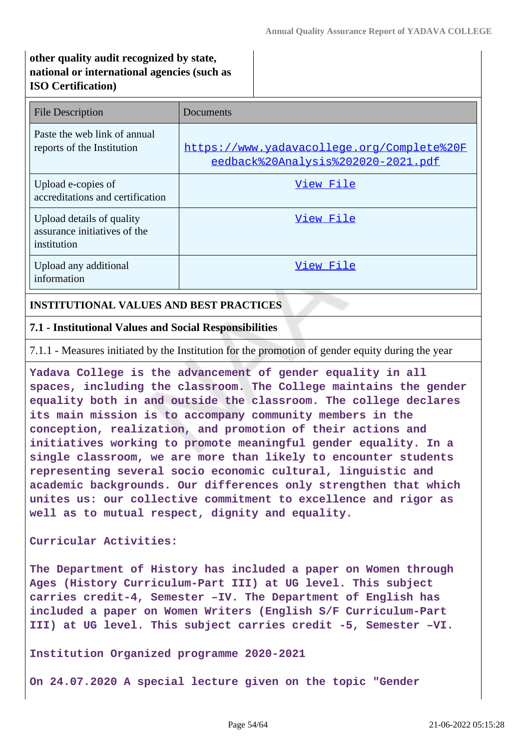**other quality audit recognized by state, national or international agencies (such as ISO Certification)**

| File Description | Documents |
|---|---|
| Paste the web link of annual reports of the Institution | https://www.yadavacollege.org/Complete%20Feedback%20Analysis%202020-2021.pdf |
| Upload e-copies of accreditations and certification | View File |
| Upload details of quality assurance initiatives of the institution | View File |
| Upload any additional information | View File |

**INSTITUTIONAL VALUES AND BEST PRACTICES**

**7.1 - Institutional Values and Social Responsibilities**

7.1.1 - Measures initiated by the Institution for the promotion of gender equity during the year

**Yadava College is the advancement of gender equality in all spaces, including the classroom. The College maintains the gender equality both in and outside the classroom. The college declares its main mission is to accompany community members in the conception, realization, and promotion of their actions and initiatives working to promote meaningful gender equality. In a single classroom, we are more than likely to encounter students representing several socio economic cultural, linguistic and academic backgrounds. Our differences only strengthen that which unites us: our collective commitment to excellence and rigor as well as to mutual respect, dignity and equality.**

**Curricular Activities:**

**The Department of History has included a paper on Women through Ages (History Curriculum-Part III) at UG level. This subject carries credit-4, Semester –IV. The Department of English has included a paper on Women Writers (English S/F Curriculum-Part III) at UG level. This subject carries credit -5, Semester –VI.**

**Institution Organized programme 2020-2021**

**On 24.07.2020 A special lecture given on the topic "Gender**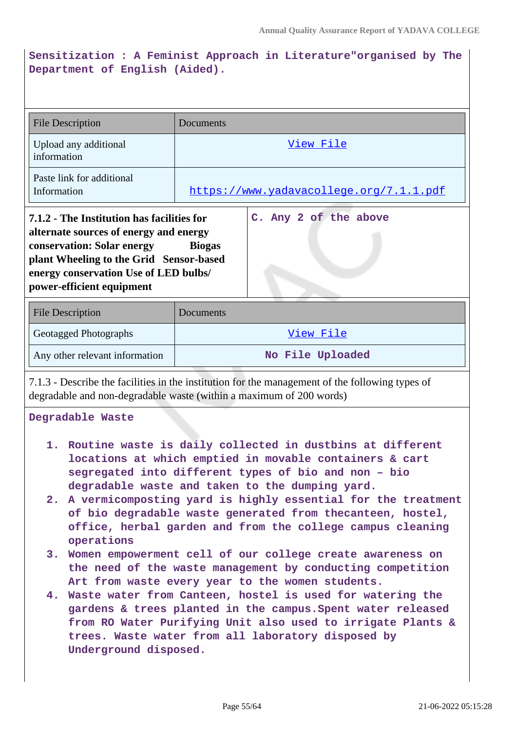Sensitization : A Feminist Approach in Literature"organised by The Department of English (Aided).

| File Description | Documents |
|---|---|
| Upload any additional information | View File |
| Paste link for additional Information | https://www.yadavacollege.org/7.1.1.pdf |

| **7.1.2 - The Institution has facilities for alternate sources of energy and energy conservation: Solar energy Biogas plant Wheeling to the Grid Sensor-based energy conservation Use of LED bulbs/ power-efficient equipment** | C. Any 2 of the above |
|---|---|

| File Description | Documents |
|---|---|
| Geotagged Photographs | View File |
| Any other relevant information | No File Uploaded |

7.1.3 - Describe the facilities in the institution for the management of the following types of degradable and non-degradable waste (within a maximum of 200 words)

Degradable Waste

1. Routine waste is daily collected in dustbins at different locations at which emptied in movable containers & cart segregated into different types of bio and non – bio degradable waste and taken to the dumping yard.
2. A vermicomposting yard is highly essential for the treatment of bio degradable waste generated from thecanteen, hostel, office, herbal garden and from the college campus cleaning operations
3. Women empowerment cell of our college create awareness on the need of the waste management by conducting competition Art from waste every year to the women students.
4. Waste water from Canteen, hostel is used for watering the gardens & trees planted in the campus.Spent water released from RO Water Purifying Unit also used to irrigate Plants & trees. Waste water from all laboratory disposed by Underground disposed.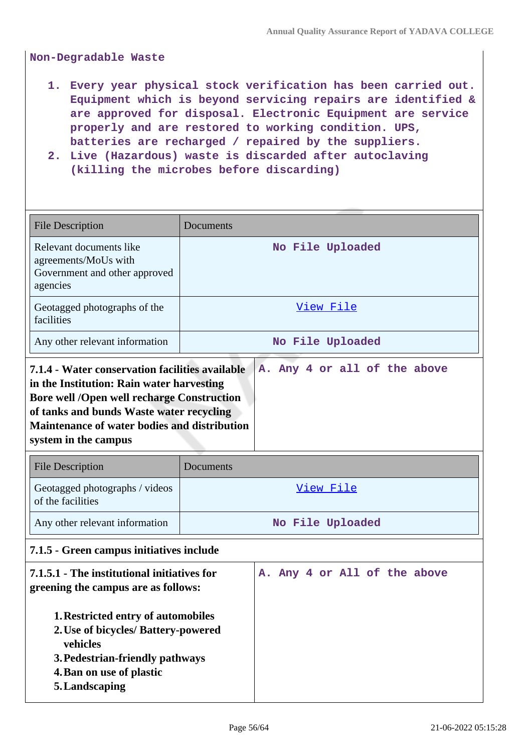Non-Degradable Waste

1. Every year physical stock verification has been carried out. Equipment which is beyond servicing repairs are identified & are approved for disposal. Electronic Equipment are service properly and are restored to working condition. UPS, batteries are recharged / repaired by the suppliers.
2. Live (Hazardous) waste is discarded after autoclaving (killing the microbes before discarding)

| File Description | Documents |
|---|---|
| Relevant documents like agreements/MoUs with Government and other approved agencies | No File Uploaded |
| Geotagged photographs of the facilities | View File |
| Any other relevant information | No File Uploaded |

| **7.1.4 - Water conservation facilities available in the Institution: Rain water harvesting Bore well /Open well recharge Construction of tanks and bunds Waste water recycling Maintenance of water bodies and distribution system in the campus** | A. Any 4 or all of the above |
|---|---|

| File Description | Documents |
|---|---|
| Geotagged photographs / videos of the facilities | View File |
| Any other relevant information | No File Uploaded |

**7.1.5 - Green campus initiatives include**

| **7.1.5.1 - The institutional initiatives for greening the campus are as follows:**<br><br>**1. Restricted entry of automobiles**<br>**2. Use of bicycles/ Battery-powered vehicles**<br>**3. Pedestrian-friendly pathways**<br>**4. Ban on use of plastic**<br>**5. Landscaping** | A. Any 4 or All of the above |
|---|---|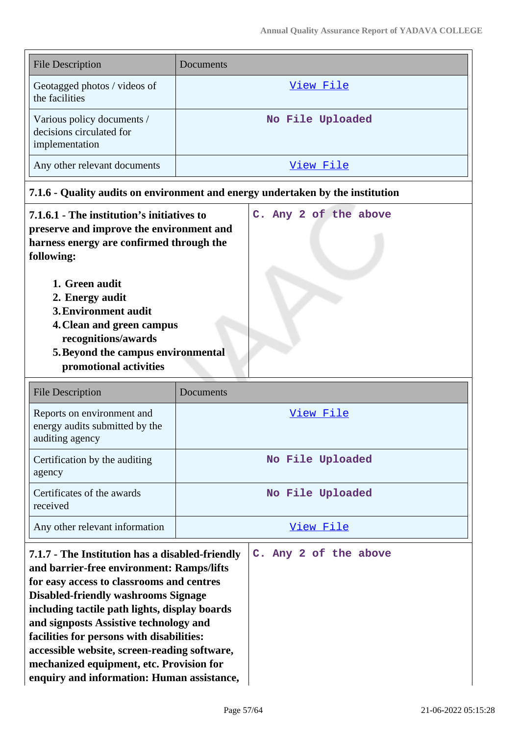| File Description | Documents |
|---|---|
| Geotagged photos / videos of the facilities | View File |
| Various policy documents / decisions circulated for implementation | No File Uploaded |
| Any other relevant documents | View File |

**7.1.6 - Quality audits on environment and energy undertaken by the institution**

**7.1.6.1 - The institution's initiatives to preserve and improve the environment and harness energy are confirmed through the following:**

1. **Green audit**
2. **Energy audit**
3. **Environment audit**
4. **Clean and green campus recognitions/awards**
5. **Beyond the campus environmental promotional activities**

C. Any 2 of the above

| File Description | Documents |
|---|---|
| Reports on environment and energy audits submitted by the auditing agency | View File |
| Certification by the auditing agency | No File Uploaded |
| Certificates of the awards received | No File Uploaded |
| Any other relevant information | View File |

**7.1.7 - The Institution has a disabled-friendly and barrier-free environment: Ramps/lifts for easy access to classrooms and centres Disabled-friendly washrooms Signage including tactile path lights, display boards and signposts Assistive technology and facilities for persons with disabilities: accessible website, screen-reading software, mechanized equipment, etc. Provision for enquiry and information: Human assistance,**

C. Any 2 of the above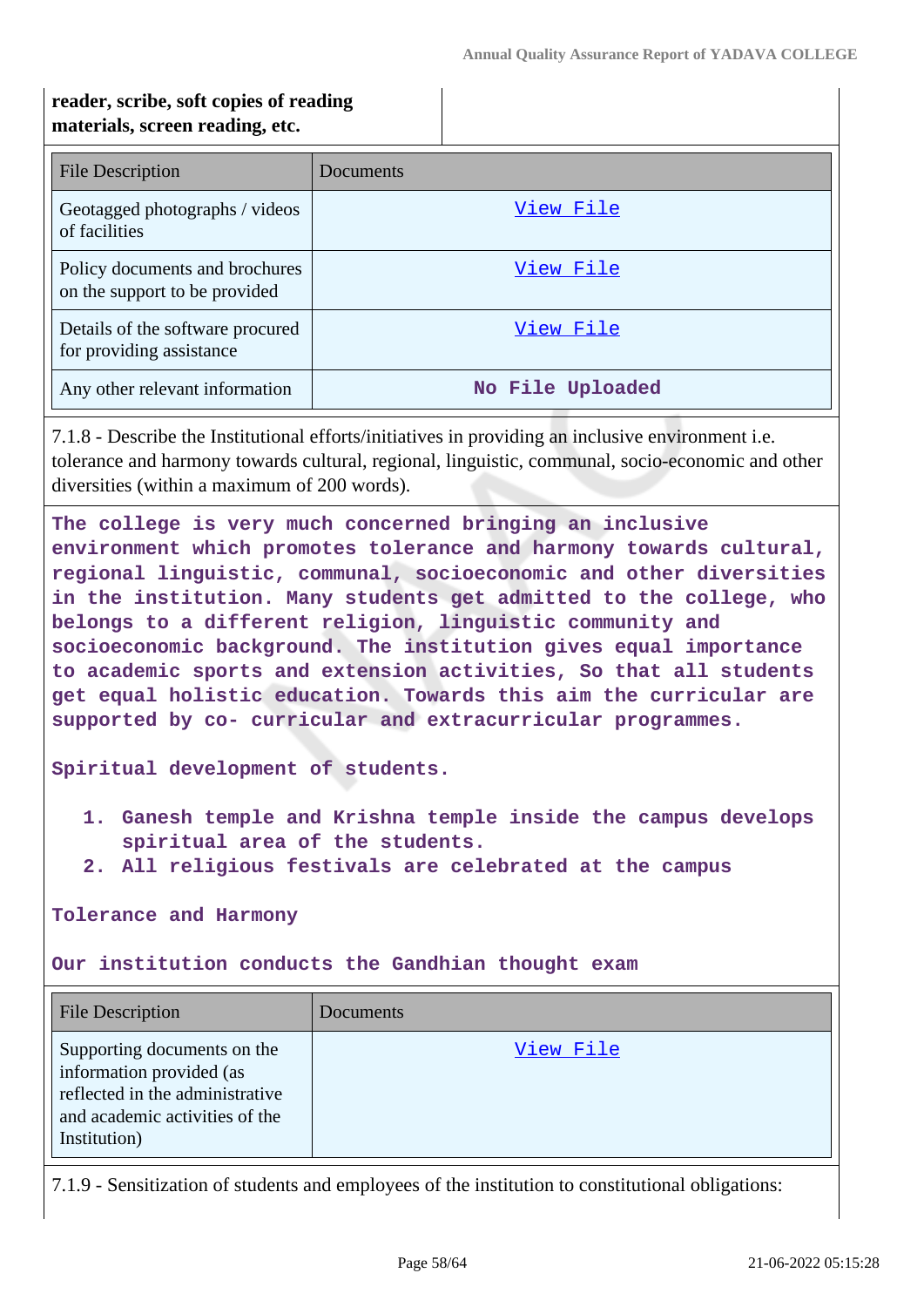| reader, scribe, soft copies of reading materials, screen reading, etc. | |
|---|---|

| File Description | Documents |
|---|---|
| Geotagged photographs / videos of facilities | View File |
| Policy documents and brochures on the support to be provided | View File |
| Details of the software procured for providing assistance | View File |
| Any other relevant information | No File Uploaded |

7.1.8 - Describe the Institutional efforts/initiatives in providing an inclusive environment i.e. tolerance and harmony towards cultural, regional, linguistic, communal, socio-economic and other diversities (within a maximum of 200 words).

**The college is very much concerned bringing an inclusive environment which promotes tolerance and harmony towards cultural, regional linguistic, communal, socioeconomic and other diversities in the institution. Many students get admitted to the college, who belongs to a different religion, linguistic community and socioeconomic background. The institution gives equal importance to academic sports and extension activities, So that all students get equal holistic education. Towards this aim the curricular are supported by co- curricular and extracurricular programmes.**

**Spiritual development of students.**

1. **Ganesh temple and Krishna temple inside the campus develops spiritual area of the students.**
2. **All religious festivals are celebrated at the campus**

**Tolerance and Harmony**

**Our institution conducts the Gandhian thought exam**

| File Description | Documents |
|---|---|
| Supporting documents on the information provided (as reflected in the administrative and academic activities of the Institution) | View File |

7.1.9 - Sensitization of students and employees of the institution to constitutional obligations: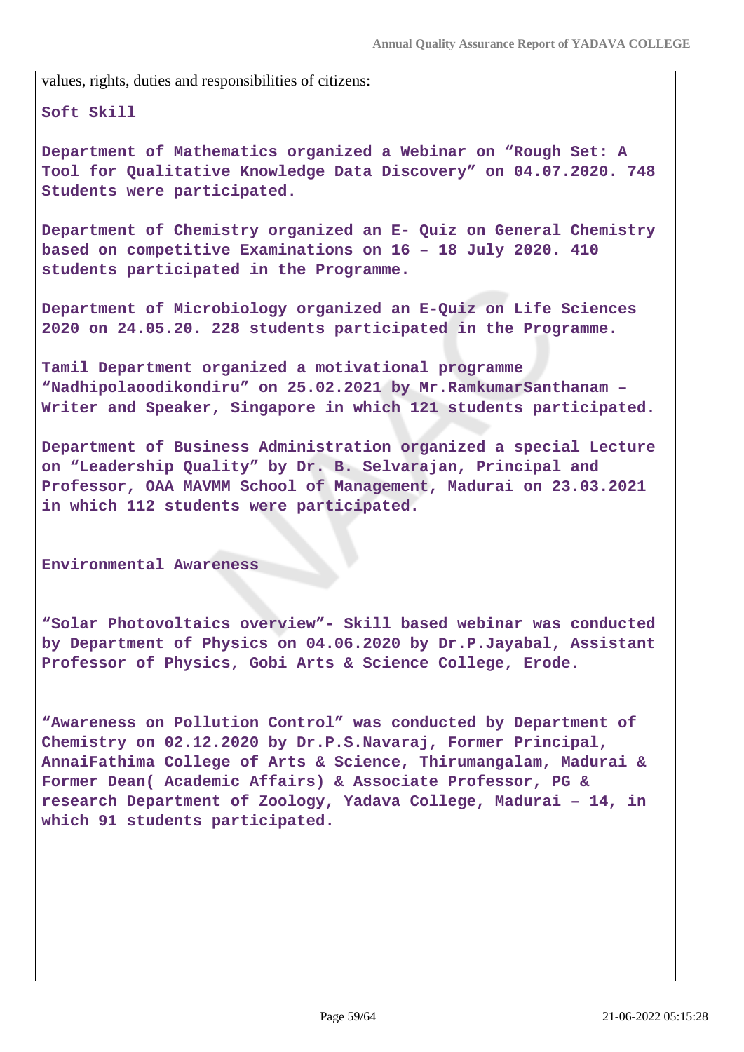values, rights, duties and responsibilities of citizens:

**Soft Skill**

**Department of Mathematics organized a Webinar on "Rough Set: A Tool for Qualitative Knowledge Data Discovery" on 04.07.2020. 748 Students were participated.**

**Department of Chemistry organized an E- Quiz on General Chemistry based on competitive Examinations on 16 – 18 July 2020. 410 students participated in the Programme.**

**Department of Microbiology organized an E-Quiz on Life Sciences 2020 on 24.05.20. 228 students participated in the Programme.**

**Tamil Department organized a motivational programme "Nadhipolaoodikondiru" on 25.02.2021 by Mr.RamkumarSanthanam – Writer and Speaker, Singapore in which 121 students participated.**

**Department of Business Administration organized a special Lecture on "Leadership Quality" by Dr. B. Selvarajan, Principal and Professor, OAA MAVMM School of Management, Madurai on 23.03.2021 in which 112 students were participated.**

**Environmental Awareness**

**"Solar Photovoltaics overview"- Skill based webinar was conducted by Department of Physics on 04.06.2020 by Dr.P.Jayabal, Assistant Professor of Physics, Gobi Arts & Science College, Erode.**

**"Awareness on Pollution Control" was conducted by Department of Chemistry on 02.12.2020 by Dr.P.S.Navaraj, Former Principal, AnnaiFathima College of Arts & Science, Thirumangalam, Madurai & Former Dean( Academic Affairs) & Associate Professor, PG & research Department of Zoology, Yadava College, Madurai – 14, in which 91 students participated.**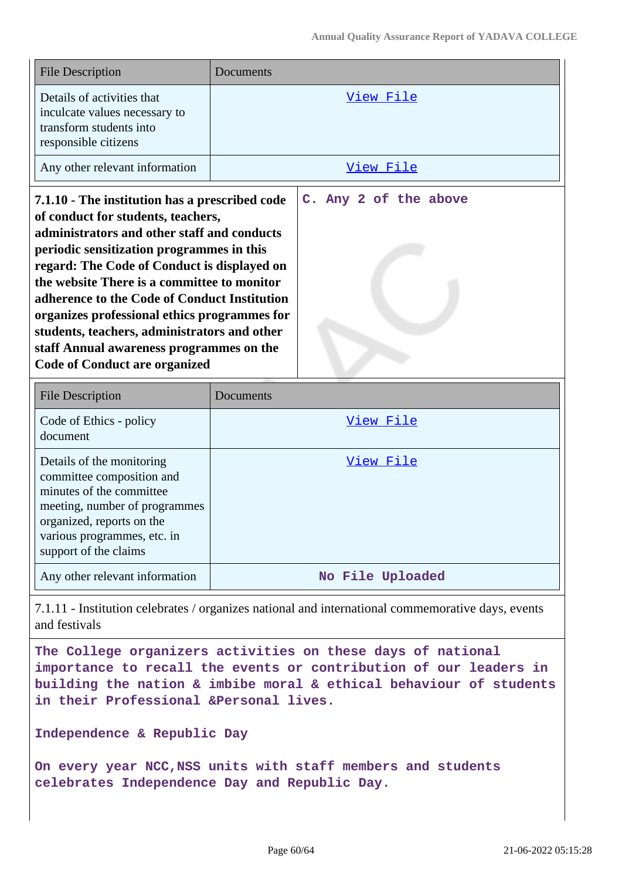| File Description | Documents |
|---|---|
| Details of activities that inculcate values necessary to transform students into responsible citizens | View File |
| Any other relevant information | View File |

| **7.1.10 - The institution has a prescribed code of conduct for students, teachers, administrators and other staff and conducts periodic sensitization programmes in this regard: The Code of Conduct is displayed on the website There is a committee to monitor adherence to the Code of Conduct Institution organizes professional ethics programmes for students, teachers, administrators and other staff Annual awareness programmes on the Code of Conduct are organized** | **C. Any 2 of the above** |
|---|---|

| File Description | Documents |
|---|---|
| Code of Ethics - policy document | View File |
| Details of the monitoring committee composition and minutes of the committee meeting, number of programmes organized, reports on the various programmes, etc. in support of the claims | View File |
| Any other relevant information | **No File Uploaded** |

7.1.11 - Institution celebrates / organizes national and international commemorative days, events and festivals

**The College organizers activities on these days of national importance to recall the events or contribution of our leaders in building the nation & imbibe moral & ethical behaviour of students in their Professional &Personal lives.**

**Independence & Republic Day**

**On every year NCC,NSS units with staff members and students celebrates Independence Day and Republic Day.**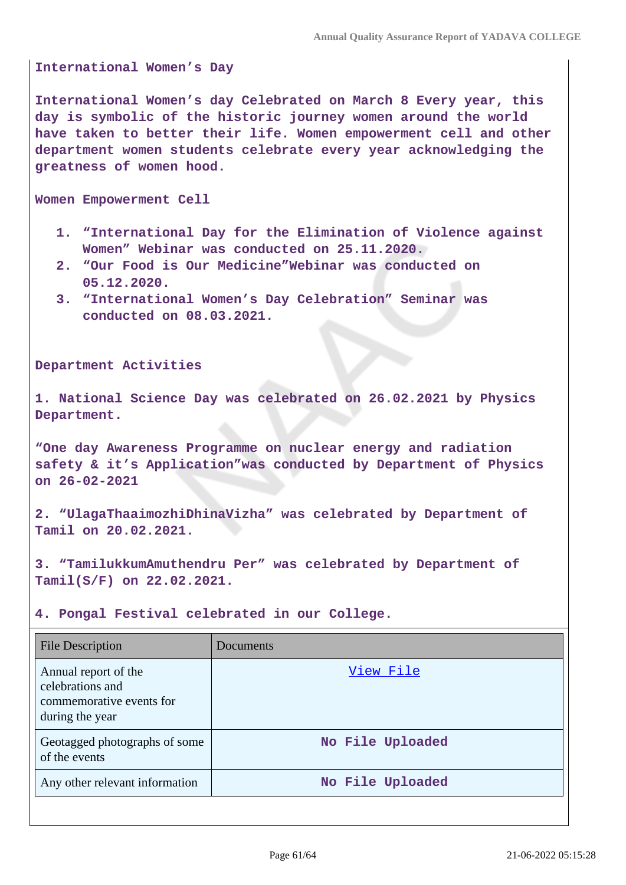**International Women's Day**

**International Women's day Celebrated on March 8 Every year, this day is symbolic of the historic journey women around the world have taken to better their life. Women empowerment cell and other department women students celebrate every year acknowledging the greatness of women hood.**

**Women Empowerment Cell**

1. **"International Day for the Elimination of Violence against Women" Webinar was conducted on 25.11.2020.**
2. **"Our Food is Our Medicine"Webinar was conducted on 05.12.2020.**
3. **"International Women's Day Celebration" Seminar was conducted on 08.03.2021.**

**Department Activities**

**1. National Science Day was celebrated on 26.02.2021 by Physics Department.**

**"One day Awareness Programme on nuclear energy and radiation safety & it's Application"was conducted by Department of Physics on 26-02-2021**

**2. "UlagaThaaimozhiDhinaVizha" was celebrated by Department of Tamil on 20.02.2021.**

**3. "TamilukkumAmuthendru Per" was celebrated by Department of Tamil(S/F) on 22.02.2021.**

**4. Pongal Festival celebrated in our College.**

| File Description | Documents |
|---|---|
| Annual report of the celebrations and commemorative events for during the year | View File |
| Geotagged photographs of some of the events | No File Uploaded |
| Any other relevant information | No File Uploaded |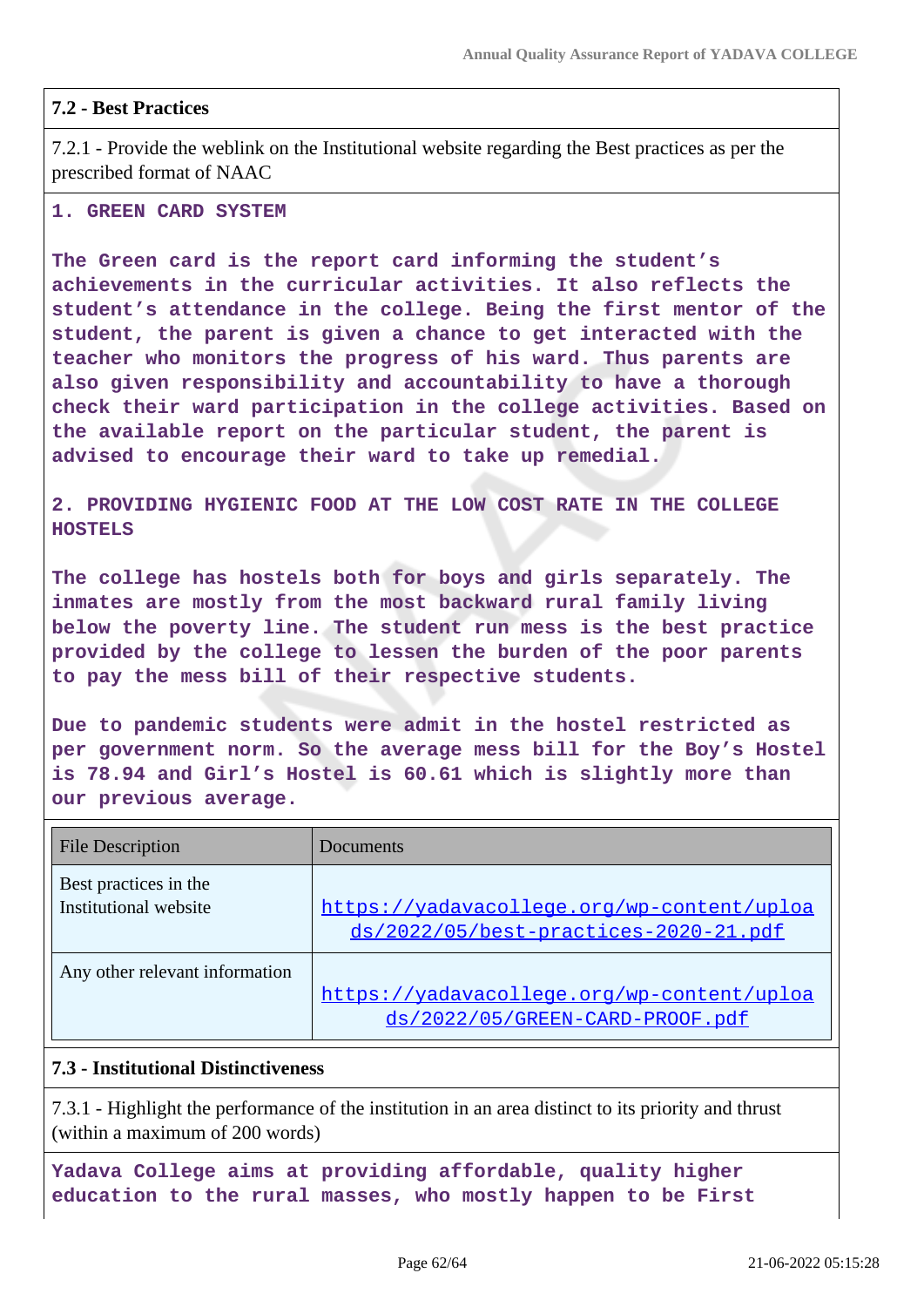**7.2 - Best Practices**

7.2.1 - Provide the weblink on the Institutional website regarding the Best practices as per the prescribed format of NAAC

**1. GREEN CARD SYSTEM**

**The Green card is the report card informing the student's achievements in the curricular activities. It also reflects the student's attendance in the college. Being the first mentor of the student, the parent is given a chance to get interacted with the teacher who monitors the progress of his ward. Thus parents are also given responsibility and accountability to have a thorough check their ward participation in the college activities. Based on the available report on the particular student, the parent is advised to encourage their ward to take up remedial.**

**2. PROVIDING HYGIENIC FOOD AT THE LOW COST RATE IN THE COLLEGE HOSTELS**

**The college has hostels both for boys and girls separately. The inmates are mostly from the most backward rural family living below the poverty line. The student run mess is the best practice provided by the college to lessen the burden of the poor parents to pay the mess bill of their respective students.**

**Due to pandemic students were admit in the hostel restricted as per government norm. So the average mess bill for the Boy's Hostel is 78.94 and Girl's Hostel is 60.61 which is slightly more than our previous average.**

| File Description | Documents |
|---|---|
| Best practices in the Institutional website | https://yadavacollege.org/wp-content/uploads/2022/05/best-practices-2020-21.pdf |
| Any other relevant information | https://yadavacollege.org/wp-content/uploads/2022/05/GREEN-CARD-PROOF.pdf |

**7.3 - Institutional Distinctiveness**

7.3.1 - Highlight the performance of the institution in an area distinct to its priority and thrust (within a maximum of 200 words)

**Yadava College aims at providing affordable, quality higher education to the rural masses, who mostly happen to be First**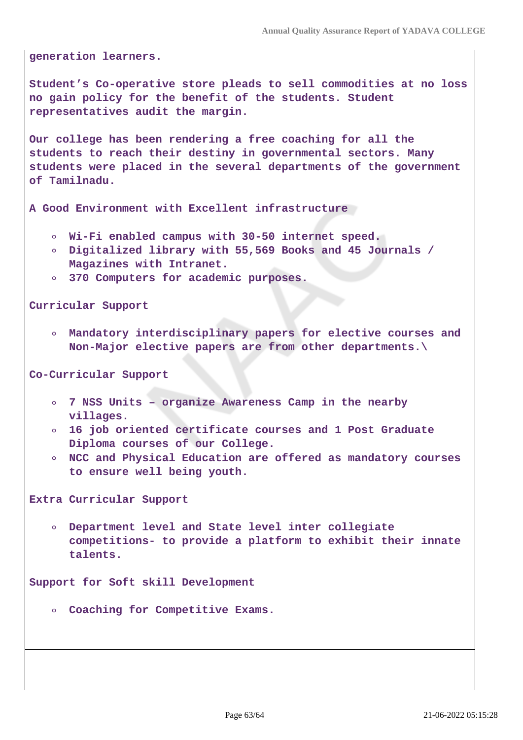generation learners.

Student's Co-operative store pleads to sell commodities at no loss no gain policy for the benefit of the students. Student representatives audit the margin.

Our college has been rendering a free coaching for all the students to reach their destiny in governmental sectors. Many students were placed in the several departments of the government of Tamilnadu.

A Good Environment with Excellent infrastructure

- Wi-Fi enabled campus with 30-50 internet speed.
- Digitalized library with 55,569 Books and 45 Journals / Magazines with Intranet.
- 370 Computers for academic purposes.

Curricular Support

- Mandatory interdisciplinary papers for elective courses and Non-Major elective papers are from other departments.\

Co-Curricular Support

- 7 NSS Units – organize Awareness Camp in the nearby villages.
- 16 job oriented certificate courses and 1 Post Graduate Diploma courses of our College.
- NCC and Physical Education are offered as mandatory courses to ensure well being youth.

Extra Curricular Support

- Department level and State level inter collegiate competitions- to provide a platform to exhibit their innate talents.

Support for Soft skill Development

- Coaching for Competitive Exams.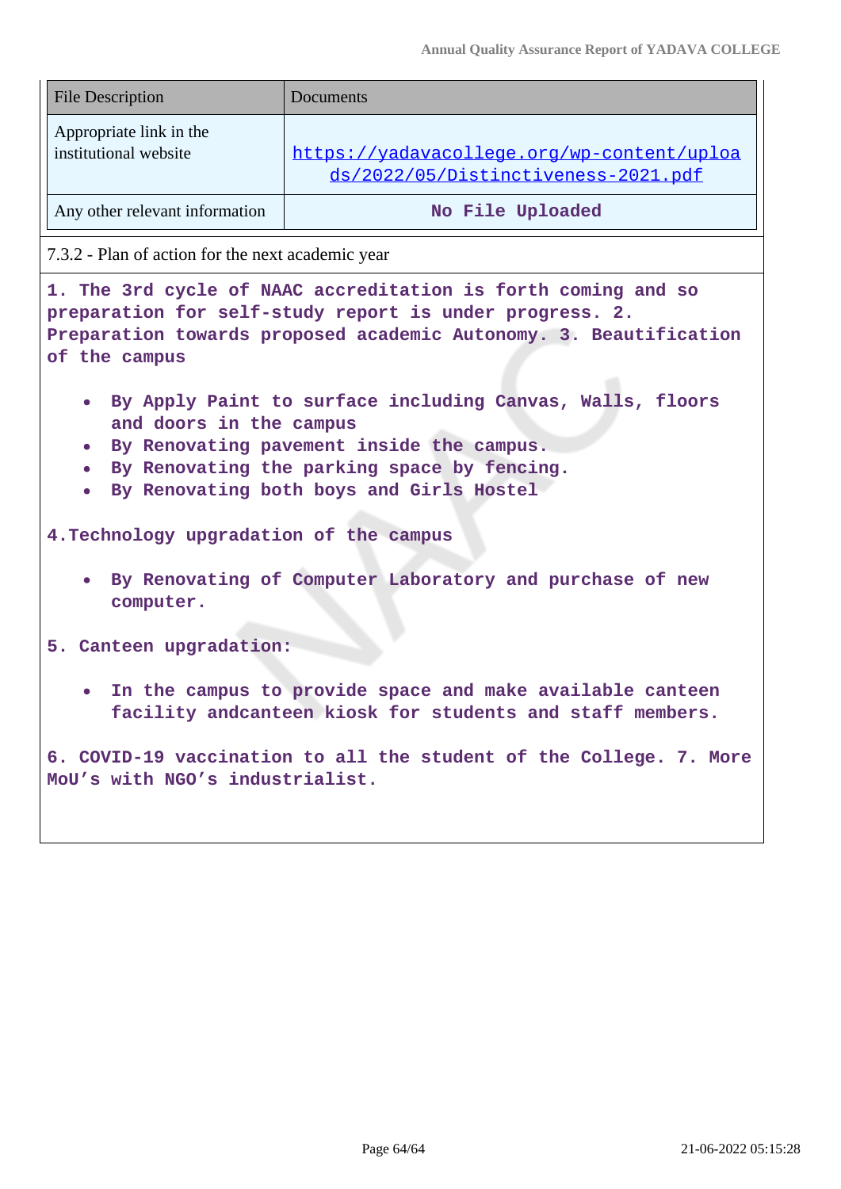| File Description | Documents |
|---|---|
| Appropriate link in the institutional website | https://yadavacollege.org/wp-content/uploads/2022/05/Distinctiveness-2021.pdf |
| Any other relevant information | No File Uploaded |

7.3.2 - Plan of action for the next academic year

1. The 3rd cycle of NAAC accreditation is forth coming and so preparation for self-study report is under progress. 2. Preparation towards proposed academic Autonomy. 3. Beautification of the campus

- By Apply Paint to surface including Canvas, Walls, floors and doors in the campus
- By Renovating pavement inside the campus.
- By Renovating the parking space by fencing.
- By Renovating both boys and Girls Hostel

4.Technology upgradation of the campus

- By Renovating of Computer Laboratory and purchase of new computer.

5. Canteen upgradation:

- In the campus to provide space and make available canteen facility andcanteen kiosk for students and staff members.

6. COVID-19 vaccination to all the student of the College. 7. More MoU's with NGO's industrialist.